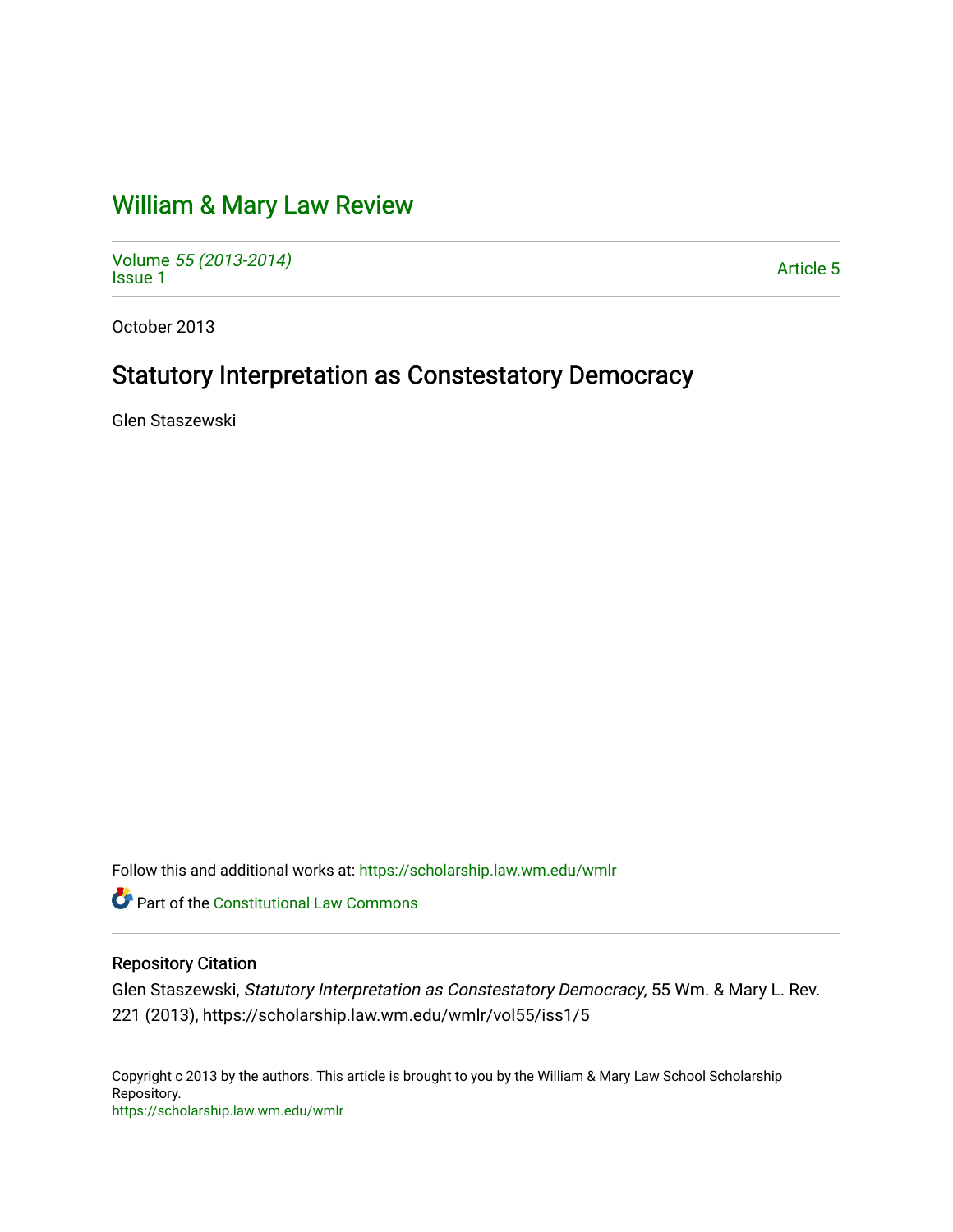# William & Mary Law Review

Volume *55 (2013-2014)*
Issue 1

Article 5

October 2013

## Statutory Interpretation as Constestatory Democracy

Glen Staszewski

Follow this and additional works at: https://scholarship.law.wm.edu/wmlr

Part of the Constitutional Law Commons

### Repository Citation

Glen Staszewski, *Statutory Interpretation as Constestatory Democracy*, 55 Wm. & Mary L. Rev. 221 (2013), https://scholarship.law.wm.edu/wmlr/vol55/iss1/5

Copyright c 2013 by the authors. This article is brought to you by the William & Mary Law School Scholarship Repository.
https://scholarship.law.wm.edu/wmlr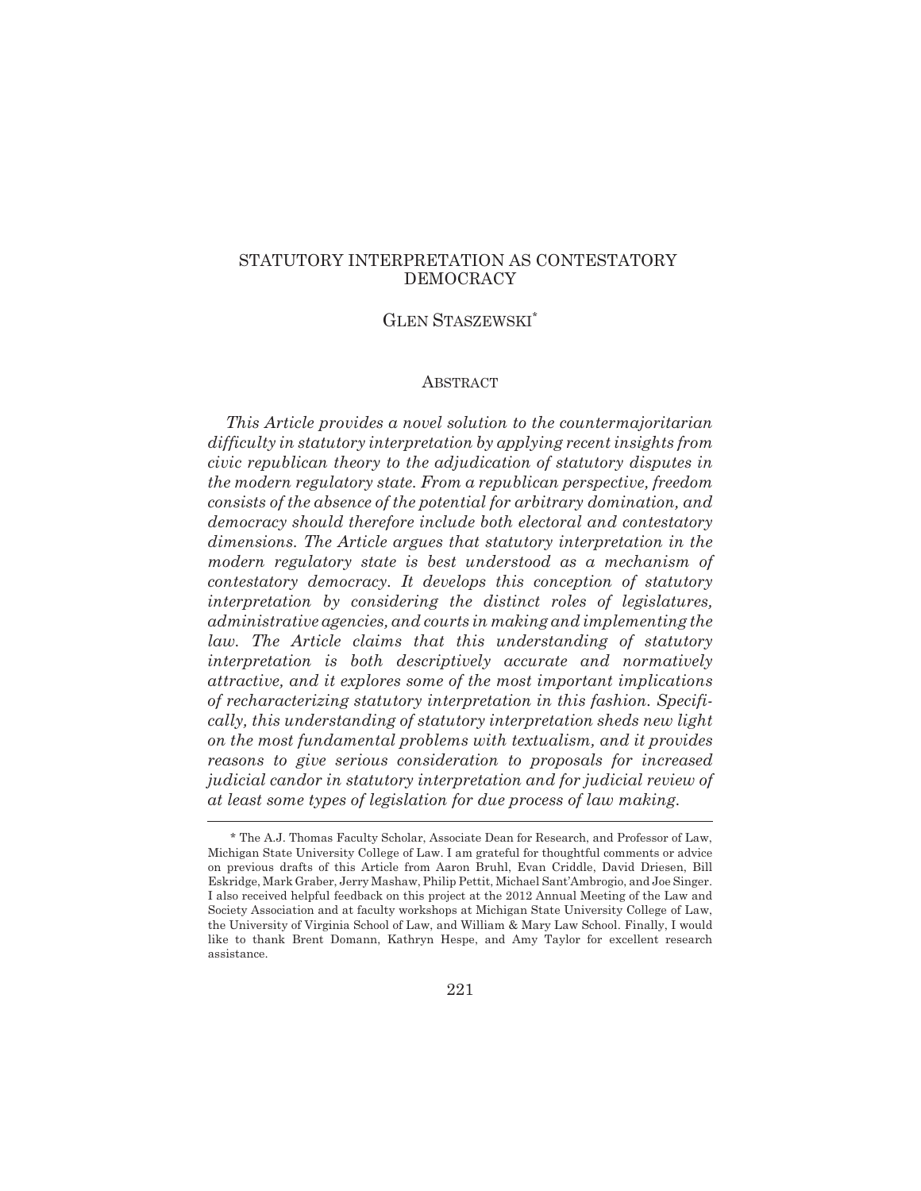# STATUTORY INTERPRETATION AS CONTESTATORY DEMOCRACY

GLEN STASZEWSKI[*]

## ABSTRACT

*This Article provides a novel solution to the countermajoritarian difficulty in statutory interpretation by applying recent insights from civic republican theory to the adjudication of statutory disputes in the modern regulatory state. From a republican perspective, freedom consists of the absence of the potential for arbitrary domination, and democracy should therefore include both electoral and contestatory dimensions. The Article argues that statutory interpretation in the modern regulatory state is best understood as a mechanism of contestatory democracy. It develops this conception of statutory interpretation by considering the distinct roles of legislatures, administrative agencies, and courts in making and implementing the law. The Article claims that this understanding of statutory interpretation is both descriptively accurate and normatively attractive, and it explores some of the most important implications of recharacterizing statutory interpretation in this fashion. Specifically, this understanding of statutory interpretation sheds new light on the most fundamental problems with textualism, and it provides reasons to give serious consideration to proposals for increased judicial candor in statutory interpretation and for judicial review of at least some types of legislation for due process of law making.*

---

[*] The A.J. Thomas Faculty Scholar, Associate Dean for Research, and Professor of Law, Michigan State University College of Law. I am grateful for thoughtful comments or advice on previous drafts of this Article from Aaron Bruhl, Evan Criddle, David Driesen, Bill Eskridge, Mark Graber, Jerry Mashaw, Philip Pettit, Michael Sant'Ambrogio, and Joe Singer. I also received helpful feedback on this project at the 2012 Annual Meeting of the Law and Society Association and at faculty workshops at Michigan State University College of Law, the University of Virginia School of Law, and William & Mary Law School. Finally, I would like to thank Brent Domann, Kathryn Hespe, and Amy Taylor for excellent research assistance.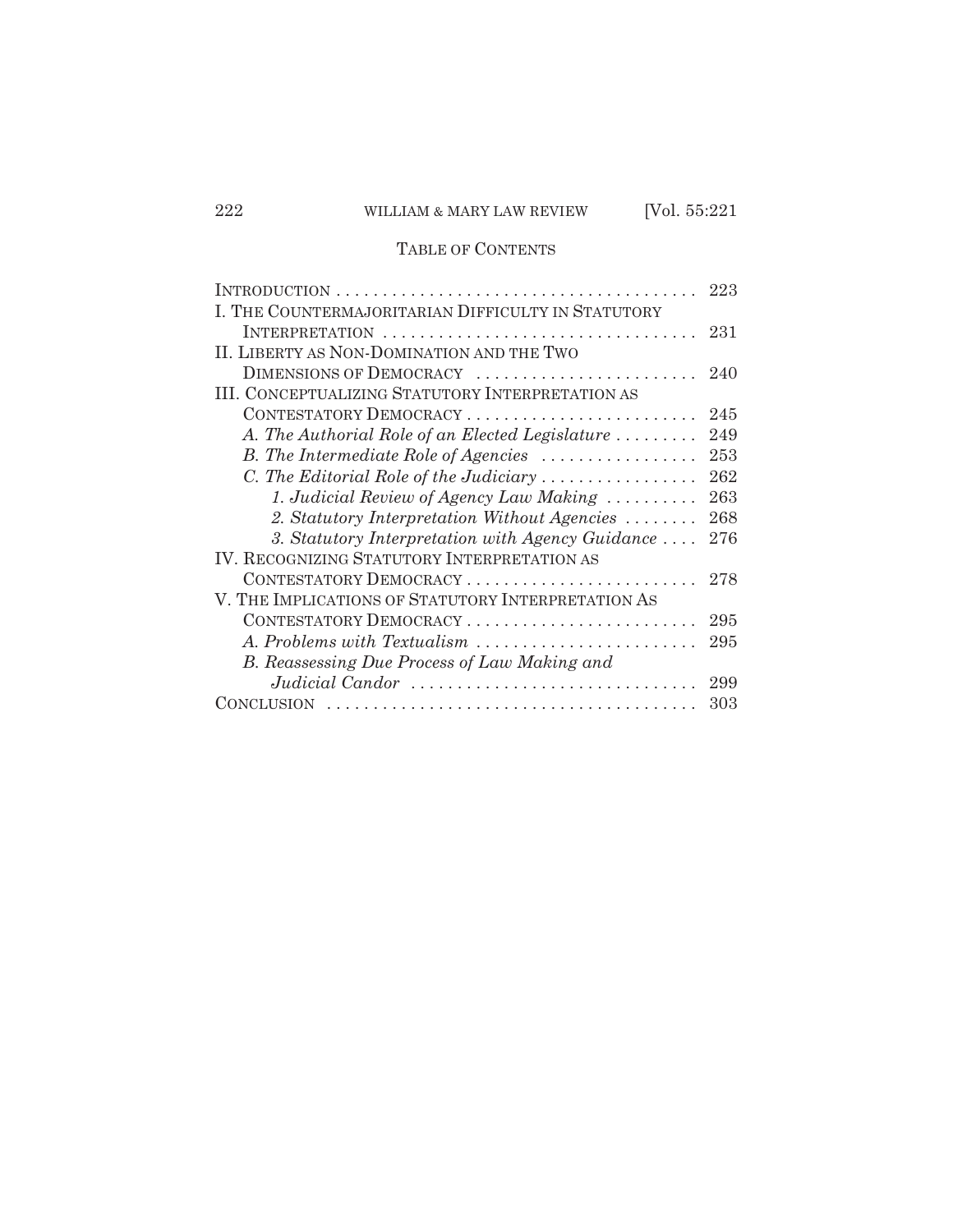## TABLE OF CONTENTS

- INTRODUCTION . . . . . . . . . . . . . . . . . . . . . . . . . . . . . . . . . . . . . . . 223
- I. THE COUNTERMAJORITARIAN DIFFICULTY IN STATUTORY INTERPRETATION . . . . . . . . . . . . . . . . . . . . . . . . . . . . . . . . . 231
- II. LIBERTY AS NON-DOMINATION AND THE TWO DIMENSIONS OF DEMOCRACY . . . . . . . . . . . . . . . . . . . . . . . 240
- III. CONCEPTUALIZING STATUTORY INTERPRETATION AS CONTESTATORY DEMOCRACY . . . . . . . . . . . . . . . . . . . . . . . . . 245
  - *A. The Authorial Role of an Elected Legislature* . . . . . . . . . 249
  - *B. The Intermediate Role of Agencies* . . . . . . . . . . . . . . . . 253
  - *C. The Editorial Role of the Judiciary* . . . . . . . . . . . . . . . . 262
    - *1. Judicial Review of Agency Law Making* . . . . . . . . . . 263
    - *2. Statutory Interpretation Without Agencies* . . . . . . . . 268
    - *3. Statutory Interpretation with Agency Guidance* . . . . 276
- IV. RECOGNIZING STATUTORY INTERPRETATION AS CONTESTATORY DEMOCRACY . . . . . . . . . . . . . . . . . . . . . . . . . 278
- V. THE IMPLICATIONS OF STATUTORY INTERPRETATION AS CONTESTATORY DEMOCRACY . . . . . . . . . . . . . . . . . . . . . . . . . 295
  - *A. Problems with Textualism* . . . . . . . . . . . . . . . . . . . . . . . . 295
  - *B. Reassessing Due Process of Law Making and Judicial Candor* . . . . . . . . . . . . . . . . . . . . . . . . . . . . . . . 299
- CONCLUSION . . . . . . . . . . . . . . . . . . . . . . . . . . . . . . . . . . . . . . . 303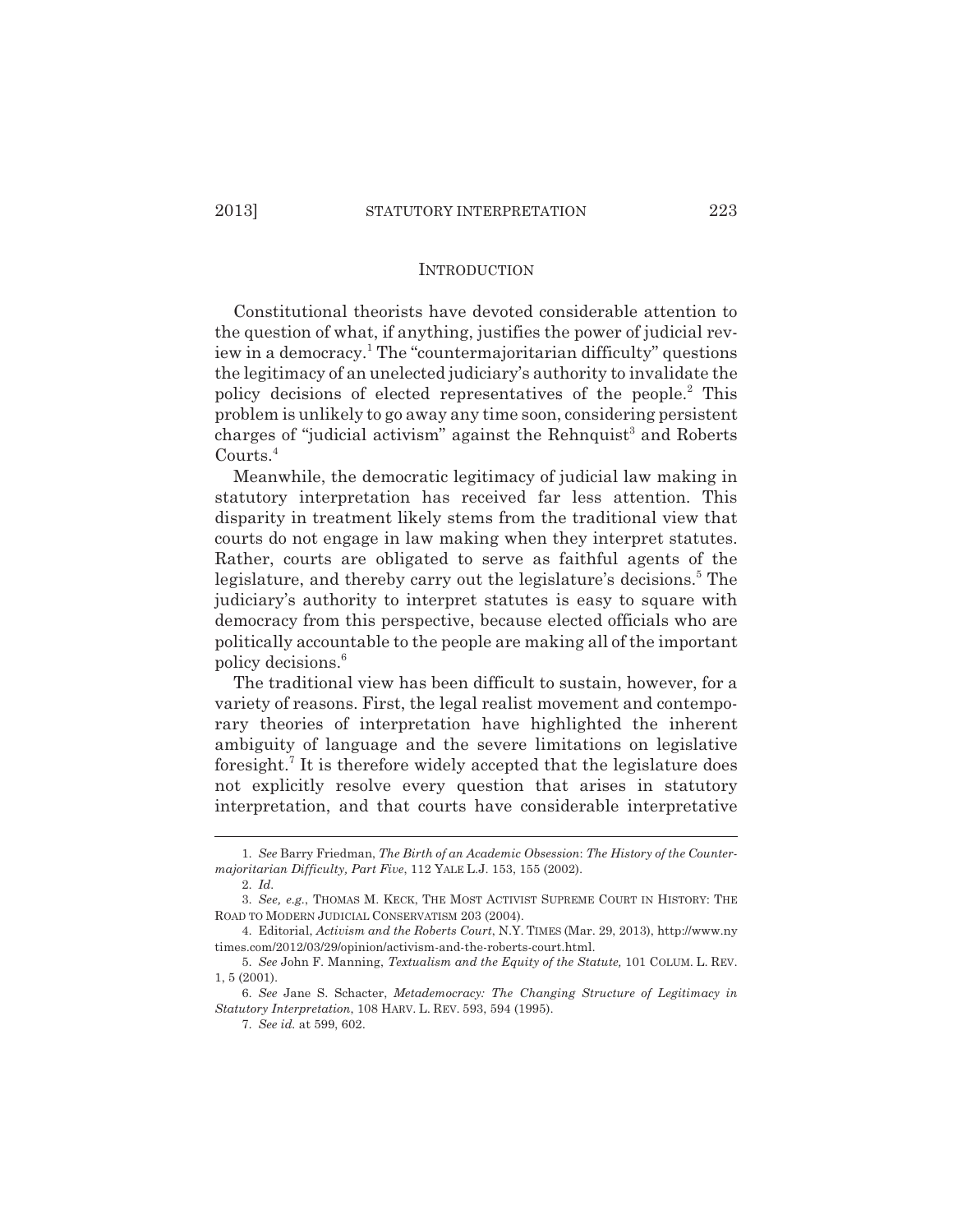## INTRODUCTION

Constitutional theorists have devoted considerable attention to the question of what, if anything, justifies the power of judicial review in a democracy.[1] The "countermajoritarian difficulty" questions the legitimacy of an unelected judiciary's authority to invalidate the policy decisions of elected representatives of the people.[2] This problem is unlikely to go away any time soon, considering persistent charges of "judicial activism" against the Rehnquist[3] and Roberts Courts.[4]

Meanwhile, the democratic legitimacy of judicial law making in statutory interpretation has received far less attention. This disparity in treatment likely stems from the traditional view that courts do not engage in law making when they interpret statutes. Rather, courts are obligated to serve as faithful agents of the legislature, and thereby carry out the legislature's decisions.[5] The judiciary's authority to interpret statutes is easy to square with democracy from this perspective, because elected officials who are politically accountable to the people are making all of the important policy decisions.[6]

The traditional view has been difficult to sustain, however, for a variety of reasons. First, the legal realist movement and contemporary theories of interpretation have highlighted the inherent ambiguity of language and the severe limitations on legislative foresight.[7] It is therefore widely accepted that the legislature does not explicitly resolve every question that arises in statutory interpretation, and that courts have considerable interpretative

---

1. *See* Barry Friedman, *The Birth of an Academic Obsession: The History of the Countermajoritarian Difficulty, Part Five*, 112 YALE L.J. 153, 155 (2002).

2. *Id.*

3. *See, e.g.*, THOMAS M. KECK, THE MOST ACTIVIST SUPREME COURT IN HISTORY: THE ROAD TO MODERN JUDICIAL CONSERVATISM 203 (2004).

4. Editorial, *Activism and the Roberts Court*, N.Y. TIMES (Mar. 29, 2013), http://www.nytimes.com/2012/03/29/opinion/activism-and-the-roberts-court.html.

5. *See* John F. Manning, *Textualism and the Equity of the Statute,* 101 COLUM. L. REV. 1, 5 (2001).

6. *See* Jane S. Schacter, *Metademocracy: The Changing Structure of Legitimacy in Statutory Interpretation*, 108 HARV. L. REV. 593, 594 (1995).

7. *See id.* at 599, 602.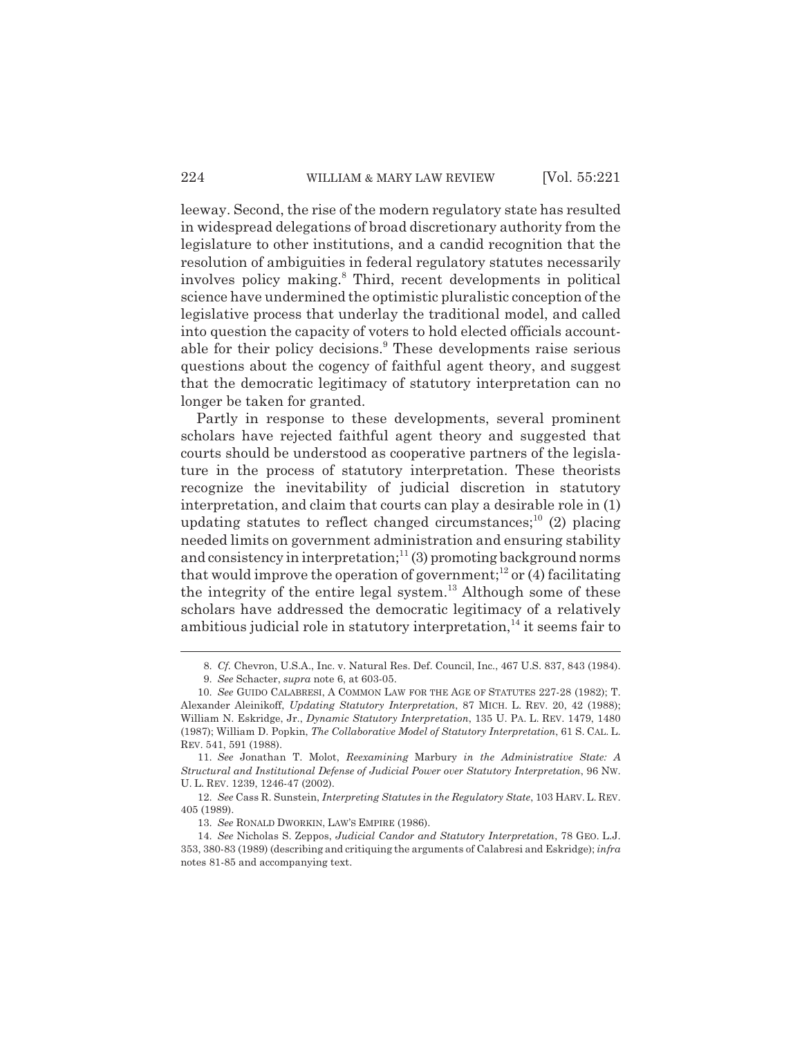leeway. Second, the rise of the modern regulatory state has resulted in widespread delegations of broad discretionary authority from the legislature to other institutions, and a candid recognition that the resolution of ambiguities in federal regulatory statutes necessarily involves policy making.[8] Third, recent developments in political science have undermined the optimistic pluralistic conception of the legislative process that underlay the traditional model, and called into question the capacity of voters to hold elected officials accountable for their policy decisions.[9] These developments raise serious questions about the cogency of faithful agent theory, and suggest that the democratic legitimacy of statutory interpretation can no longer be taken for granted.

Partly in response to these developments, several prominent scholars have rejected faithful agent theory and suggested that courts should be understood as cooperative partners of the legislature in the process of statutory interpretation. These theorists recognize the inevitability of judicial discretion in statutory interpretation, and claim that courts can play a desirable role in (1) updating statutes to reflect changed circumstances;[10] (2) placing needed limits on government administration and ensuring stability and consistency in interpretation;[11] (3) promoting background norms that would improve the operation of government;[12] or (4) facilitating the integrity of the entire legal system.[13] Although some of these scholars have addressed the democratic legitimacy of a relatively ambitious judicial role in statutory interpretation,[14] it seems fair to

---

8. *Cf.* Chevron, U.S.A., Inc. v. Natural Res. Def. Council, Inc., 467 U.S. 837, 843 (1984).

9. *See* Schacter, *supra* note 6, at 603-05.

10. *See* GUIDO CALABRESI, A COMMON LAW FOR THE AGE OF STATUTES 227-28 (1982); T. Alexander Aleinikoff, *Updating Statutory Interpretation*, 87 MICH. L. REV. 20, 42 (1988); William N. Eskridge, Jr., *Dynamic Statutory Interpretation*, 135 U. PA. L. REV. 1479, 1480 (1987); William D. Popkin, *The Collaborative Model of Statutory Interpretation*, 61 S. CAL. L. REV. 541, 591 (1988).

11. *See* Jonathan T. Molot, *Reexamining* Marbury *in the Administrative State: A Structural and Institutional Defense of Judicial Power over Statutory Interpretation*, 96 NW. U. L. REV. 1239, 1246-47 (2002).

12. *See* Cass R. Sunstein, *Interpreting Statutes in the Regulatory State*, 103 HARV. L. REV. 405 (1989).

13. *See* RONALD DWORKIN, LAW'S EMPIRE (1986).

14. *See* Nicholas S. Zeppos, *Judicial Candor and Statutory Interpretation*, 78 GEO. L.J. 353, 380-83 (1989) (describing and critiquing the arguments of Calabresi and Eskridge); *infra* notes 81-85 and accompanying text.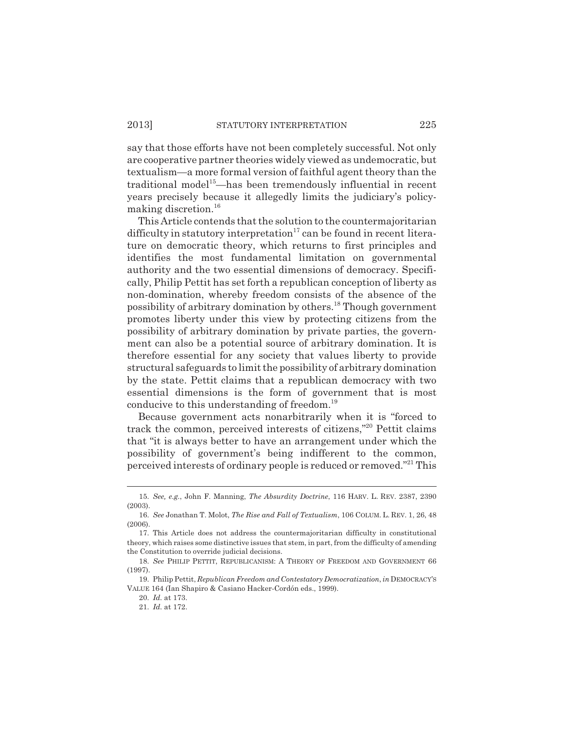say that those efforts have not been completely successful. Not only are cooperative partner theories widely viewed as undemocratic, but textualism—a more formal version of faithful agent theory than the traditional model[15]—has been tremendously influential in recent years precisely because it allegedly limits the judiciary's policy-making discretion.[16]

This Article contends that the solution to the countermajoritarian difficulty in statutory interpretation[17] can be found in recent literature on democratic theory, which returns to first principles and identifies the most fundamental limitation on governmental authority and the two essential dimensions of democracy. Specifically, Philip Pettit has set forth a republican conception of liberty as non-domination, whereby freedom consists of the absence of the possibility of arbitrary domination by others.[18] Though government promotes liberty under this view by protecting citizens from the possibility of arbitrary domination by private parties, the government can also be a potential source of arbitrary domination. It is therefore essential for any society that values liberty to provide structural safeguards to limit the possibility of arbitrary domination by the state. Pettit claims that a republican democracy with two essential dimensions is the form of government that is most conducive to this understanding of freedom.[19]

Because government acts nonarbitrarily when it is "forced to track the common, perceived interests of citizens,"[20] Pettit claims that "it is always better to have an arrangement under which the possibility of government's being indifferent to the common, perceived interests of ordinary people is reduced or removed."[21] This

---

15. *See, e.g.*, John F. Manning, *The Absurdity Doctrine*, 116 HARV. L. REV. 2387, 2390 (2003).

16. *See* Jonathan T. Molot, *The Rise and Fall of Textualism*, 106 COLUM. L. REV. 1, 26, 48 (2006).

17. This Article does not address the countermajoritarian difficulty in constitutional theory, which raises some distinctive issues that stem, in part, from the difficulty of amending the Constitution to override judicial decisions.

18. *See* PHILIP PETTIT, REPUBLICANISM: A THEORY OF FREEDOM AND GOVERNMENT 66 (1997).

19. Philip Pettit, *Republican Freedom and Contestatory Democratization*, *in* DEMOCRACY'S VALUE 164 (Ian Shapiro & Casiano Hacker-Cordón eds., 1999).

20. *Id.* at 173.

21. *Id.* at 172.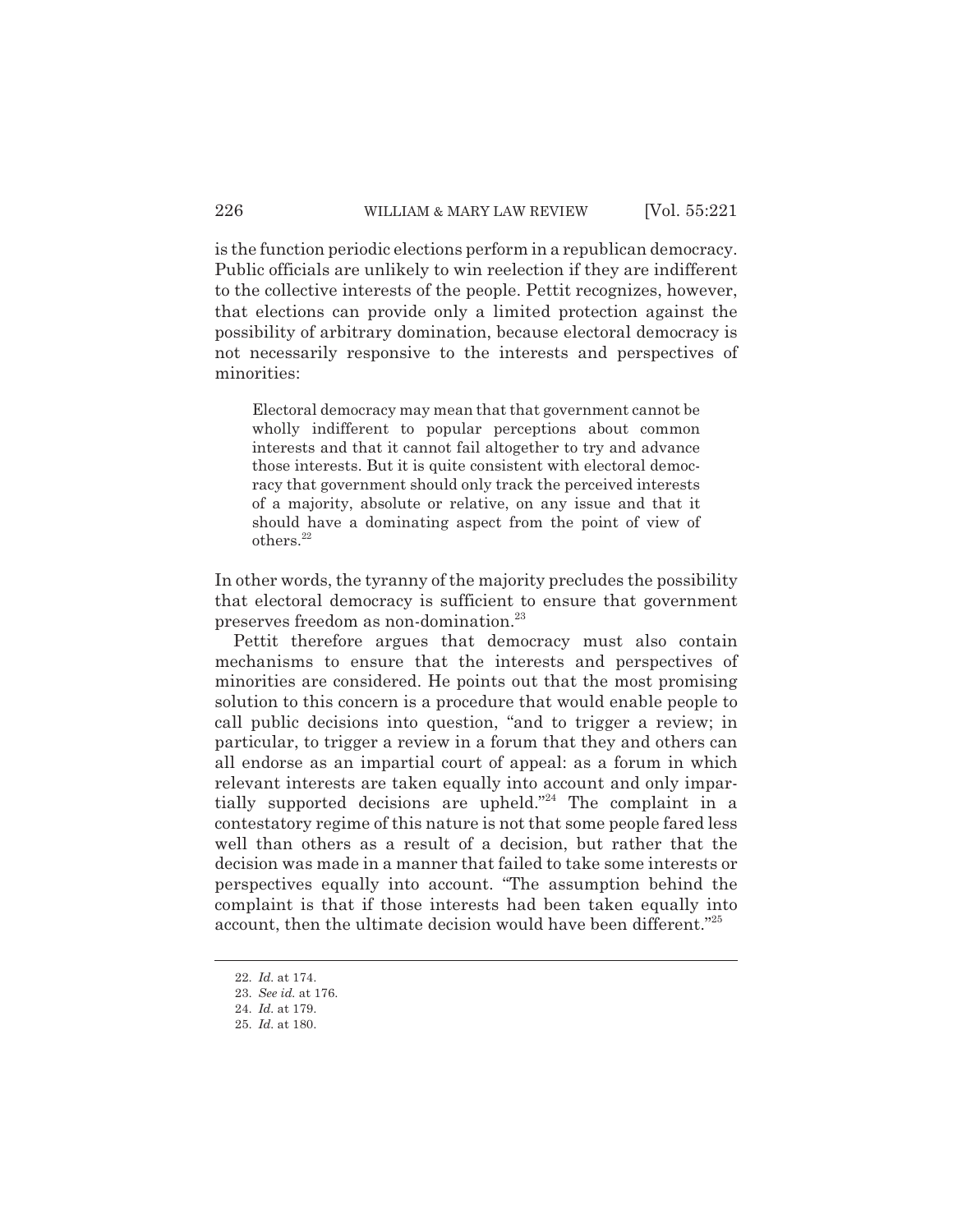is the function periodic elections perform in a republican democracy. Public officials are unlikely to win reelection if they are indifferent to the collective interests of the people. Pettit recognizes, however, that elections can provide only a limited protection against the possibility of arbitrary domination, because electoral democracy is not necessarily responsive to the interests and perspectives of minorities:

> Electoral democracy may mean that that government cannot be wholly indifferent to popular perceptions about common interests and that it cannot fail altogether to try and advance those interests. But it is quite consistent with electoral democracy that government should only track the perceived interests of a majority, absolute or relative, on any issue and that it should have a dominating aspect from the point of view of others.[22]

In other words, the tyranny of the majority precludes the possibility that electoral democracy is sufficient to ensure that government preserves freedom as non-domination.[23]

Pettit therefore argues that democracy must also contain mechanisms to ensure that the interests and perspectives of minorities are considered. He points out that the most promising solution to this concern is a procedure that would enable people to call public decisions into question, "and to trigger a review; in particular, to trigger a review in a forum that they and others can all endorse as an impartial court of appeal: as a forum in which relevant interests are taken equally into account and only impartially supported decisions are upheld."[24] The complaint in a contestatory regime of this nature is not that some people fared less well than others as a result of a decision, but rather that the decision was made in a manner that failed to take some interests or perspectives equally into account. "The assumption behind the complaint is that if those interests had been taken equally into account, then the ultimate decision would have been different."[25]

---

22. *Id.* at 174.
23. *See id.* at 176.
24. *Id.* at 179.
25. *Id.* at 180.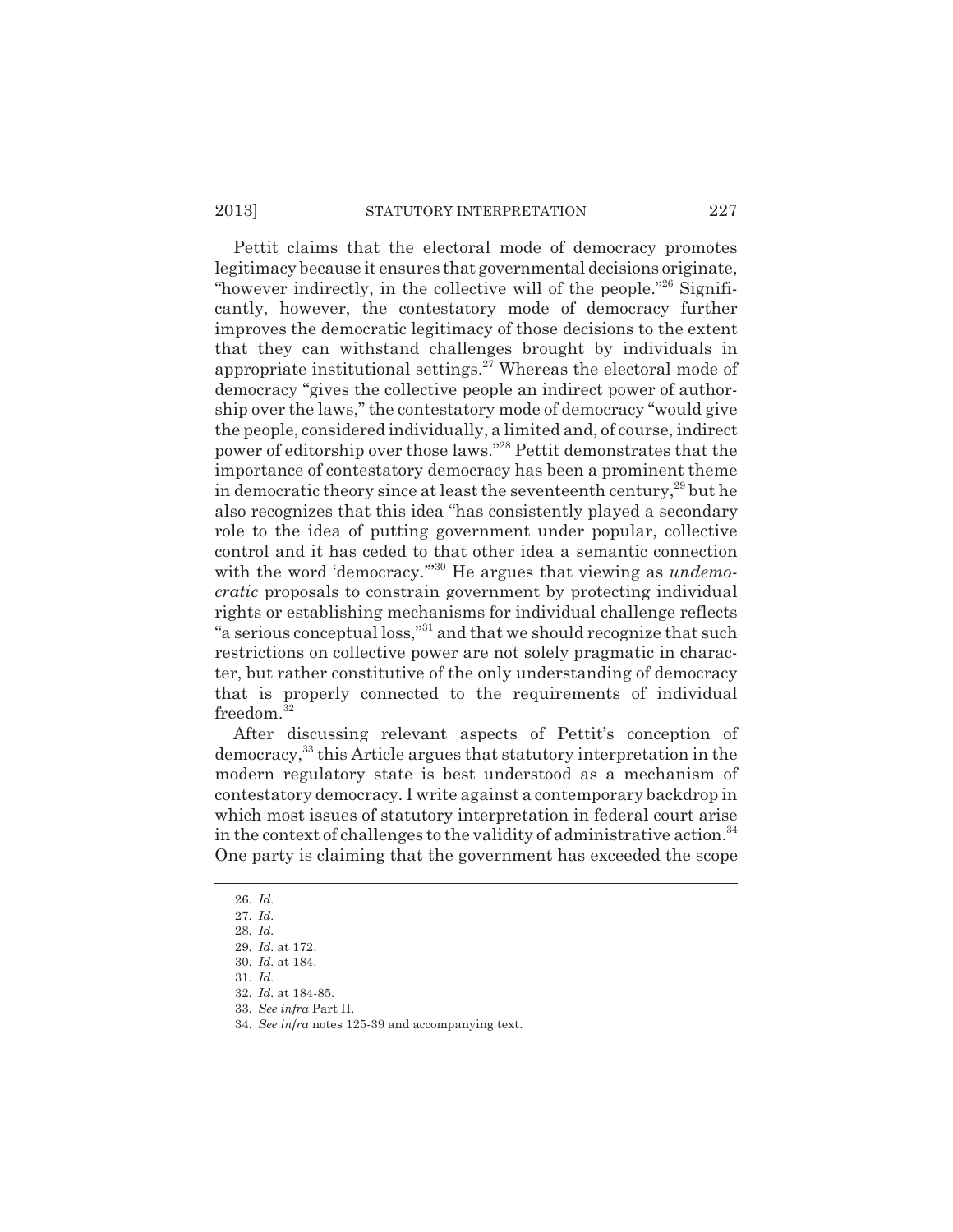Pettit claims that the electoral mode of democracy promotes legitimacy because it ensures that governmental decisions originate, "however indirectly, in the collective will of the people."[26] Significantly, however, the contestatory mode of democracy further improves the democratic legitimacy of those decisions to the extent that they can withstand challenges brought by individuals in appropriate institutional settings.[27] Whereas the electoral mode of democracy "gives the collective people an indirect power of authorship over the laws," the contestatory mode of democracy "would give the people, considered individually, a limited and, of course, indirect power of editorship over those laws."[28] Pettit demonstrates that the importance of contestatory democracy has been a prominent theme in democratic theory since at least the seventeenth century,[29] but he also recognizes that this idea "has consistently played a secondary role to the idea of putting government under popular, collective control and it has ceded to that other idea a semantic connection with the word 'democracy.'"[30] He argues that viewing as *undemocratic* proposals to constrain government by protecting individual rights or establishing mechanisms for individual challenge reflects "a serious conceptual loss,"[31] and that we should recognize that such restrictions on collective power are not solely pragmatic in character, but rather constitutive of the only understanding of democracy that is properly connected to the requirements of individual freedom.[32]

After discussing relevant aspects of Pettit's conception of democracy,[33] this Article argues that statutory interpretation in the modern regulatory state is best understood as a mechanism of contestatory democracy. I write against a contemporary backdrop in which most issues of statutory interpretation in federal court arise in the context of challenges to the validity of administrative action.[34] One party is claiming that the government has exceeded the scope

---

26. *Id.*

27. *Id.*

28. *Id.*

29. *Id.* at 172.

30. *Id.* at 184.

31. *Id.*

32. *Id.* at 184-85.

33. *See infra* Part II.

34. *See infra* notes 125-39 and accompanying text.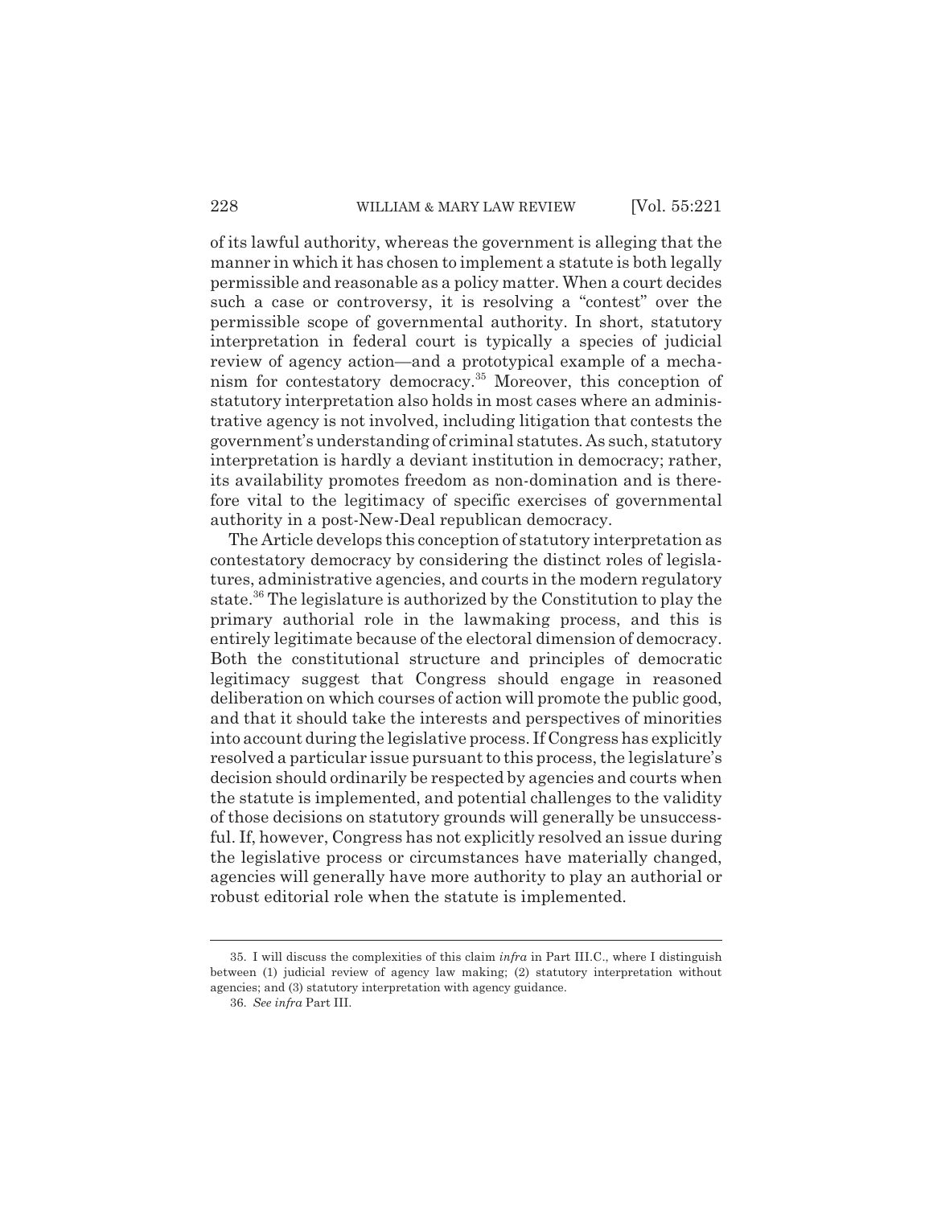of its lawful authority, whereas the government is alleging that the manner in which it has chosen to implement a statute is both legally permissible and reasonable as a policy matter. When a court decides such a case or controversy, it is resolving a "contest" over the permissible scope of governmental authority. In short, statutory interpretation in federal court is typically a species of judicial review of agency action—and a prototypical example of a mechanism for contestatory democracy.[35] Moreover, this conception of statutory interpretation also holds in most cases where an administrative agency is not involved, including litigation that contests the government's understanding of criminal statutes. As such, statutory interpretation is hardly a deviant institution in democracy; rather, its availability promotes freedom as non-domination and is therefore vital to the legitimacy of specific exercises of governmental authority in a post-New-Deal republican democracy.

The Article develops this conception of statutory interpretation as contestatory democracy by considering the distinct roles of legislatures, administrative agencies, and courts in the modern regulatory state.[36] The legislature is authorized by the Constitution to play the primary authorial role in the lawmaking process, and this is entirely legitimate because of the electoral dimension of democracy. Both the constitutional structure and principles of democratic legitimacy suggest that Congress should engage in reasoned deliberation on which courses of action will promote the public good, and that it should take the interests and perspectives of minorities into account during the legislative process. If Congress has explicitly resolved a particular issue pursuant to this process, the legislature's decision should ordinarily be respected by agencies and courts when the statute is implemented, and potential challenges to the validity of those decisions on statutory grounds will generally be unsuccessful. If, however, Congress has not explicitly resolved an issue during the legislative process or circumstances have materially changed, agencies will generally have more authority to play an authorial or robust editorial role when the statute is implemented.

---

35. I will discuss the complexities of this claim *infra* in Part III.C., where I distinguish between (1) judicial review of agency law making; (2) statutory interpretation without agencies; and (3) statutory interpretation with agency guidance.

36. *See infra* Part III.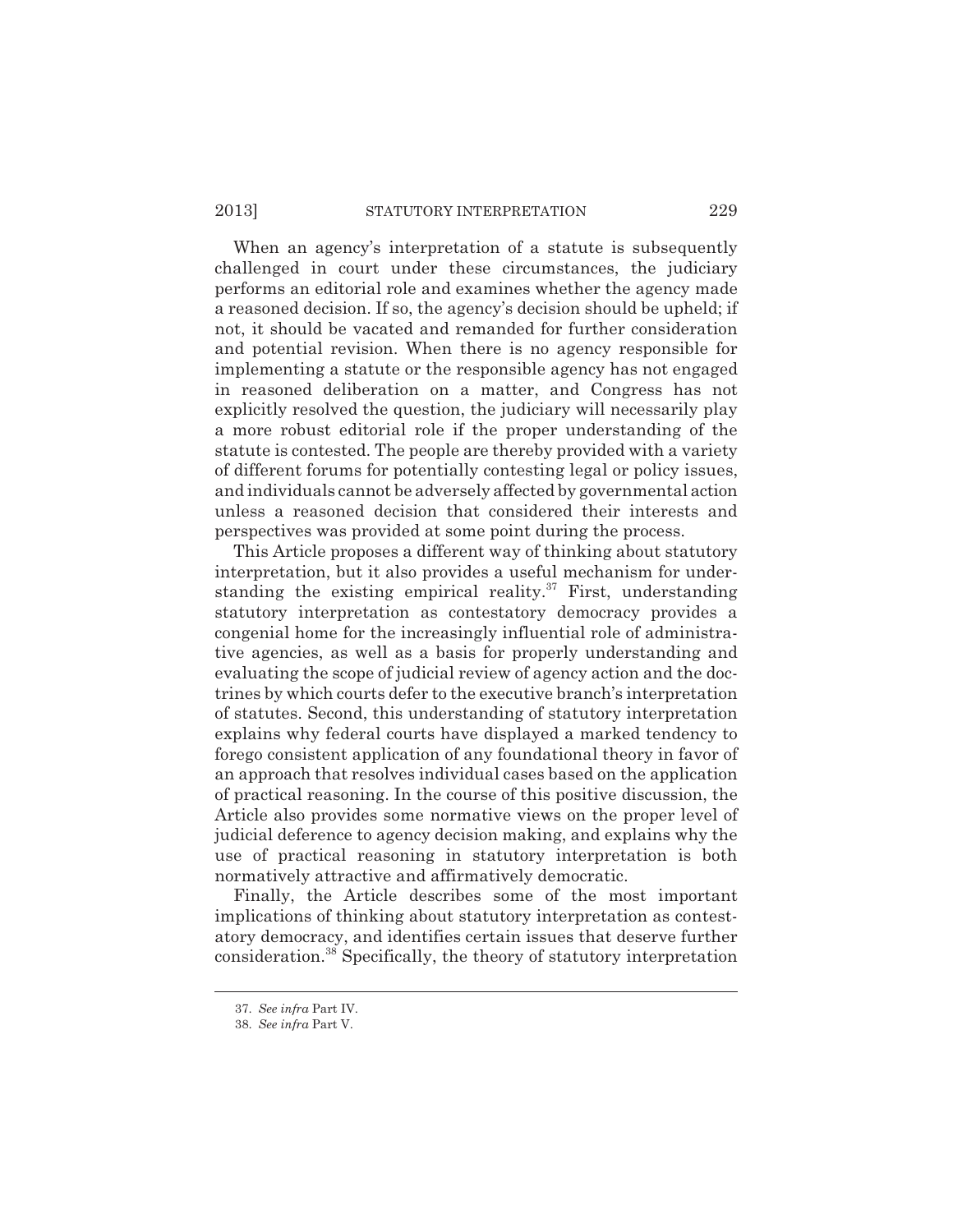When an agency's interpretation of a statute is subsequently challenged in court under these circumstances, the judiciary performs an editorial role and examines whether the agency made a reasoned decision. If so, the agency's decision should be upheld; if not, it should be vacated and remanded for further consideration and potential revision. When there is no agency responsible for implementing a statute or the responsible agency has not engaged in reasoned deliberation on a matter, and Congress has not explicitly resolved the question, the judiciary will necessarily play a more robust editorial role if the proper understanding of the statute is contested. The people are thereby provided with a variety of different forums for potentially contesting legal or policy issues, and individuals cannot be adversely affected by governmental action unless a reasoned decision that considered their interests and perspectives was provided at some point during the process.

This Article proposes a different way of thinking about statutory interpretation, but it also provides a useful mechanism for understanding the existing empirical reality.[37] First, understanding statutory interpretation as contestatory democracy provides a congenial home for the increasingly influential role of administrative agencies, as well as a basis for properly understanding and evaluating the scope of judicial review of agency action and the doctrines by which courts defer to the executive branch's interpretation of statutes. Second, this understanding of statutory interpretation explains why federal courts have displayed a marked tendency to forego consistent application of any foundational theory in favor of an approach that resolves individual cases based on the application of practical reasoning. In the course of this positive discussion, the Article also provides some normative views on the proper level of judicial deference to agency decision making, and explains why the use of practical reasoning in statutory interpretation is both normatively attractive and affirmatively democratic.

Finally, the Article describes some of the most important implications of thinking about statutory interpretation as contestatory democracy, and identifies certain issues that deserve further consideration.[38] Specifically, the theory of statutory interpretation

---

37. *See infra* Part IV.

38. *See infra* Part V.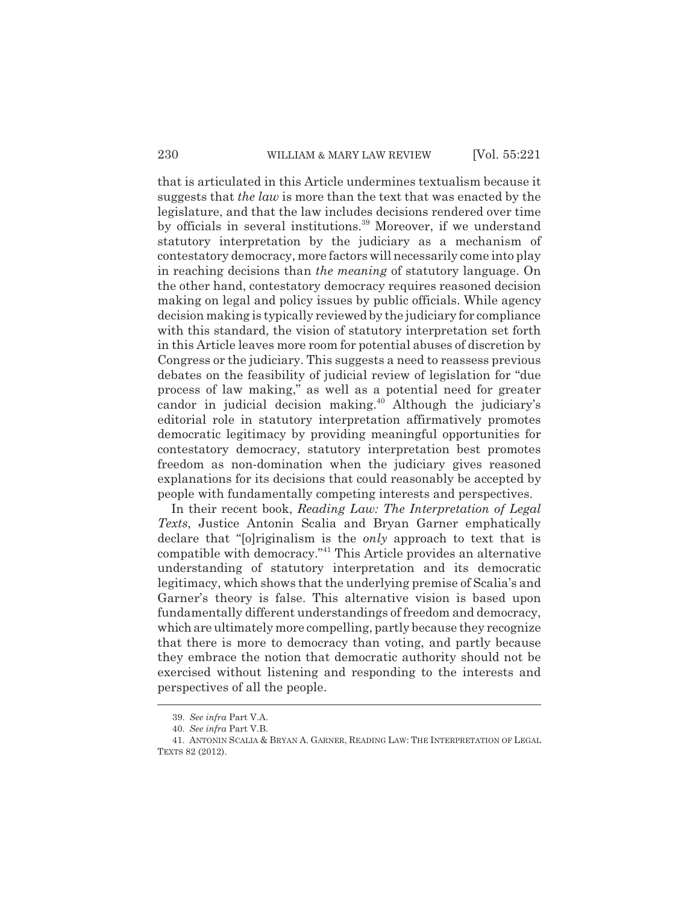that is articulated in this Article undermines textualism because it suggests that *the law* is more than the text that was enacted by the legislature, and that the law includes decisions rendered over time by officials in several institutions.[39] Moreover, if we understand statutory interpretation by the judiciary as a mechanism of contestatory democracy, more factors will necessarily come into play in reaching decisions than *the meaning* of statutory language. On the other hand, contestatory democracy requires reasoned decision making on legal and policy issues by public officials. While agency decision making is typically reviewed by the judiciary for compliance with this standard, the vision of statutory interpretation set forth in this Article leaves more room for potential abuses of discretion by Congress or the judiciary. This suggests a need to reassess previous debates on the feasibility of judicial review of legislation for "due process of law making," as well as a potential need for greater candor in judicial decision making.[40] Although the judiciary's editorial role in statutory interpretation affirmatively promotes democratic legitimacy by providing meaningful opportunities for contestatory democracy, statutory interpretation best promotes freedom as non-domination when the judiciary gives reasoned explanations for its decisions that could reasonably be accepted by people with fundamentally competing interests and perspectives.

In their recent book, *Reading Law: The Interpretation of Legal Texts*, Justice Antonin Scalia and Bryan Garner emphatically declare that "[o]riginalism is the *only* approach to text that is compatible with democracy."[41] This Article provides an alternative understanding of statutory interpretation and its democratic legitimacy, which shows that the underlying premise of Scalia's and Garner's theory is false. This alternative vision is based upon fundamentally different understandings of freedom and democracy, which are ultimately more compelling, partly because they recognize that there is more to democracy than voting, and partly because they embrace the notion that democratic authority should not be exercised without listening and responding to the interests and perspectives of all the people.

---

39. *See infra* Part V.A.

40. *See infra* Part V.B.

41. ANTONIN SCALIA & BRYAN A. GARNER, READING LAW: THE INTERPRETATION OF LEGAL TEXTS 82 (2012).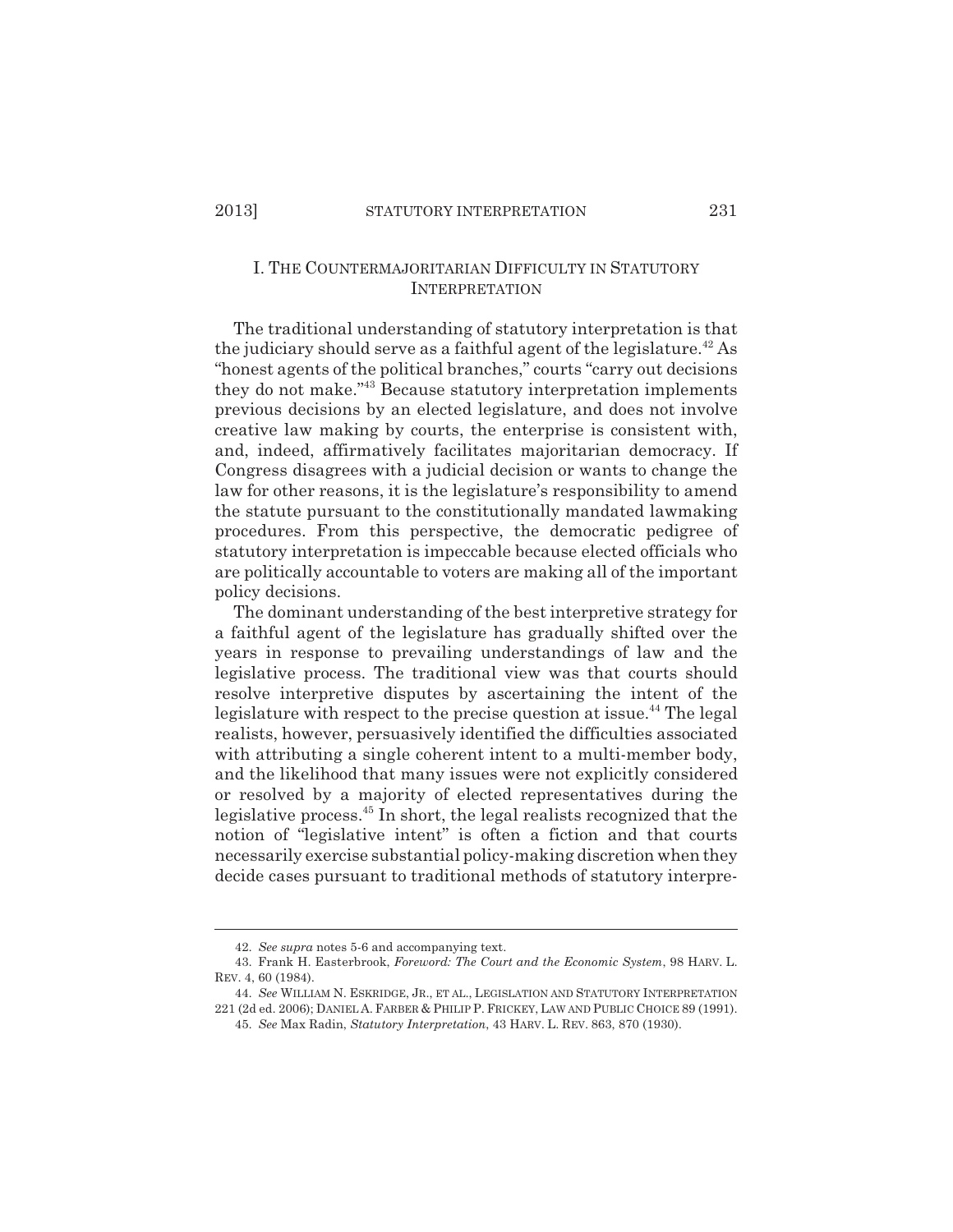## I. THE COUNTERMAJORITARIAN DIFFICULTY IN STATUTORY INTERPRETATION

The traditional understanding of statutory interpretation is that the judiciary should serve as a faithful agent of the legislature.[42] As "honest agents of the political branches," courts "carry out decisions they do not make."[43] Because statutory interpretation implements previous decisions by an elected legislature, and does not involve creative law making by courts, the enterprise is consistent with, and, indeed, affirmatively facilitates majoritarian democracy. If Congress disagrees with a judicial decision or wants to change the law for other reasons, it is the legislature's responsibility to amend the statute pursuant to the constitutionally mandated lawmaking procedures. From this perspective, the democratic pedigree of statutory interpretation is impeccable because elected officials who are politically accountable to voters are making all of the important policy decisions.

The dominant understanding of the best interpretive strategy for a faithful agent of the legislature has gradually shifted over the years in response to prevailing understandings of law and the legislative process. The traditional view was that courts should resolve interpretive disputes by ascertaining the intent of the legislature with respect to the precise question at issue.[44] The legal realists, however, persuasively identified the difficulties associated with attributing a single coherent intent to a multi-member body, and the likelihood that many issues were not explicitly considered or resolved by a majority of elected representatives during the legislative process.[45] In short, the legal realists recognized that the notion of "legislative intent" is often a fiction and that courts necessarily exercise substantial policy-making discretion when they decide cases pursuant to traditional methods of statutory interpre-

---

42. *See supra* notes 5-6 and accompanying text.

43. Frank H. Easterbrook, *Foreword: The Court and the Economic System*, 98 HARV. L. REV. 4, 60 (1984).

44. *See* WILLIAM N. ESKRIDGE, JR., ET AL., LEGISLATION AND STATUTORY INTERPRETATION 221 (2d ed. 2006); DANIEL A. FARBER & PHILIP P. FRICKEY, LAW AND PUBLIC CHOICE 89 (1991).

45. *See* Max Radin, *Statutory Interpretation*, 43 HARV. L. REV. 863, 870 (1930).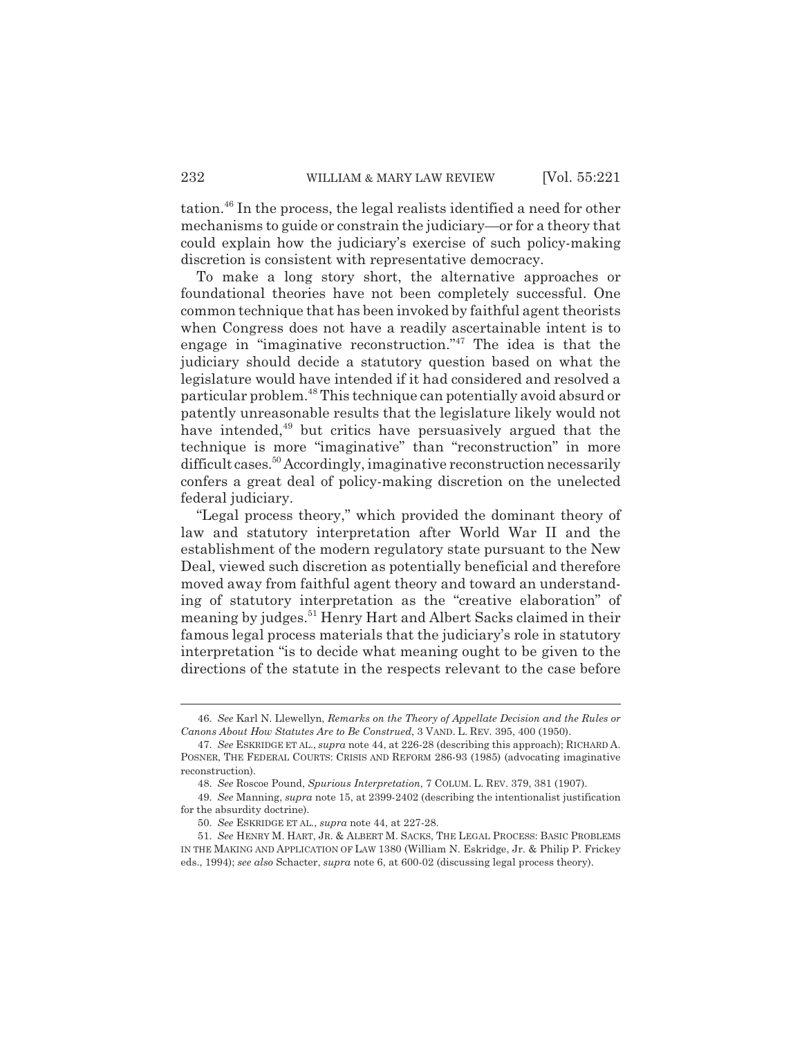tation.[46] In the process, the legal realists identified a need for other mechanisms to guide or constrain the judiciary—or for a theory that could explain how the judiciary's exercise of such policy-making discretion is consistent with representative democracy.

To make a long story short, the alternative approaches or foundational theories have not been completely successful. One common technique that has been invoked by faithful agent theorists when Congress does not have a readily ascertainable intent is to engage in "imaginative reconstruction."[47] The idea is that the judiciary should decide a statutory question based on what the legislature would have intended if it had considered and resolved a particular problem.[48] This technique can potentially avoid absurd or patently unreasonable results that the legislature likely would not have intended,[49] but critics have persuasively argued that the technique is more "imaginative" than "reconstruction" in more difficult cases.[50] Accordingly, imaginative reconstruction necessarily confers a great deal of policy-making discretion on the unelected federal judiciary.

"Legal process theory," which provided the dominant theory of law and statutory interpretation after World War II and the establishment of the modern regulatory state pursuant to the New Deal, viewed such discretion as potentially beneficial and therefore moved away from faithful agent theory and toward an understanding of statutory interpretation as the "creative elaboration" of meaning by judges.[51] Henry Hart and Albert Sacks claimed in their famous legal process materials that the judiciary's role in statutory interpretation "is to decide what meaning ought to be given to the directions of the statute in the respects relevant to the case before

---

46. *See* Karl N. Llewellyn, *Remarks on the Theory of Appellate Decision and the Rules or Canons About How Statutes Are to Be Construed*, 3 VAND. L. REV. 395, 400 (1950).

47. *See* ESKRIDGE ET AL., *supra* note 44, at 226-28 (describing this approach); RICHARD A. POSNER, THE FEDERAL COURTS: CRISIS AND REFORM 286-93 (1985) (advocating imaginative reconstruction).

48. *See* Roscoe Pound, *Spurious Interpretation*, 7 COLUM. L. REV. 379, 381 (1907).

49. *See* Manning, *supra* note 15, at 2399-2402 (describing the intentionalist justification for the absurdity doctrine).

50. *See* ESKRIDGE ET AL., *supra* note 44, at 227-28.

51. *See* HENRY M. HART, JR. & ALBERT M. SACKS, THE LEGAL PROCESS: BASIC PROBLEMS IN THE MAKING AND APPLICATION OF LAW 1380 (William N. Eskridge, Jr. & Philip P. Frickey eds., 1994); *see also* Schacter, *supra* note 6, at 600-02 (discussing legal process theory).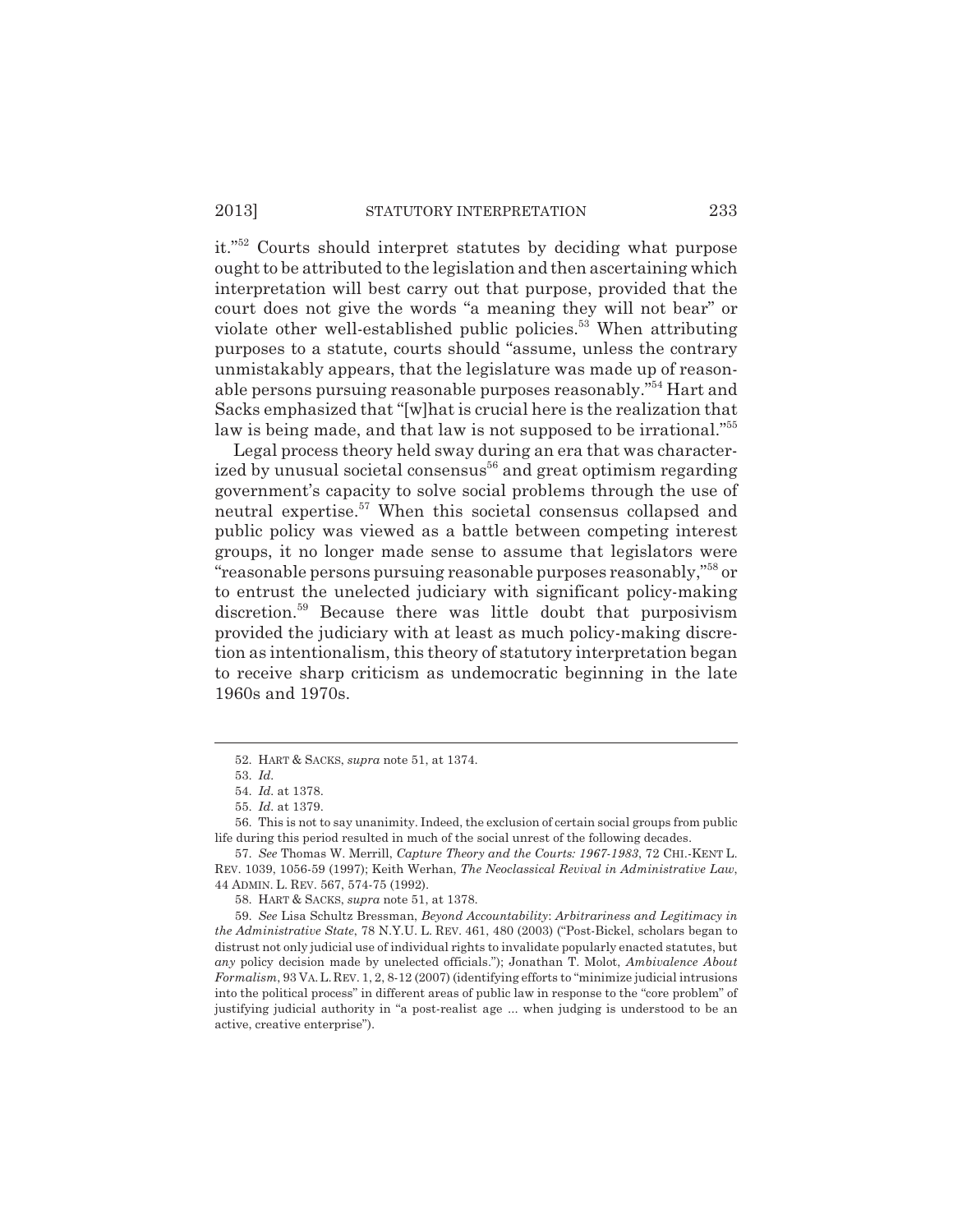it."[52] Courts should interpret statutes by deciding what purpose ought to be attributed to the legislation and then ascertaining which interpretation will best carry out that purpose, provided that the court does not give the words "a meaning they will not bear" or violate other well-established public policies.[53] When attributing purposes to a statute, courts should "assume, unless the contrary unmistakably appears, that the legislature was made up of reasonable persons pursuing reasonable purposes reasonably."[54] Hart and Sacks emphasized that "[w]hat is crucial here is the realization that law is being made, and that law is not supposed to be irrational."[55]

Legal process theory held sway during an era that was characterized by unusual societal consensus[56] and great optimism regarding government's capacity to solve social problems through the use of neutral expertise.[57] When this societal consensus collapsed and public policy was viewed as a battle between competing interest groups, it no longer made sense to assume that legislators were "reasonable persons pursuing reasonable purposes reasonably,"[58] or to entrust the unelected judiciary with significant policy-making discretion.[59] Because there was little doubt that purposivism provided the judiciary with at least as much policy-making discretion as intentionalism, this theory of statutory interpretation began to receive sharp criticism as undemocratic beginning in the late 1960s and 1970s.

---

52. HART & SACKS, *supra* note 51, at 1374.

53. *Id.*

54. *Id.* at 1378.

55. *Id.* at 1379.

56. This is not to say unanimity. Indeed, the exclusion of certain social groups from public life during this period resulted in much of the social unrest of the following decades.

57. *See* Thomas W. Merrill, *Capture Theory and the Courts: 1967-1983*, 72 CHI.-KENT L. REV. 1039, 1056-59 (1997); Keith Werhan, *The Neoclassical Revival in Administrative Law*, 44 ADMIN. L. REV. 567, 574-75 (1992).

58. HART & SACKS, *supra* note 51, at 1378.

59. *See* Lisa Schultz Bressman, *Beyond Accountability: Arbitrariness and Legitimacy in the Administrative State*, 78 N.Y.U. L. REV. 461, 480 (2003) ("Post-Bickel, scholars began to distrust not only judicial use of individual rights to invalidate popularly enacted statutes, but *any* policy decision made by unelected officials."); Jonathan T. Molot, *Ambivalence About Formalism*, 93 VA. L. REV. 1, 2, 8-12 (2007) (identifying efforts to "minimize judicial intrusions into the political process" in different areas of public law in response to the "core problem" of justifying judicial authority in "a post-realist age ... when judging is understood to be an active, creative enterprise").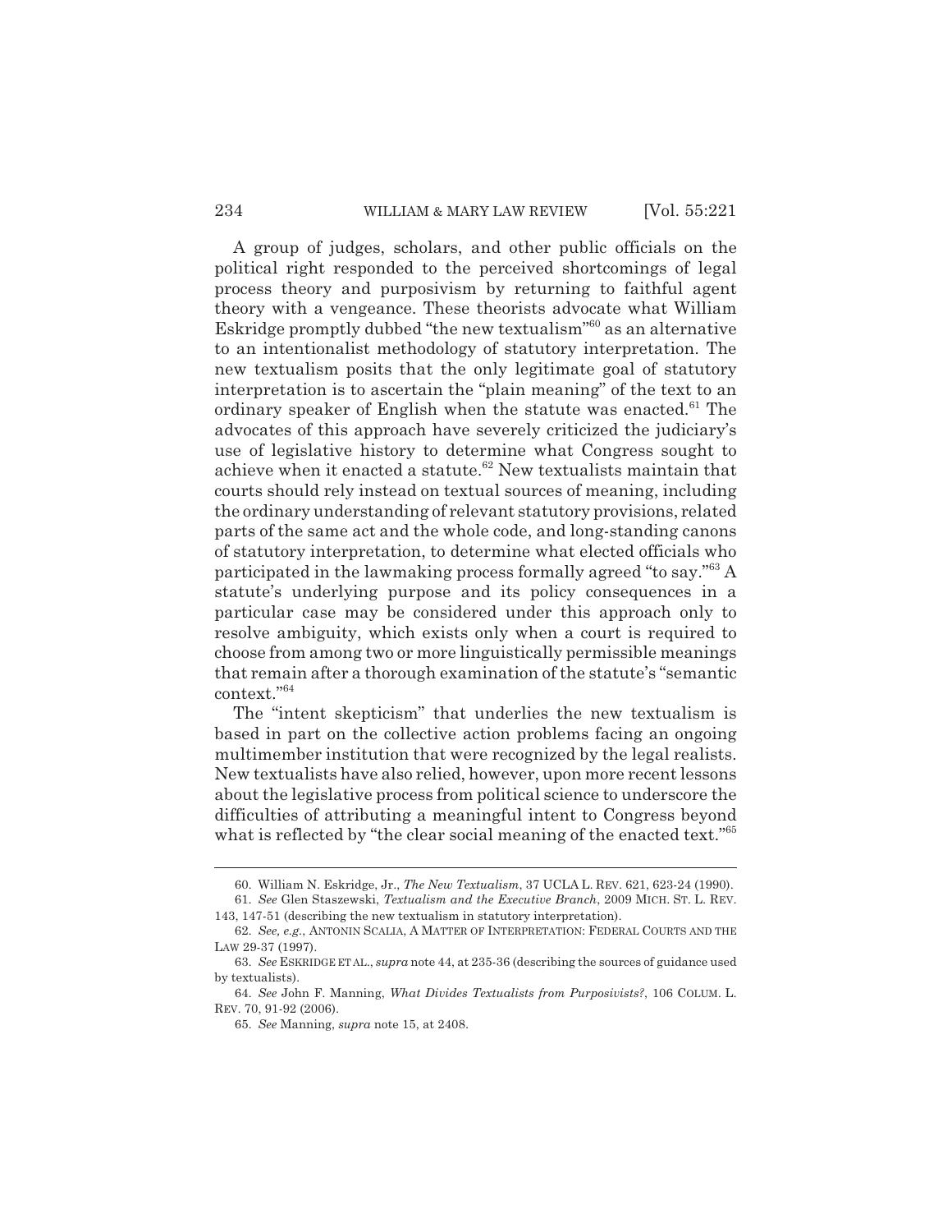A group of judges, scholars, and other public officials on the political right responded to the perceived shortcomings of legal process theory and purposivism by returning to faithful agent theory with a vengeance. These theorists advocate what William Eskridge promptly dubbed "the new textualism"[60] as an alternative to an intentionalist methodology of statutory interpretation. The new textualism posits that the only legitimate goal of statutory interpretation is to ascertain the "plain meaning" of the text to an ordinary speaker of English when the statute was enacted.[61] The advocates of this approach have severely criticized the judiciary's use of legislative history to determine what Congress sought to achieve when it enacted a statute.[62] New textualists maintain that courts should rely instead on textual sources of meaning, including the ordinary understanding of relevant statutory provisions, related parts of the same act and the whole code, and long-standing canons of statutory interpretation, to determine what elected officials who participated in the lawmaking process formally agreed "to say."[63] A statute's underlying purpose and its policy consequences in a particular case may be considered under this approach only to resolve ambiguity, which exists only when a court is required to choose from among two or more linguistically permissible meanings that remain after a thorough examination of the statute's "semantic context."[64]

The "intent skepticism" that underlies the new textualism is based in part on the collective action problems facing an ongoing multimember institution that were recognized by the legal realists. New textualists have also relied, however, upon more recent lessons about the legislative process from political science to underscore the difficulties of attributing a meaningful intent to Congress beyond what is reflected by "the clear social meaning of the enacted text."[65]

---

60. William N. Eskridge, Jr., *The New Textualism*, 37 UCLA L. REV. 621, 623-24 (1990).

61. *See* Glen Staszewski, *Textualism and the Executive Branch*, 2009 MICH. ST. L. REV. 143, 147-51 (describing the new textualism in statutory interpretation).

62. *See, e.g.*, ANTONIN SCALIA, A MATTER OF INTERPRETATION: FEDERAL COURTS AND THE LAW 29-37 (1997).

63. *See* ESKRIDGE ET AL., *supra* note 44, at 235-36 (describing the sources of guidance used by textualists).

64. *See* John F. Manning, *What Divides Textualists from Purposivists?*, 106 COLUM. L. REV. 70, 91-92 (2006).

65. *See* Manning, *supra* note 15, at 2408.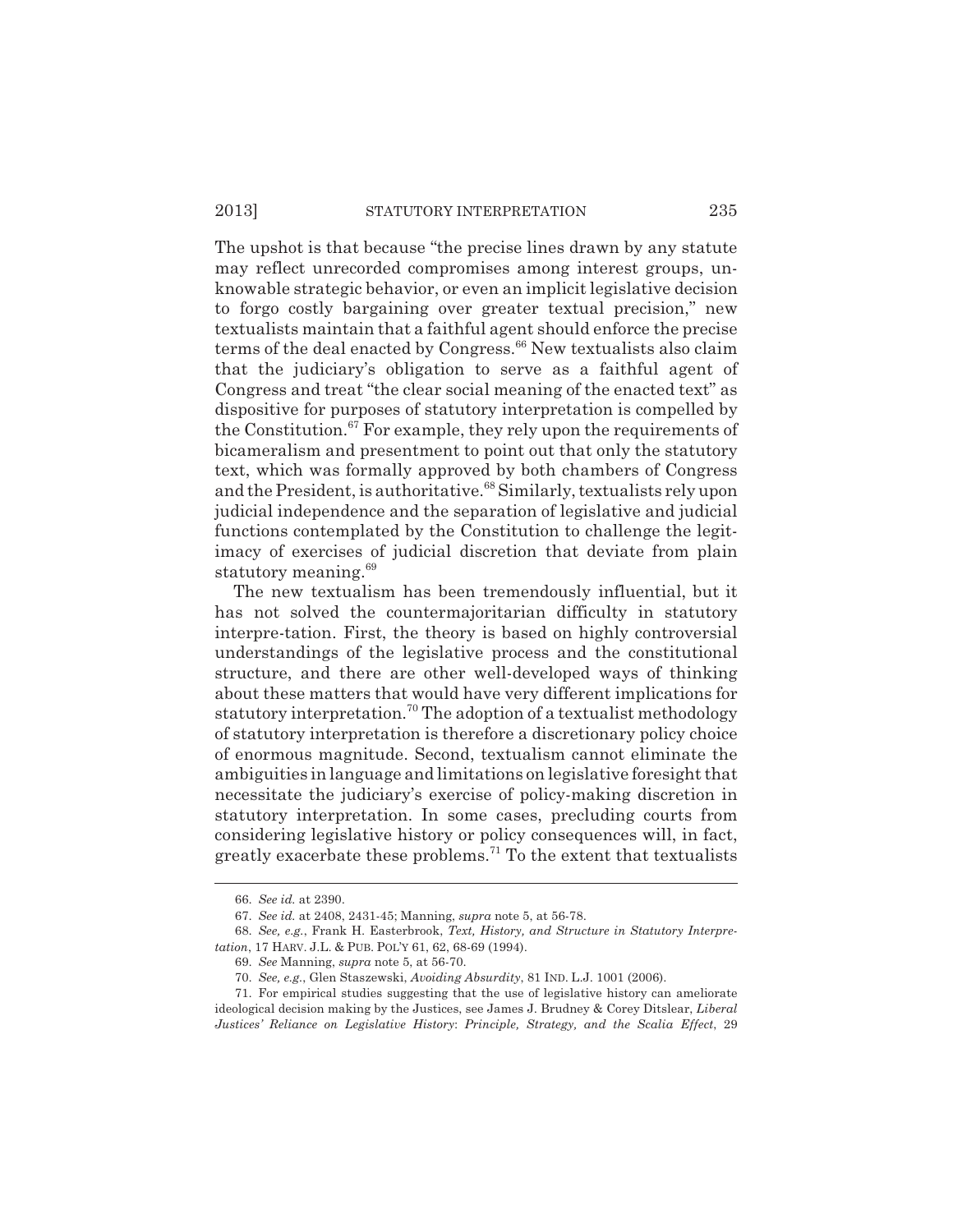The upshot is that because "the precise lines drawn by any statute may reflect unrecorded compromises among interest groups, unknowable strategic behavior, or even an implicit legislative decision to forgo costly bargaining over greater textual precision," new textualists maintain that a faithful agent should enforce the precise terms of the deal enacted by Congress.[66] New textualists also claim that the judiciary's obligation to serve as a faithful agent of Congress and treat "the clear social meaning of the enacted text" as dispositive for purposes of statutory interpretation is compelled by the Constitution.[67] For example, they rely upon the requirements of bicameralism and presentment to point out that only the statutory text, which was formally approved by both chambers of Congress and the President, is authoritative.[68] Similarly, textualists rely upon judicial independence and the separation of legislative and judicial functions contemplated by the Constitution to challenge the legitimacy of exercises of judicial discretion that deviate from plain statutory meaning.[69]

The new textualism has been tremendously influential, but it has not solved the countermajoritarian difficulty in statutory interpre-tation. First, the theory is based on highly controversial understandings of the legislative process and the constitutional structure, and there are other well-developed ways of thinking about these matters that would have very different implications for statutory interpretation.[70] The adoption of a textualist methodology of statutory interpretation is therefore a discretionary policy choice of enormous magnitude. Second, textualism cannot eliminate the ambiguities in language and limitations on legislative foresight that necessitate the judiciary's exercise of policy-making discretion in statutory interpretation. In some cases, precluding courts from considering legislative history or policy consequences will, in fact, greatly exacerbate these problems.[71] To the extent that textualists

---

66. *See id.* at 2390.

67. *See id.* at 2408, 2431-45; Manning, *supra* note 5, at 56-78.

68. *See, e.g.*, Frank H. Easterbrook, *Text, History, and Structure in Statutory Interpretation*, 17 HARV. J.L. & PUB. POL'Y 61, 62, 68-69 (1994).

69. *See* Manning, *supra* note 5, at 56-70.

70. *See, e.g.*, Glen Staszewski, *Avoiding Absurdity*, 81 IND. L.J. 1001 (2006).

71. For empirical studies suggesting that the use of legislative history can ameliorate ideological decision making by the Justices, see James J. Brudney & Corey Ditslear, *Liberal Justices' Reliance on Legislative History*: *Principle, Strategy, and the Scalia Effect*, 29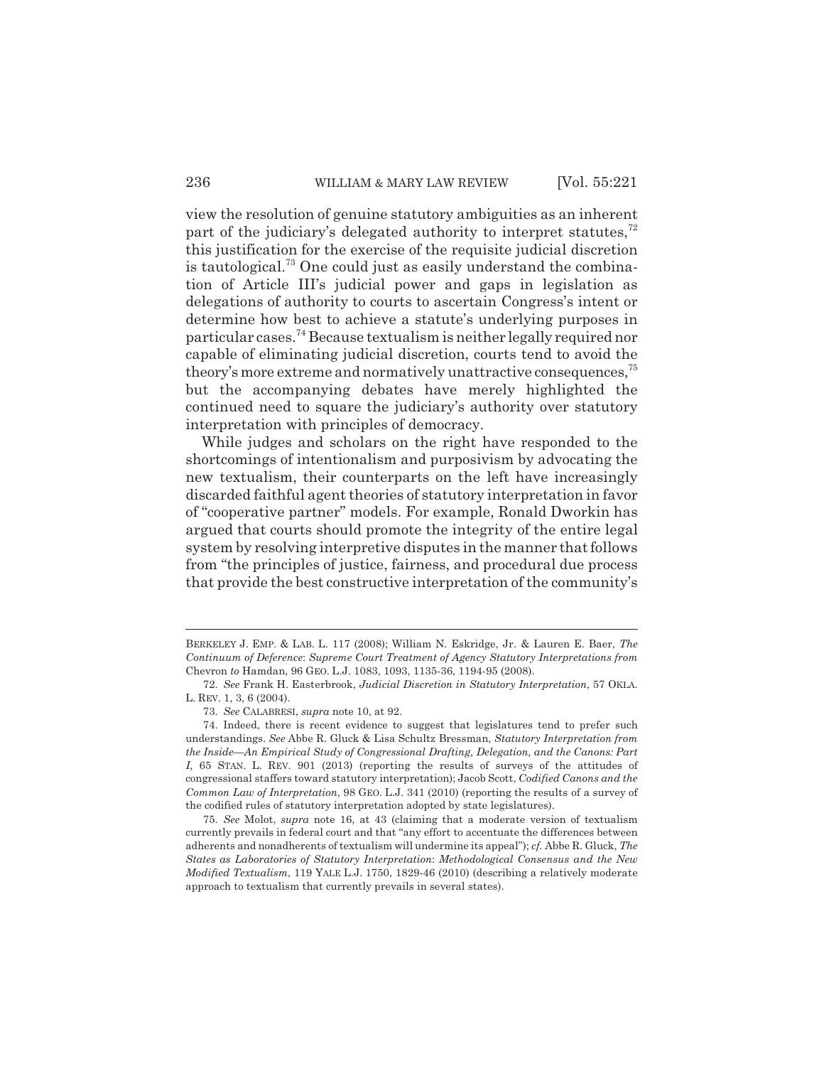view the resolution of genuine statutory ambiguities as an inherent part of the judiciary's delegated authority to interpret statutes,[72] this justification for the exercise of the requisite judicial discretion is tautological.[73] One could just as easily understand the combination of Article III's judicial power and gaps in legislation as delegations of authority to courts to ascertain Congress's intent or determine how best to achieve a statute's underlying purposes in particular cases.[74] Because textualism is neither legally required nor capable of eliminating judicial discretion, courts tend to avoid the theory's more extreme and normatively unattractive consequences,[75] but the accompanying debates have merely highlighted the continued need to square the judiciary's authority over statutory interpretation with principles of democracy.

While judges and scholars on the right have responded to the shortcomings of intentionalism and purposivism by advocating the new textualism, their counterparts on the left have increasingly discarded faithful agent theories of statutory interpretation in favor of "cooperative partner" models. For example, Ronald Dworkin has argued that courts should promote the integrity of the entire legal system by resolving interpretive disputes in the manner that follows from "the principles of justice, fairness, and procedural due process that provide the best constructive interpretation of the community's

---

BERKELEY J. EMP. & LAB. L. 117 (2008); William N. Eskridge, Jr. & Lauren E. Baer, *The Continuum of Deference*: *Supreme Court Treatment of Agency Statutory Interpretations from* Chevron *to* Hamdan, 96 GEO. L.J. 1083, 1093, 1135-36, 1194-95 (2008).

72. *See* Frank H. Easterbrook, *Judicial Discretion in Statutory Interpretation*, 57 OKLA. L. REV. 1, 3, 6 (2004).

73. *See* CALABRESI, *supra* note 10, at 92.

74. Indeed, there is recent evidence to suggest that legislatures tend to prefer such understandings. *See* Abbe R. Gluck & Lisa Schultz Bressman, *Statutory Interpretation from the Inside—An Empirical Study of Congressional Drafting, Delegation, and the Canons: Part I*, 65 STAN. L. REV. 901 (2013) (reporting the results of surveys of the attitudes of congressional staffers toward statutory interpretation); Jacob Scott, *Codified Canons and the Common Law of Interpretation*, 98 GEO. L.J. 341 (2010) (reporting the results of a survey of the codified rules of statutory interpretation adopted by state legislatures).

75. *See* Molot, *supra* note 16, at 43 (claiming that a moderate version of textualism currently prevails in federal court and that "any effort to accentuate the differences between adherents and nonadherents of textualism will undermine its appeal"); *cf.* Abbe R. Gluck, *The States as Laboratories of Statutory Interpretation*: *Methodological Consensus and the New Modified Textualism*, 119 YALE L.J. 1750, 1829-46 (2010) (describing a relatively moderate approach to textualism that currently prevails in several states).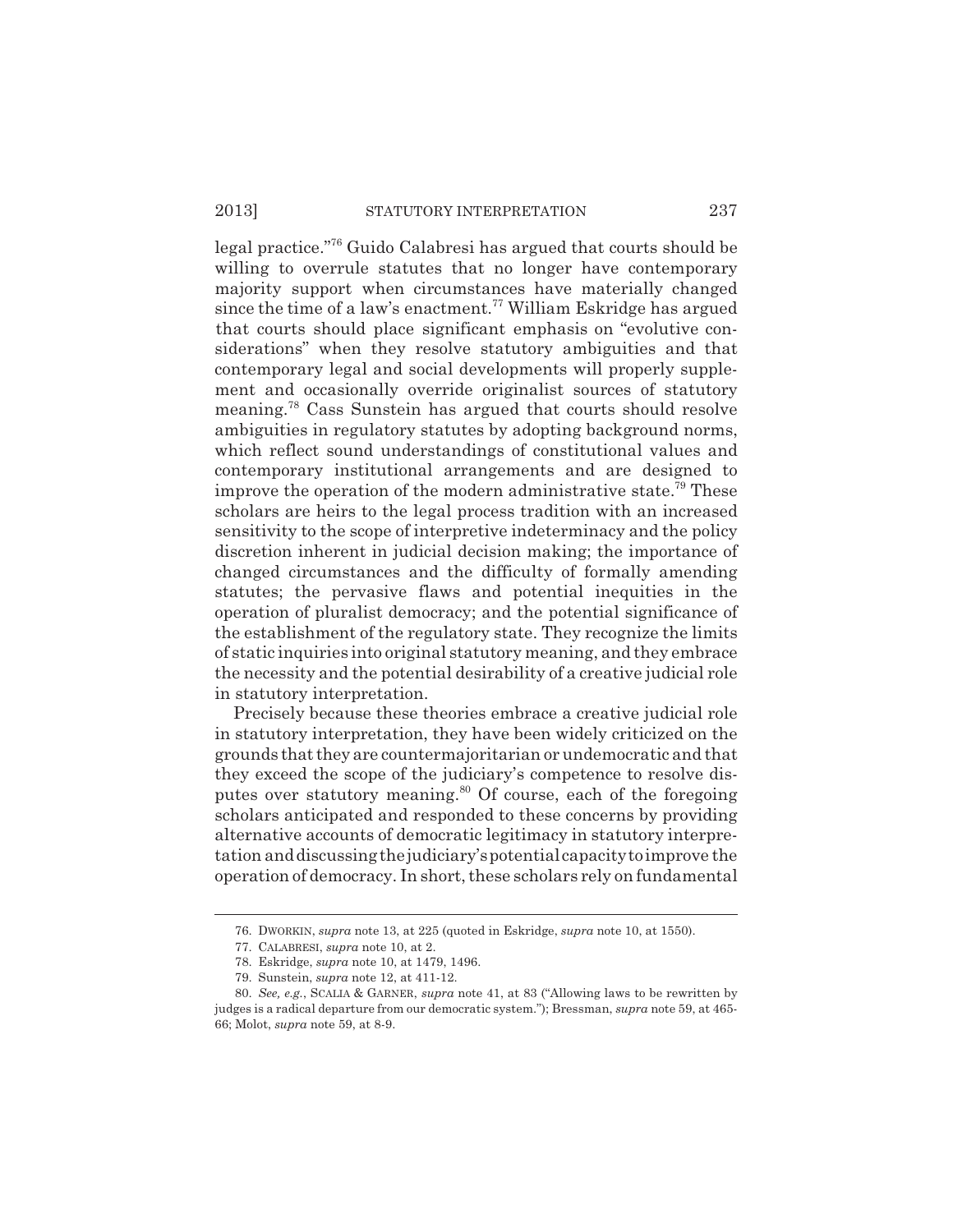legal practice."[76] Guido Calabresi has argued that courts should be willing to overrule statutes that no longer have contemporary majority support when circumstances have materially changed since the time of a law's enactment.[77] William Eskridge has argued that courts should place significant emphasis on "evolutive considerations" when they resolve statutory ambiguities and that contemporary legal and social developments will properly supplement and occasionally override originalist sources of statutory meaning.[78] Cass Sunstein has argued that courts should resolve ambiguities in regulatory statutes by adopting background norms, which reflect sound understandings of constitutional values and contemporary institutional arrangements and are designed to improve the operation of the modern administrative state.[79] These scholars are heirs to the legal process tradition with an increased sensitivity to the scope of interpretive indeterminacy and the policy discretion inherent in judicial decision making; the importance of changed circumstances and the difficulty of formally amending statutes; the pervasive flaws and potential inequities in the operation of pluralist democracy; and the potential significance of the establishment of the regulatory state. They recognize the limits of static inquiries into original statutory meaning, and they embrace the necessity and the potential desirability of a creative judicial role in statutory interpretation.

Precisely because these theories embrace a creative judicial role in statutory interpretation, they have been widely criticized on the grounds that they are countermajoritarian or undemocratic and that they exceed the scope of the judiciary's competence to resolve disputes over statutory meaning.[80] Of course, each of the foregoing scholars anticipated and responded to these concerns by providing alternative accounts of democratic legitimacy in statutory interpretation and discussing the judiciary's potential capacity to improve the operation of democracy. In short, these scholars rely on fundamental

---

76. DWORKIN, *supra* note 13, at 225 (quoted in Eskridge, *supra* note 10, at 1550).

77. CALABRESI, *supra* note 10, at 2.

78. Eskridge, *supra* note 10, at 1479, 1496.

79. Sunstein, *supra* note 12, at 411-12.

80. *See, e.g.*, SCALIA & GARNER, *supra* note 41, at 83 ("Allowing laws to be rewritten by judges is a radical departure from our democratic system."); Bressman, *supra* note 59, at 465-66; Molot, *supra* note 59, at 8-9.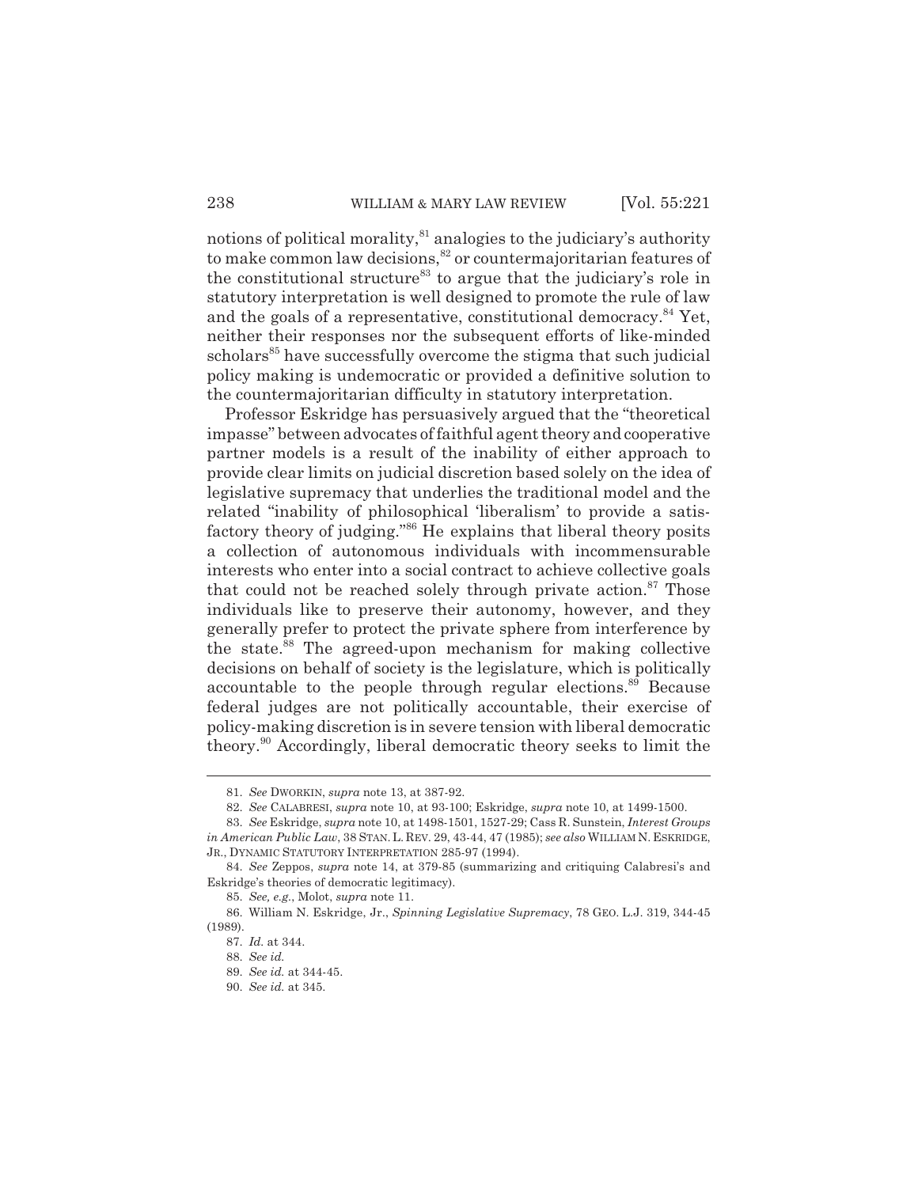notions of political morality,[81] analogies to the judiciary's authority to make common law decisions,[82] or countermajoritarian features of the constitutional structure[83] to argue that the judiciary's role in statutory interpretation is well designed to promote the rule of law and the goals of a representative, constitutional democracy.[84] Yet, neither their responses nor the subsequent efforts of like-minded scholars[85] have successfully overcome the stigma that such judicial policy making is undemocratic or provided a definitive solution to the countermajoritarian difficulty in statutory interpretation.

Professor Eskridge has persuasively argued that the "theoretical impasse" between advocates of faithful agent theory and cooperative partner models is a result of the inability of either approach to provide clear limits on judicial discretion based solely on the idea of legislative supremacy that underlies the traditional model and the related "inability of philosophical 'liberalism' to provide a satisfactory theory of judging."[86] He explains that liberal theory posits a collection of autonomous individuals with incommensurable interests who enter into a social contract to achieve collective goals that could not be reached solely through private action.[87] Those individuals like to preserve their autonomy, however, and they generally prefer to protect the private sphere from interference by the state.[88] The agreed-upon mechanism for making collective decisions on behalf of society is the legislature, which is politically accountable to the people through regular elections.[89] Because federal judges are not politically accountable, their exercise of policy-making discretion is in severe tension with liberal democratic theory.[90] Accordingly, liberal democratic theory seeks to limit the

---

81. *See* DWORKIN, *supra* note 13, at 387-92.

82. *See* CALABRESI, *supra* note 10, at 93-100; Eskridge, *supra* note 10, at 1499-1500.

83. *See* Eskridge, *supra* note 10, at 1498-1501, 1527-29; Cass R. Sunstein, *Interest Groups in American Public Law*, 38 STAN. L. REV. 29, 43-44, 47 (1985); *see also* WILLIAM N. ESKRIDGE, JR., DYNAMIC STATUTORY INTERPRETATION 285-97 (1994).

84. *See* Zeppos, *supra* note 14, at 379-85 (summarizing and critiquing Calabresi's and Eskridge's theories of democratic legitimacy).

85. *See, e.g.*, Molot, *supra* note 11.

86. William N. Eskridge, Jr., *Spinning Legislative Supremacy*, 78 GEO. L.J. 319, 344-45 (1989).

87. *Id.* at 344.

88. *See id.*

89. *See id.* at 344-45.

90. *See id.* at 345.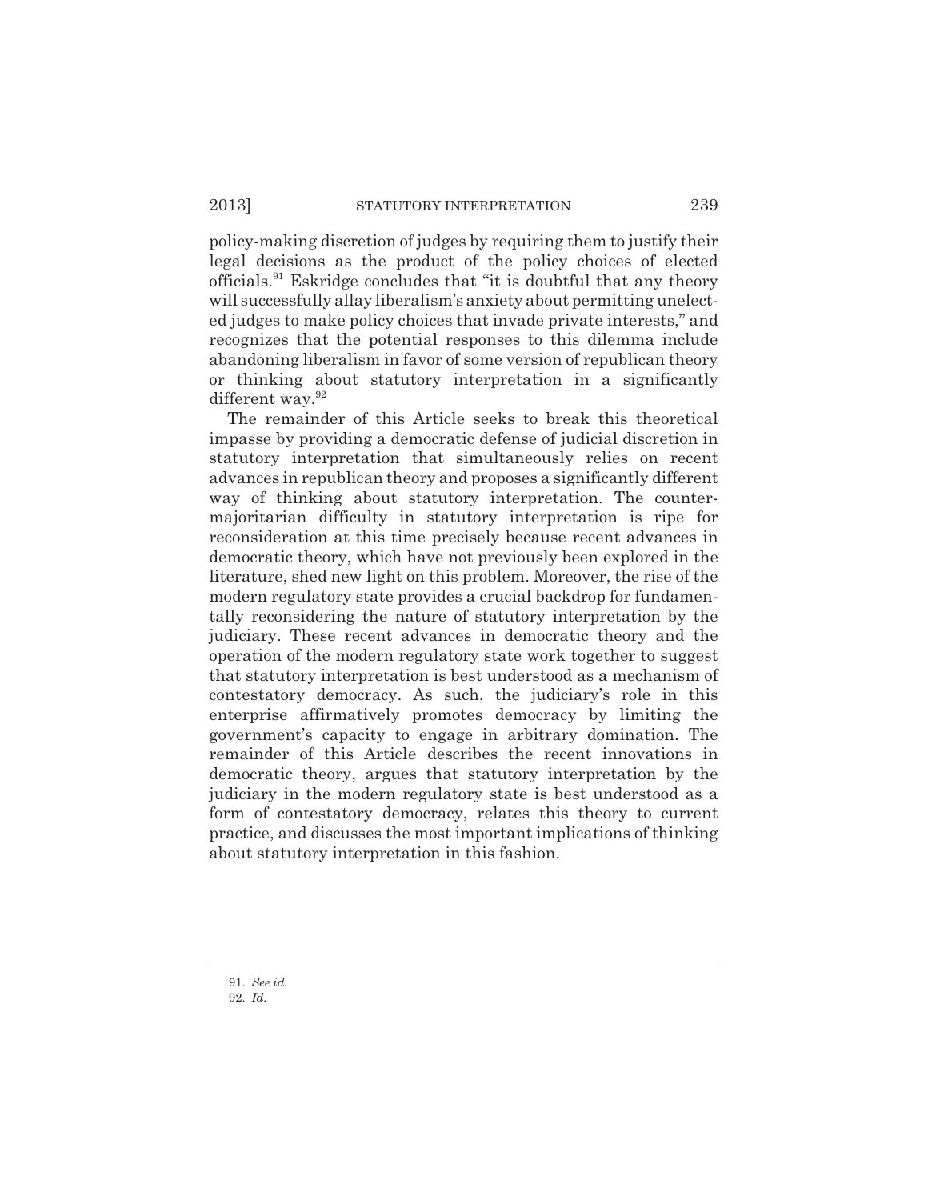policy-making discretion of judges by requiring them to justify their legal decisions as the product of the policy choices of elected officials.[91] Eskridge concludes that "it is doubtful that any theory will successfully allay liberalism's anxiety about permitting unelected judges to make policy choices that invade private interests," and recognizes that the potential responses to this dilemma include abandoning liberalism in favor of some version of republican theory or thinking about statutory interpretation in a significantly different way.[92]

The remainder of this Article seeks to break this theoretical impasse by providing a democratic defense of judicial discretion in statutory interpretation that simultaneously relies on recent advances in republican theory and proposes a significantly different way of thinking about statutory interpretation. The countermajoritarian difficulty in statutory interpretation is ripe for reconsideration at this time precisely because recent advances in democratic theory, which have not previously been explored in the literature, shed new light on this problem. Moreover, the rise of the modern regulatory state provides a crucial backdrop for fundamentally reconsidering the nature of statutory interpretation by the judiciary. These recent advances in democratic theory and the operation of the modern regulatory state work together to suggest that statutory interpretation is best understood as a mechanism of contestatory democracy. As such, the judiciary's role in this enterprise affirmatively promotes democracy by limiting the government's capacity to engage in arbitrary domination. The remainder of this Article describes the recent innovations in democratic theory, argues that statutory interpretation by the judiciary in the modern regulatory state is best understood as a form of contestatory democracy, relates this theory to current practice, and discusses the most important implications of thinking about statutory interpretation in this fashion.

---

91. *See id.*

92. *Id.*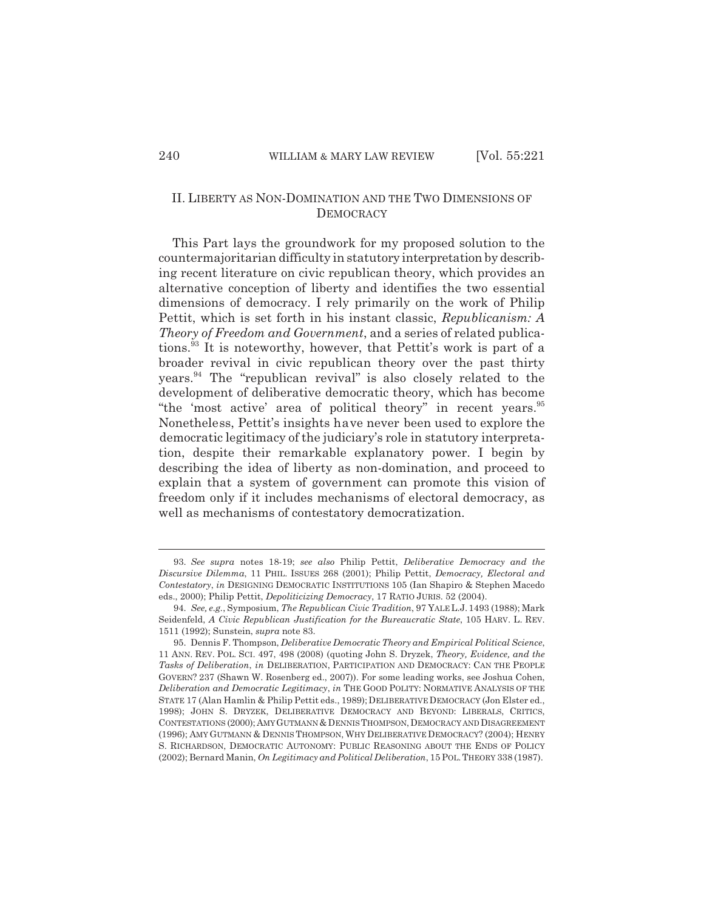## II. LIBERTY AS NON-DOMINATION AND THE TWO DIMENSIONS OF DEMOCRACY

This Part lays the groundwork for my proposed solution to the countermajoritarian difficulty in statutory interpretation by describing recent literature on civic republican theory, which provides an alternative conception of liberty and identifies the two essential dimensions of democracy. I rely primarily on the work of Philip Pettit, which is set forth in his instant classic, *Republicanism: A Theory of Freedom and Government*, and a series of related publications.[93] It is noteworthy, however, that Pettit's work is part of a broader revival in civic republican theory over the past thirty years.[94] The "republican revival" is also closely related to the development of deliberative democratic theory, which has become "the 'most active' area of political theory" in recent years.[95] Nonetheless, Pettit's insights have never been used to explore the democratic legitimacy of the judiciary's role in statutory interpretation, despite their remarkable explanatory power. I begin by describing the idea of liberty as non-domination, and proceed to explain that a system of government can promote this vision of freedom only if it includes mechanisms of electoral democracy, as well as mechanisms of contestatory democratization.

---

93. *See supra* notes 18-19; *see also* Philip Pettit, *Deliberative Democracy and the Discursive Dilemma*, 11 PHIL. ISSUES 268 (2001); Philip Pettit, *Democracy, Electoral and Contestatory*, *in* DESIGNING DEMOCRATIC INSTITUTIONS 105 (Ian Shapiro & Stephen Macedo eds., 2000); Philip Pettit, *Depoliticizing Democracy*, 17 RATIO JURIS. 52 (2004).

94. *See, e.g.*, Symposium, *The Republican Civic Tradition*, 97 YALE L.J. 1493 (1988); Mark Seidenfeld, *A Civic Republican Justification for the Bureaucratic State*, 105 HARV. L. REV. 1511 (1992); Sunstein, *supra* note 83.

95. Dennis F. Thompson, *Deliberative Democratic Theory and Empirical Political Science*, 11 ANN. REV. POL. SCI. 497, 498 (2008) (quoting John S. Dryzek, *Theory, Evidence, and the Tasks of Deliberation*, *in* DELIBERATION, PARTICIPATION AND DEMOCRACY: CAN THE PEOPLE GOVERN? 237 (Shawn W. Rosenberg ed., 2007)). For some leading works, see Joshua Cohen, *Deliberation and Democratic Legitimacy*, *in* THE GOOD POLITY: NORMATIVE ANALYSIS OF THE STATE 17 (Alan Hamlin & Philip Pettit eds., 1989); DELIBERATIVE DEMOCRACY (Jon Elster ed., 1998); JOHN S. DRYZEK, DELIBERATIVE DEMOCRACY AND BEYOND: LIBERALS, CRITICS, CONTESTATIONS (2000); AMY GUTMANN & DENNIS THOMPSON, DEMOCRACY AND DISAGREEMENT (1996); AMY GUTMANN & DENNIS THOMPSON, WHY DELIBERATIVE DEMOCRACY? (2004); HENRY S. RICHARDSON, DEMOCRATIC AUTONOMY: PUBLIC REASONING ABOUT THE ENDS OF POLICY (2002); Bernard Manin, *On Legitimacy and Political Deliberation*, 15 POL. THEORY 338 (1987).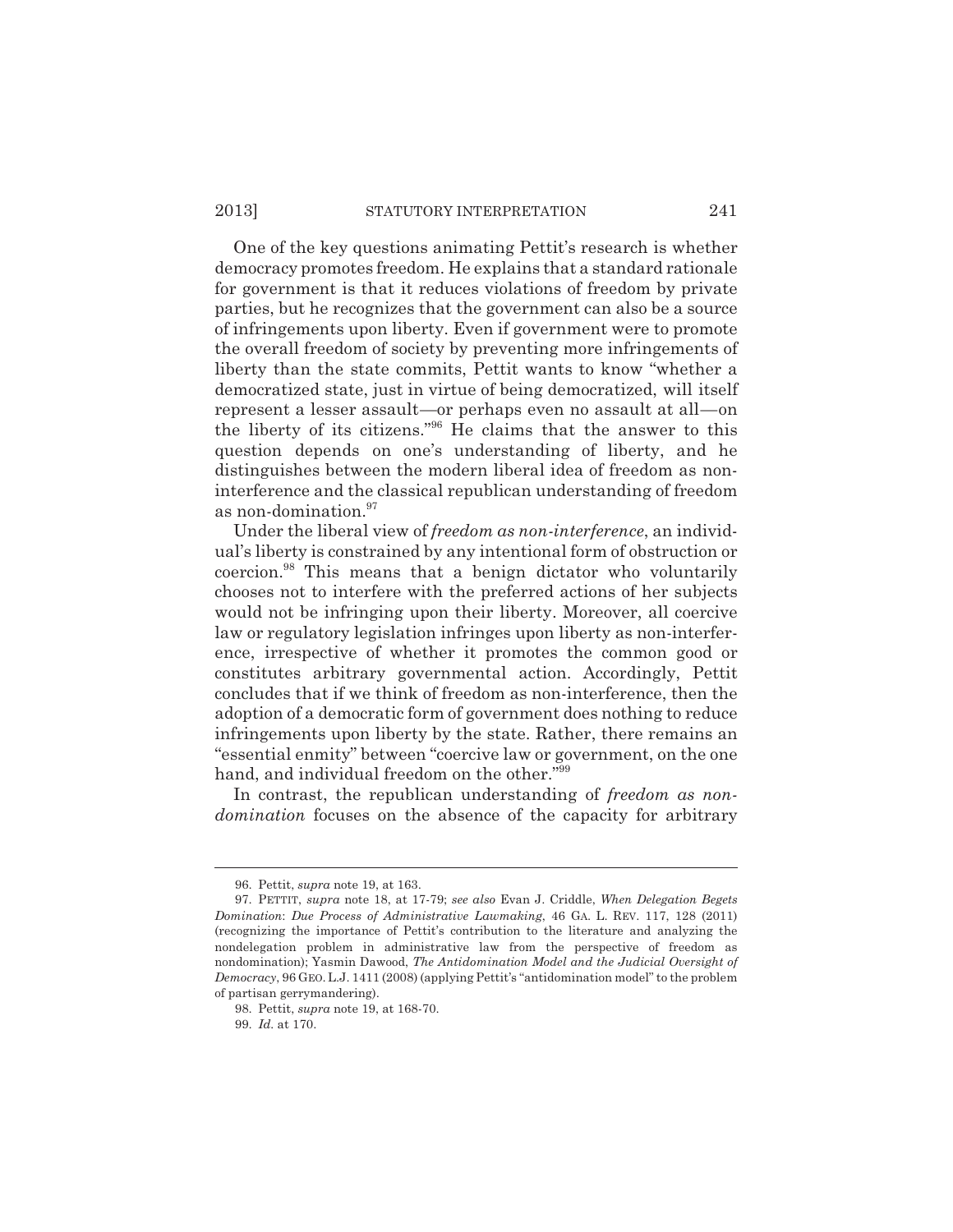One of the key questions animating Pettit's research is whether democracy promotes freedom. He explains that a standard rationale for government is that it reduces violations of freedom by private parties, but he recognizes that the government can also be a source of infringements upon liberty. Even if government were to promote the overall freedom of society by preventing more infringements of liberty than the state commits, Pettit wants to know "whether a democratized state, just in virtue of being democratized, will itself represent a lesser assault—or perhaps even no assault at all—on the liberty of its citizens."[96] He claims that the answer to this question depends on one's understanding of liberty, and he distinguishes between the modern liberal idea of freedom as non-interference and the classical republican understanding of freedom as non-domination.[97]

Under the liberal view of *freedom as non-interference*, an individual's liberty is constrained by any intentional form of obstruction or coercion.[98] This means that a benign dictator who voluntarily chooses not to interfere with the preferred actions of her subjects would not be infringing upon their liberty. Moreover, all coercive law or regulatory legislation infringes upon liberty as non-interference, irrespective of whether it promotes the common good or constitutes arbitrary governmental action. Accordingly, Pettit concludes that if we think of freedom as non-interference, then the adoption of a democratic form of government does nothing to reduce infringements upon liberty by the state. Rather, there remains an "essential enmity" between "coercive law or government, on the one hand, and individual freedom on the other."[99]

In contrast, the republican understanding of *freedom as non-domination* focuses on the absence of the capacity for arbitrary

---

96. Pettit, *supra* note 19, at 163.

97. PETTIT, *supra* note 18, at 17-79; *see also* Evan J. Criddle, *When Delegation Begets Domination*: *Due Process of Administrative Lawmaking*, 46 GA. L. REV. 117, 128 (2011) (recognizing the importance of Pettit's contribution to the literature and analyzing the nondelegation problem in administrative law from the perspective of freedom as nondomination); Yasmin Dawood, *The Antidomination Model and the Judicial Oversight of Democracy*, 96 GEO. L.J. 1411 (2008) (applying Pettit's "antidomination model" to the problem of partisan gerrymandering).

98. Pettit, *supra* note 19, at 168-70.

99. *Id.* at 170.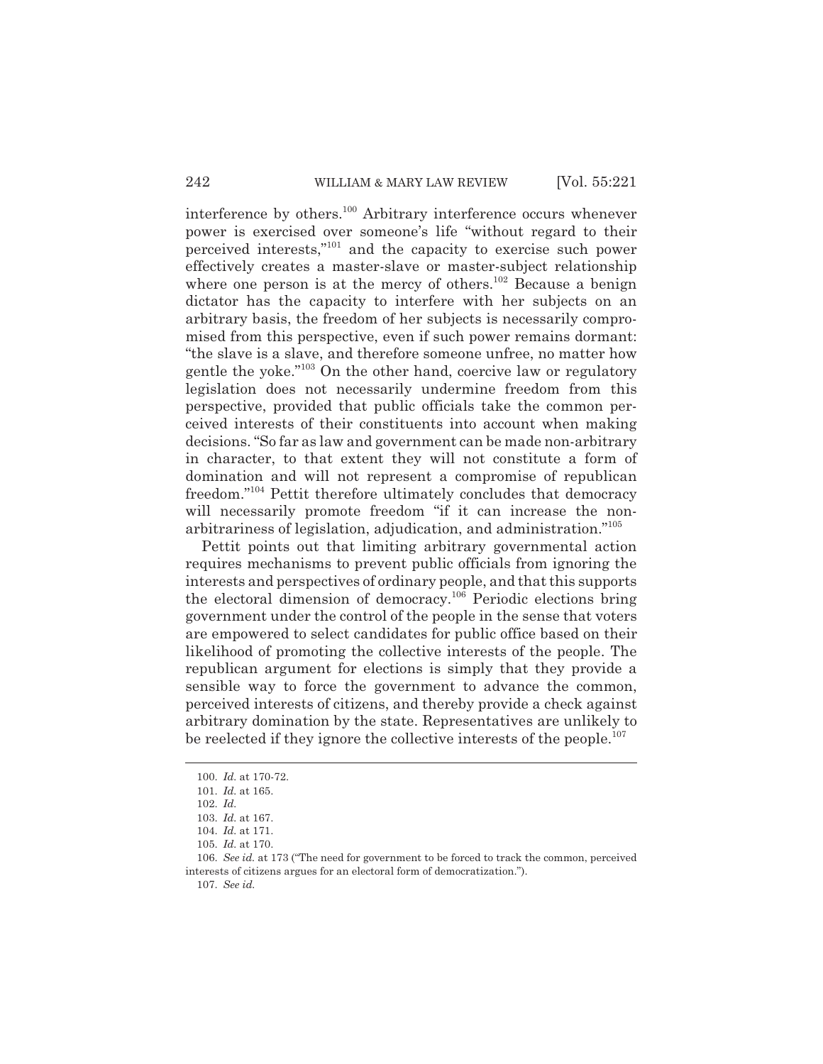interference by others.[100] Arbitrary interference occurs whenever power is exercised over someone's life "without regard to their perceived interests,"[101] and the capacity to exercise such power effectively creates a master-slave or master-subject relationship where one person is at the mercy of others.[102] Because a benign dictator has the capacity to interfere with her subjects on an arbitrary basis, the freedom of her subjects is necessarily compromised from this perspective, even if such power remains dormant: "the slave is a slave, and therefore someone unfree, no matter how gentle the yoke."[103] On the other hand, coercive law or regulatory legislation does not necessarily undermine freedom from this perspective, provided that public officials take the common perceived interests of their constituents into account when making decisions. "So far as law and government can be made non-arbitrary in character, to that extent they will not constitute a form of domination and will not represent a compromise of republican freedom."[104] Pettit therefore ultimately concludes that democracy will necessarily promote freedom "if it can increase the non-arbitrariness of legislation, adjudication, and administration."[105]

Pettit points out that limiting arbitrary governmental action requires mechanisms to prevent public officials from ignoring the interests and perspectives of ordinary people, and that this supports the electoral dimension of democracy.[106] Periodic elections bring government under the control of the people in the sense that voters are empowered to select candidates for public office based on their likelihood of promoting the collective interests of the people. The republican argument for elections is simply that they provide a sensible way to force the government to advance the common, perceived interests of citizens, and thereby provide a check against arbitrary domination by the state. Representatives are unlikely to be reelected if they ignore the collective interests of the people.[107]

---

100. *Id.* at 170-72.

101. *Id.* at 165.

102. *Id.*

103. *Id.* at 167.

104. *Id.* at 171.

105. *Id.* at 170.

106. *See id.* at 173 ("The need for government to be forced to track the common, perceived interests of citizens argues for an electoral form of democratization.").

107. *See id.*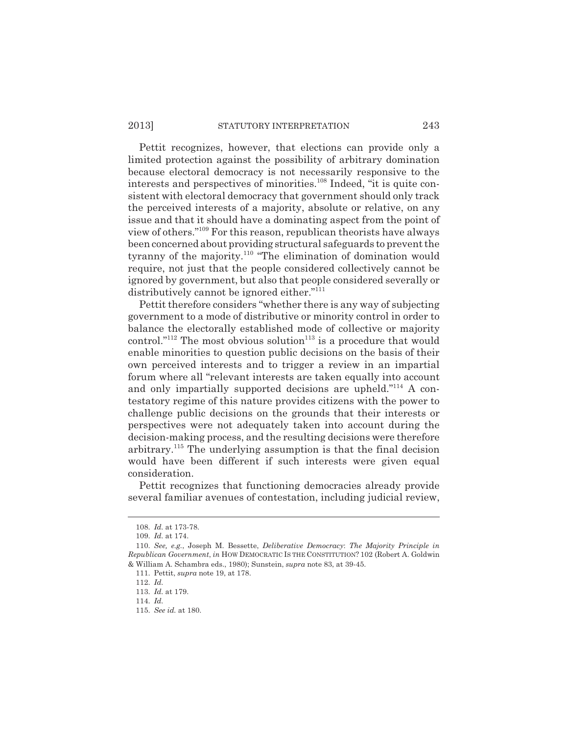Pettit recognizes, however, that elections can provide only a limited protection against the possibility of arbitrary domination because electoral democracy is not necessarily responsive to the interests and perspectives of minorities.[108] Indeed, "it is quite consistent with electoral democracy that government should only track the perceived interests of a majority, absolute or relative, on any issue and that it should have a dominating aspect from the point of view of others."[109] For this reason, republican theorists have always been concerned about providing structural safeguards to prevent the tyranny of the majority.[110] "The elimination of domination would require, not just that the people considered collectively cannot be ignored by government, but also that people considered severally or distributively cannot be ignored either."[111]

Pettit therefore considers "whether there is any way of subjecting government to a mode of distributive or minority control in order to balance the electorally established mode of collective or majority control."[112] The most obvious solution[113] is a procedure that would enable minorities to question public decisions on the basis of their own perceived interests and to trigger a review in an impartial forum where all "relevant interests are taken equally into account and only impartially supported decisions are upheld."[114] A contestatory regime of this nature provides citizens with the power to challenge public decisions on the grounds that their interests or perspectives were not adequately taken into account during the decision-making process, and the resulting decisions were therefore arbitrary.[115] The underlying assumption is that the final decision would have been different if such interests were given equal consideration.

Pettit recognizes that functioning democracies already provide several familiar avenues of contestation, including judicial review,

---

108. *Id.* at 173-78.

109. *Id.* at 174.

110. *See, e.g.*, Joseph M. Bessette, *Deliberative Democracy*: *The Majority Principle in Republican Government*, *in* HOW DEMOCRATIC IS THE CONSTITUTION? 102 (Robert A. Goldwin & William A. Schambra eds., 1980); Sunstein, *supra* note 83, at 39-45.

111. Pettit, *supra* note 19, at 178.

112. *Id.*

113. *Id.* at 179.

114. *Id.*

115. *See id.* at 180.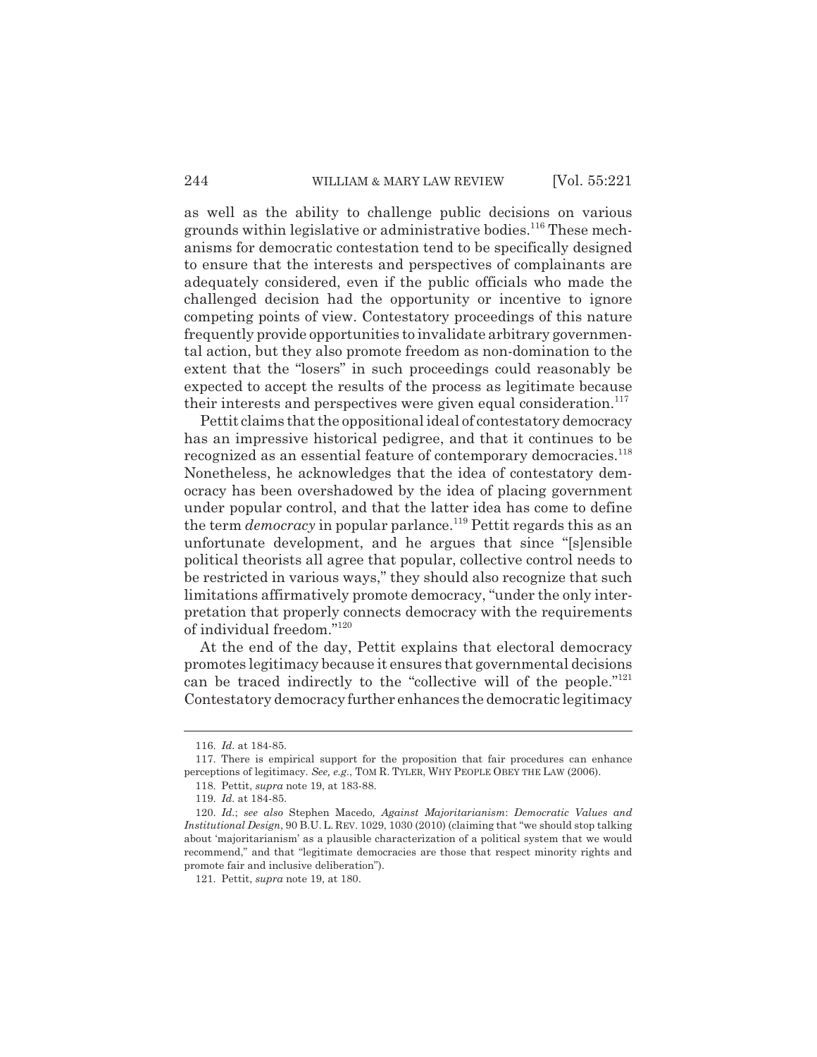as well as the ability to challenge public decisions on various grounds within legislative or administrative bodies.[116] These mechanisms for democratic contestation tend to be specifically designed to ensure that the interests and perspectives of complainants are adequately considered, even if the public officials who made the challenged decision had the opportunity or incentive to ignore competing points of view. Contestatory proceedings of this nature frequently provide opportunities to invalidate arbitrary governmental action, but they also promote freedom as non-domination to the extent that the "losers" in such proceedings could reasonably be expected to accept the results of the process as legitimate because their interests and perspectives were given equal consideration.[117]

Pettit claims that the oppositional ideal of contestatory democracy has an impressive historical pedigree, and that it continues to be recognized as an essential feature of contemporary democracies.[118] Nonetheless, he acknowledges that the idea of contestatory democracy has been overshadowed by the idea of placing government under popular control, and that the latter idea has come to define the term *democracy* in popular parlance.[119] Pettit regards this as an unfortunate development, and he argues that since "[s]ensible political theorists all agree that popular, collective control needs to be restricted in various ways," they should also recognize that such limitations affirmatively promote democracy, "under the only interpretation that properly connects democracy with the requirements of individual freedom."[120]

At the end of the day, Pettit explains that electoral democracy promotes legitimacy because it ensures that governmental decisions can be traced indirectly to the "collective will of the people."[121] Contestatory democracy further enhances the democratic legitimacy

---

116. *Id.* at 184-85.

117. There is empirical support for the proposition that fair procedures can enhance perceptions of legitimacy. *See, e.g.*, TOM R. TYLER, WHY PEOPLE OBEY THE LAW (2006).

118. Pettit, *supra* note 19, at 183-88.

119. *Id.* at 184-85.

120. *Id.*; *see also* Stephen Macedo, *Against Majoritarianism*: *Democratic Values and Institutional Design*, 90 B.U. L. REV. 1029, 1030 (2010) (claiming that "we should stop talking about 'majoritarianism' as a plausible characterization of a political system that we would recommend," and that "legitimate democracies are those that respect minority rights and promote fair and inclusive deliberation").

121. Pettit, *supra* note 19, at 180.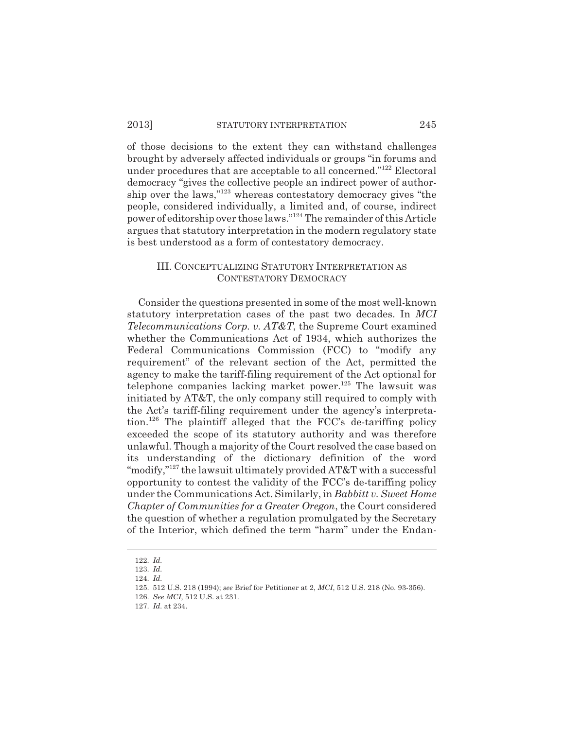of those decisions to the extent they can withstand challenges brought by adversely affected individuals or groups "in forums and under procedures that are acceptable to all concerned."[122] Electoral democracy "gives the collective people an indirect power of authorship over the laws,"[123] whereas contestatory democracy gives "the people, considered individually, a limited and, of course, indirect power of editorship over those laws."[124] The remainder of this Article argues that statutory interpretation in the modern regulatory state is best understood as a form of contestatory democracy.

## III. CONCEPTUALIZING STATUTORY INTERPRETATION AS CONTESTATORY DEMOCRACY

Consider the questions presented in some of the most well-known statutory interpretation cases of the past two decades. In *MCI Telecommunications Corp. v. AT&T*, the Supreme Court examined whether the Communications Act of 1934, which authorizes the Federal Communications Commission (FCC) to "modify any requirement" of the relevant section of the Act, permitted the agency to make the tariff-filing requirement of the Act optional for telephone companies lacking market power.[125] The lawsuit was initiated by AT&T, the only company still required to comply with the Act's tariff-filing requirement under the agency's interpretation.[126] The plaintiff alleged that the FCC's de-tariffing policy exceeded the scope of its statutory authority and was therefore unlawful. Though a majority of the Court resolved the case based on its understanding of the dictionary definition of the word "modify,"[127] the lawsuit ultimately provided AT&T with a successful opportunity to contest the validity of the FCC's de-tariffing policy under the Communications Act. Similarly, in *Babbitt v. Sweet Home Chapter of Communities for a Greater Oregon*, the Court considered the question of whether a regulation promulgated by the Secretary of the Interior, which defined the term "harm" under the Endan-

---

122. *Id.*

123. *Id.*

124. *Id.*

125. 512 U.S. 218 (1994); *see* Brief for Petitioner at 2, *MCI*, 512 U.S. 218 (No. 93-356).

126. *See MCI*, 512 U.S. at 231.

127. *Id.* at 234.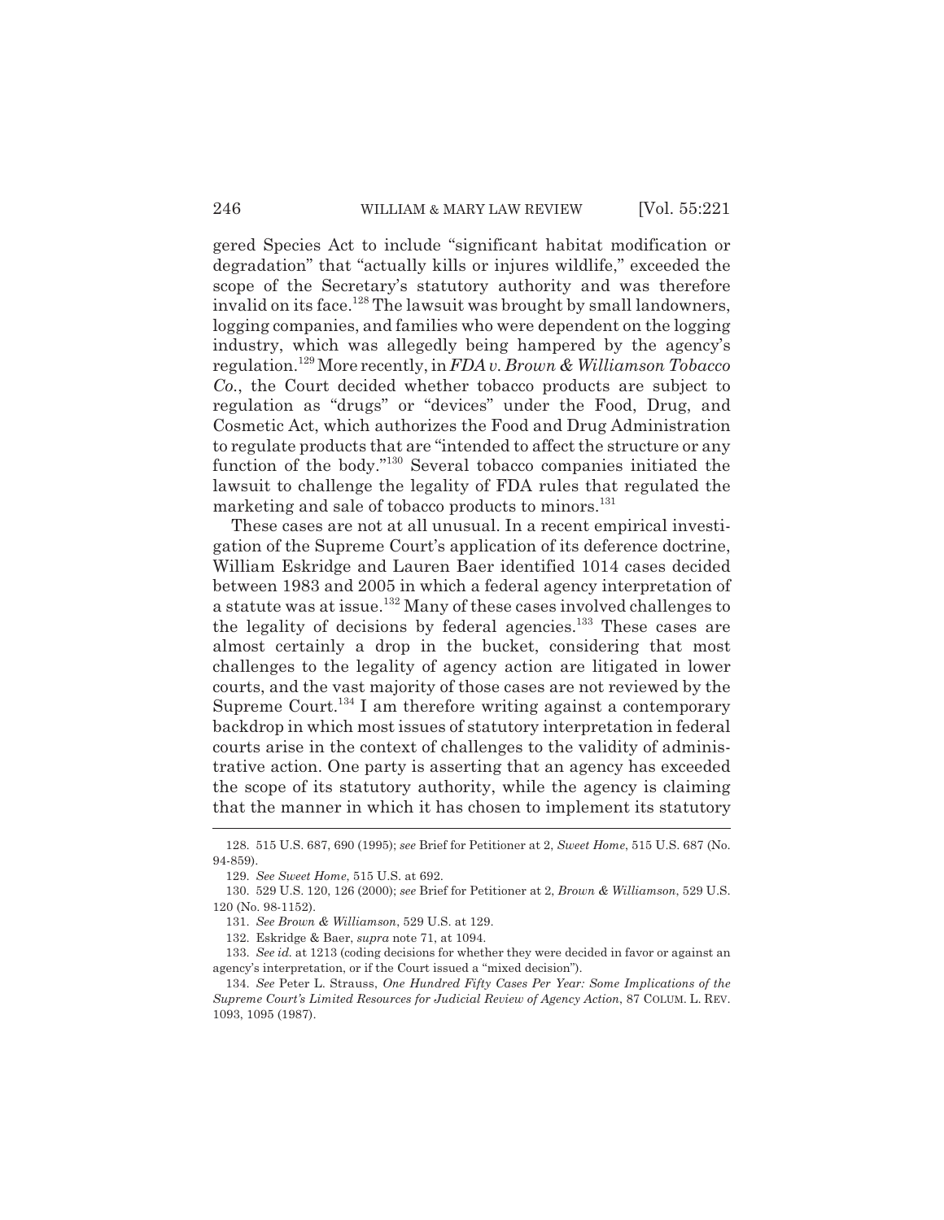gered Species Act to include "significant habitat modification or degradation" that "actually kills or injures wildlife," exceeded the scope of the Secretary's statutory authority and was therefore invalid on its face.[128] The lawsuit was brought by small landowners, logging companies, and families who were dependent on the logging industry, which was allegedly being hampered by the agency's regulation.[129] More recently, in *FDA v. Brown & Williamson Tobacco Co.*, the Court decided whether tobacco products are subject to regulation as "drugs" or "devices" under the Food, Drug, and Cosmetic Act, which authorizes the Food and Drug Administration to regulate products that are "intended to affect the structure or any function of the body."[130] Several tobacco companies initiated the lawsuit to challenge the legality of FDA rules that regulated the marketing and sale of tobacco products to minors.[131]

These cases are not at all unusual. In a recent empirical investigation of the Supreme Court's application of its deference doctrine, William Eskridge and Lauren Baer identified 1014 cases decided between 1983 and 2005 in which a federal agency interpretation of a statute was at issue.[132] Many of these cases involved challenges to the legality of decisions by federal agencies.[133] These cases are almost certainly a drop in the bucket, considering that most challenges to the legality of agency action are litigated in lower courts, and the vast majority of those cases are not reviewed by the Supreme Court.[134] I am therefore writing against a contemporary backdrop in which most issues of statutory interpretation in federal courts arise in the context of challenges to the validity of administrative action. One party is asserting that an agency has exceeded the scope of its statutory authority, while the agency is claiming that the manner in which it has chosen to implement its statutory

---

128. 515 U.S. 687, 690 (1995); *see* Brief for Petitioner at 2, *Sweet Home*, 515 U.S. 687 (No. 94-859).

129. *See Sweet Home*, 515 U.S. at 692.

130. 529 U.S. 120, 126 (2000); *see* Brief for Petitioner at 2, *Brown & Williamson*, 529 U.S. 120 (No. 98-1152).

131. *See Brown & Williamson*, 529 U.S. at 129.

132. Eskridge & Baer, *supra* note 71, at 1094.

133. *See id.* at 1213 (coding decisions for whether they were decided in favor or against an agency's interpretation, or if the Court issued a "mixed decision").

134. *See* Peter L. Strauss, *One Hundred Fifty Cases Per Year: Some Implications of the Supreme Court's Limited Resources for Judicial Review of Agency Action*, 87 COLUM. L. REV. 1093, 1095 (1987).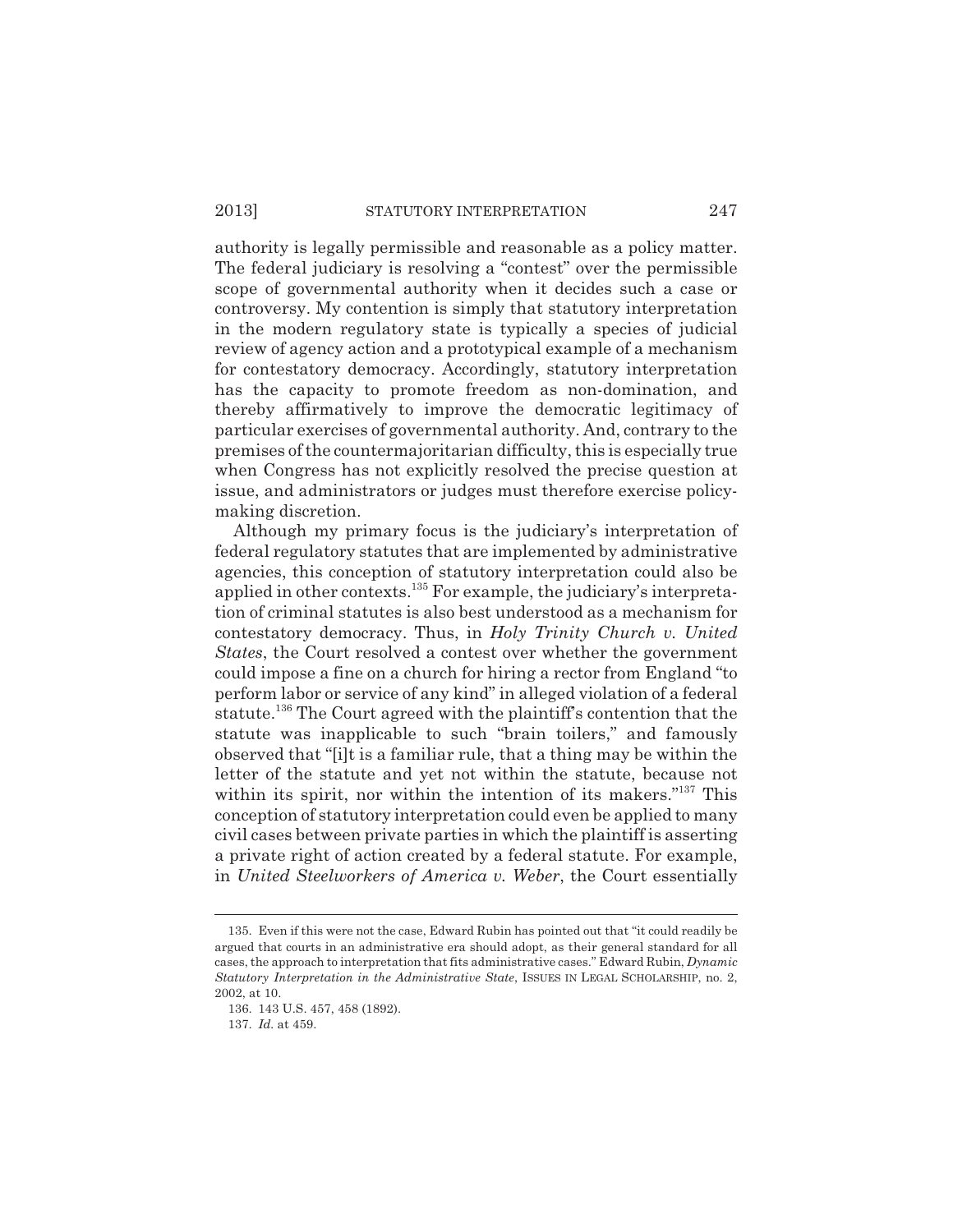authority is legally permissible and reasonable as a policy matter. The federal judiciary is resolving a "contest" over the permissible scope of governmental authority when it decides such a case or controversy. My contention is simply that statutory interpretation in the modern regulatory state is typically a species of judicial review of agency action and a prototypical example of a mechanism for contestatory democracy. Accordingly, statutory interpretation has the capacity to promote freedom as non-domination, and thereby affirmatively to improve the democratic legitimacy of particular exercises of governmental authority. And, contrary to the premises of the countermajoritarian difficulty, this is especially true when Congress has not explicitly resolved the precise question at issue, and administrators or judges must therefore exercise policy-making discretion.

Although my primary focus is the judiciary's interpretation of federal regulatory statutes that are implemented by administrative agencies, this conception of statutory interpretation could also be applied in other contexts.[135] For example, the judiciary's interpretation of criminal statutes is also best understood as a mechanism for contestatory democracy. Thus, in *Holy Trinity Church v. United States*, the Court resolved a contest over whether the government could impose a fine on a church for hiring a rector from England "to perform labor or service of any kind" in alleged violation of a federal statute.[136] The Court agreed with the plaintiff's contention that the statute was inapplicable to such "brain toilers," and famously observed that "[i]t is a familiar rule, that a thing may be within the letter of the statute and yet not within the statute, because not within its spirit, nor within the intention of its makers."[137] This conception of statutory interpretation could even be applied to many civil cases between private parties in which the plaintiff is asserting a private right of action created by a federal statute. For example, in *United Steelworkers of America v. Weber*, the Court essentially

---

135. Even if this were not the case, Edward Rubin has pointed out that "it could readily be argued that courts in an administrative era should adopt, as their general standard for all cases, the approach to interpretation that fits administrative cases." Edward Rubin, *Dynamic Statutory Interpretation in the Administrative State*, ISSUES IN LEGAL SCHOLARSHIP, no. 2, 2002, at 10.

136. 143 U.S. 457, 458 (1892).

137. *Id.* at 459.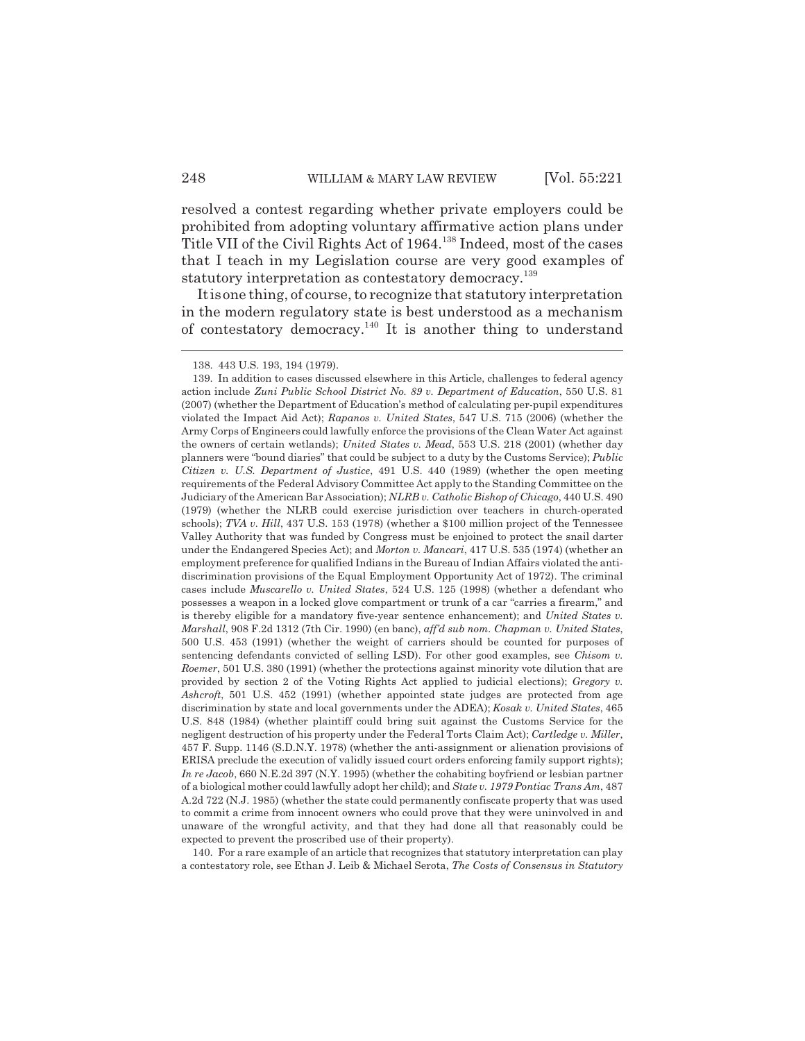resolved a contest regarding whether private employers could be prohibited from adopting voluntary affirmative action plans under Title VII of the Civil Rights Act of 1964.[138] Indeed, most of the cases that I teach in my Legislation course are very good examples of statutory interpretation as contestatory democracy.[139]

It is one thing, of course, to recognize that statutory interpretation in the modern regulatory state is best understood as a mechanism of contestatory democracy.[140] It is another thing to understand

---

138. 443 U.S. 193, 194 (1979).

139. In addition to cases discussed elsewhere in this Article, challenges to federal agency action include *Zuni Public School District No. 89 v. Department of Education*, 550 U.S. 81 (2007) (whether the Department of Education's method of calculating per-pupil expenditures violated the Impact Aid Act); *Rapanos v. United States*, 547 U.S. 715 (2006) (whether the Army Corps of Engineers could lawfully enforce the provisions of the Clean Water Act against the owners of certain wetlands); *United States v. Mead*, 553 U.S. 218 (2001) (whether day planners were "bound diaries" that could be subject to a duty by the Customs Service); *Public Citizen v. U.S. Department of Justice*, 491 U.S. 440 (1989) (whether the open meeting requirements of the Federal Advisory Committee Act apply to the Standing Committee on the Judiciary of the American Bar Association); *NLRB v. Catholic Bishop of Chicago*, 440 U.S. 490 (1979) (whether the NLRB could exercise jurisdiction over teachers in church-operated schools); *TVA v. Hill*, 437 U.S. 153 (1978) (whether a $100 million project of the Tennessee Valley Authority that was funded by Congress must be enjoined to protect the snail darter under the Endangered Species Act); and *Morton v. Mancari*, 417 U.S. 535 (1974) (whether an employment preference for qualified Indians in the Bureau of Indian Affairs violated the anti-discrimination provisions of the Equal Employment Opportunity Act of 1972). The criminal cases include *Muscarello v. United States*, 524 U.S. 125 (1998) (whether a defendant who possesses a weapon in a locked glove compartment or trunk of a car "carries a firearm," and is thereby eligible for a mandatory five-year sentence enhancement); and *United States v. Marshall*, 908 F.2d 1312 (7th Cir. 1990) (en banc), *aff'd sub nom. Chapman v. United States*, 500 U.S. 453 (1991) (whether the weight of carriers should be counted for purposes of sentencing defendants convicted of selling LSD). For other good examples, see *Chisom v. Roemer*, 501 U.S. 380 (1991) (whether the protections against minority vote dilution that are provided by section 2 of the Voting Rights Act applied to judicial elections); *Gregory v. Ashcroft*, 501 U.S. 452 (1991) (whether appointed state judges are protected from age discrimination by state and local governments under the ADEA); *Kosak v. United States*, 465 U.S. 848 (1984) (whether plaintiff could bring suit against the Customs Service for the negligent destruction of his property under the Federal Torts Claim Act); *Cartledge v. Miller*, 457 F. Supp. 1146 (S.D.N.Y. 1978) (whether the anti-assignment or alienation provisions of ERISA preclude the execution of validly issued court orders enforcing family support rights); *In re Jacob*, 660 N.E.2d 397 (N.Y. 1995) (whether the cohabiting boyfriend or lesbian partner of a biological mother could lawfully adopt her child); and *State v. 1979 Pontiac Trans Am*, 487 A.2d 722 (N.J. 1985) (whether the state could permanently confiscate property that was used to commit a crime from innocent owners who could prove that they were uninvolved in and unaware of the wrongful activity, and that they had done all that reasonably could be expected to prevent the proscribed use of their property).

140. For a rare example of an article that recognizes that statutory interpretation can play a contestatory role, see Ethan J. Leib & Michael Serota, *The Costs of Consensus in Statutory*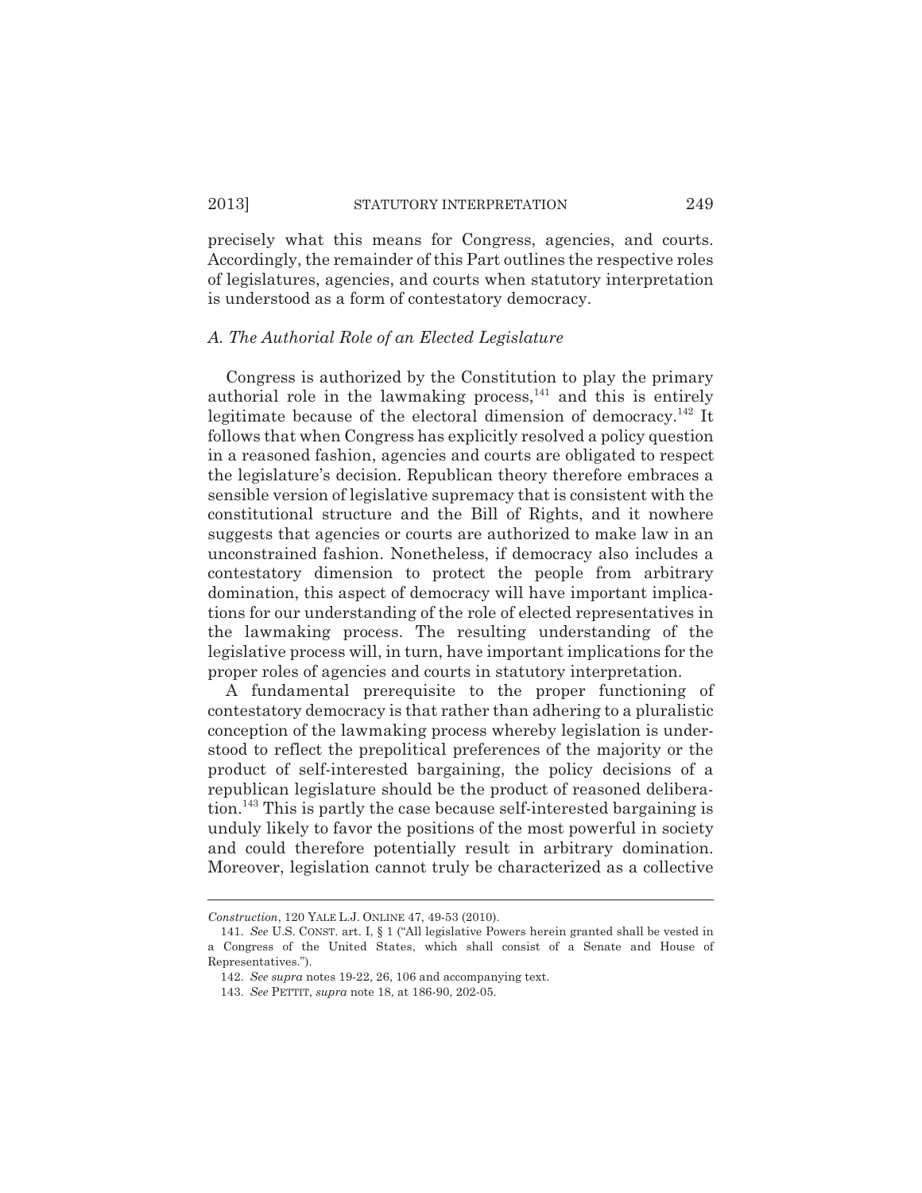precisely what this means for Congress, agencies, and courts. Accordingly, the remainder of this Part outlines the respective roles of legislatures, agencies, and courts when statutory interpretation is understood as a form of contestatory democracy.

### *A. The Authorial Role of an Elected Legislature*

Congress is authorized by the Constitution to play the primary authorial role in the lawmaking process,[141] and this is entirely legitimate because of the electoral dimension of democracy.[142] It follows that when Congress has explicitly resolved a policy question in a reasoned fashion, agencies and courts are obligated to respect the legislature's decision. Republican theory therefore embraces a sensible version of legislative supremacy that is consistent with the constitutional structure and the Bill of Rights, and it nowhere suggests that agencies or courts are authorized to make law in an unconstrained fashion. Nonetheless, if democracy also includes a contestatory dimension to protect the people from arbitrary domination, this aspect of democracy will have important implications for our understanding of the role of elected representatives in the lawmaking process. The resulting understanding of the legislative process will, in turn, have important implications for the proper roles of agencies and courts in statutory interpretation.

A fundamental prerequisite to the proper functioning of contestatory democracy is that rather than adhering to a pluralistic conception of the lawmaking process whereby legislation is understood to reflect the prepolitical preferences of the majority or the product of self-interested bargaining, the policy decisions of a republican legislature should be the product of reasoned deliberation.[143] This is partly the case because self-interested bargaining is unduly likely to favor the positions of the most powerful in society and could therefore potentially result in arbitrary domination. Moreover, legislation cannot truly be characterized as a collective

---

*Construction*, 120 YALE L.J. ONLINE 47, 49-53 (2010).

141. *See* U.S. CONST. art. I, § 1 ("All legislative Powers herein granted shall be vested in a Congress of the United States, which shall consist of a Senate and House of Representatives.").

142. *See supra* notes 19-22, 26, 106 and accompanying text.

143. *See* PETTIT, *supra* note 18, at 186-90, 202-05.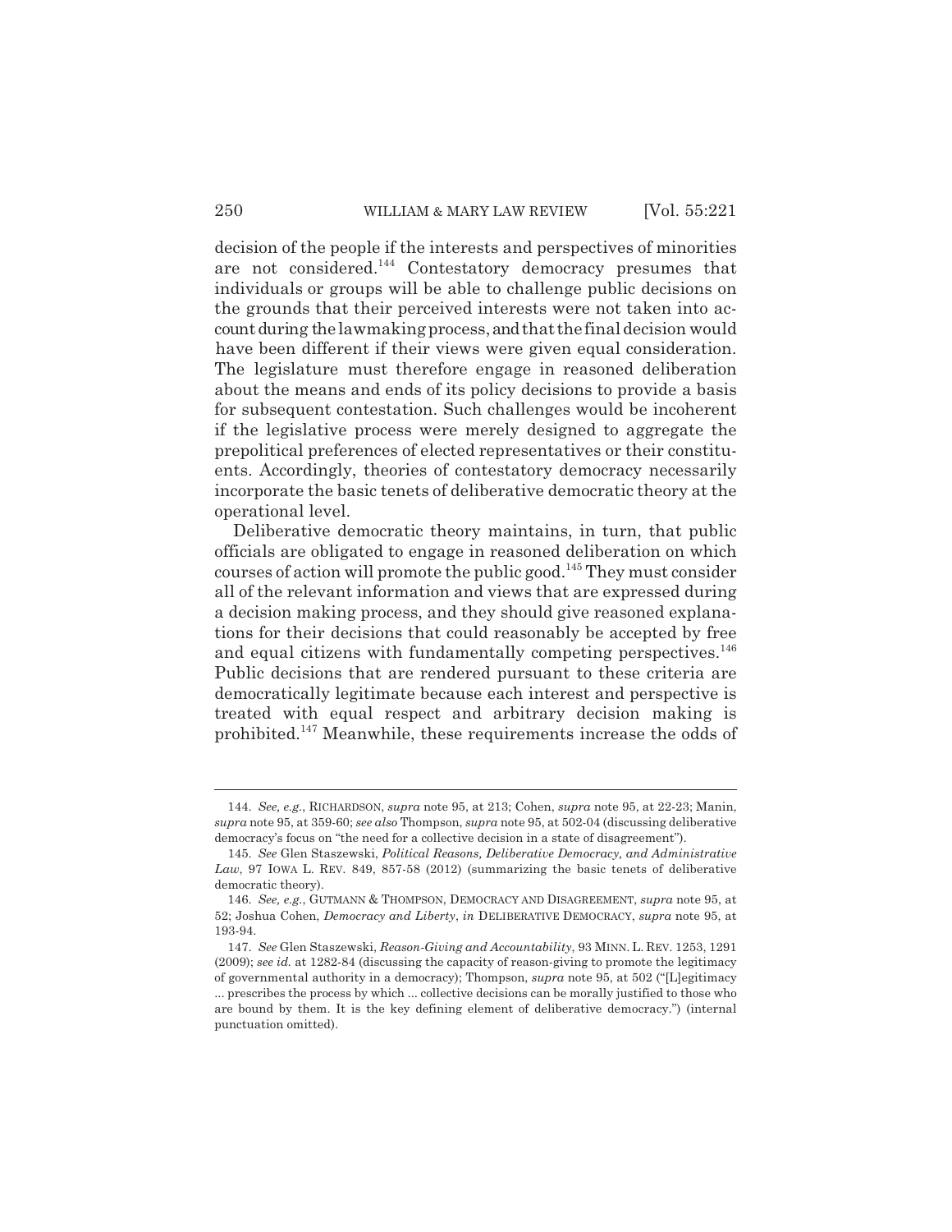decision of the people if the interests and perspectives of minorities are not considered.[144] Contestatory democracy presumes that individuals or groups will be able to challenge public decisions on the grounds that their perceived interests were not taken into account during the lawmaking process, and that the final decision would have been different if their views were given equal consideration. The legislature must therefore engage in reasoned deliberation about the means and ends of its policy decisions to provide a basis for subsequent contestation. Such challenges would be incoherent if the legislative process were merely designed to aggregate the prepolitical preferences of elected representatives or their constituents. Accordingly, theories of contestatory democracy necessarily incorporate the basic tenets of deliberative democratic theory at the operational level.

Deliberative democratic theory maintains, in turn, that public officials are obligated to engage in reasoned deliberation on which courses of action will promote the public good.[145] They must consider all of the relevant information and views that are expressed during a decision making process, and they should give reasoned explanations for their decisions that could reasonably be accepted by free and equal citizens with fundamentally competing perspectives.[146] Public decisions that are rendered pursuant to these criteria are democratically legitimate because each interest and perspective is treated with equal respect and arbitrary decision making is prohibited.[147] Meanwhile, these requirements increase the odds of

---

144. *See, e.g.*, RICHARDSON, *supra* note 95, at 213; Cohen, *supra* note 95, at 22-23; Manin, *supra* note 95, at 359-60; *see also* Thompson, *supra* note 95, at 502-04 (discussing deliberative democracy's focus on "the need for a collective decision in a state of disagreement").

145. *See* Glen Staszewski, *Political Reasons, Deliberative Democracy, and Administrative Law*, 97 IOWA L. REV. 849, 857-58 (2012) (summarizing the basic tenets of deliberative democratic theory).

146. *See, e.g.*, GUTMANN & THOMPSON, DEMOCRACY AND DISAGREEMENT, *supra* note 95, at 52; Joshua Cohen, *Democracy and Liberty*, *in* DELIBERATIVE DEMOCRACY, *supra* note 95, at 193-94.

147. *See* Glen Staszewski, *Reason-Giving and Accountability*, 93 MINN. L. REV. 1253, 1291 (2009); *see id.* at 1282-84 (discussing the capacity of reason-giving to promote the legitimacy of governmental authority in a democracy); Thompson, *supra* note 95, at 502 ("[L]egitimacy ... prescribes the process by which ... collective decisions can be morally justified to those who are bound by them. It is the key defining element of deliberative democracy.") (internal punctuation omitted).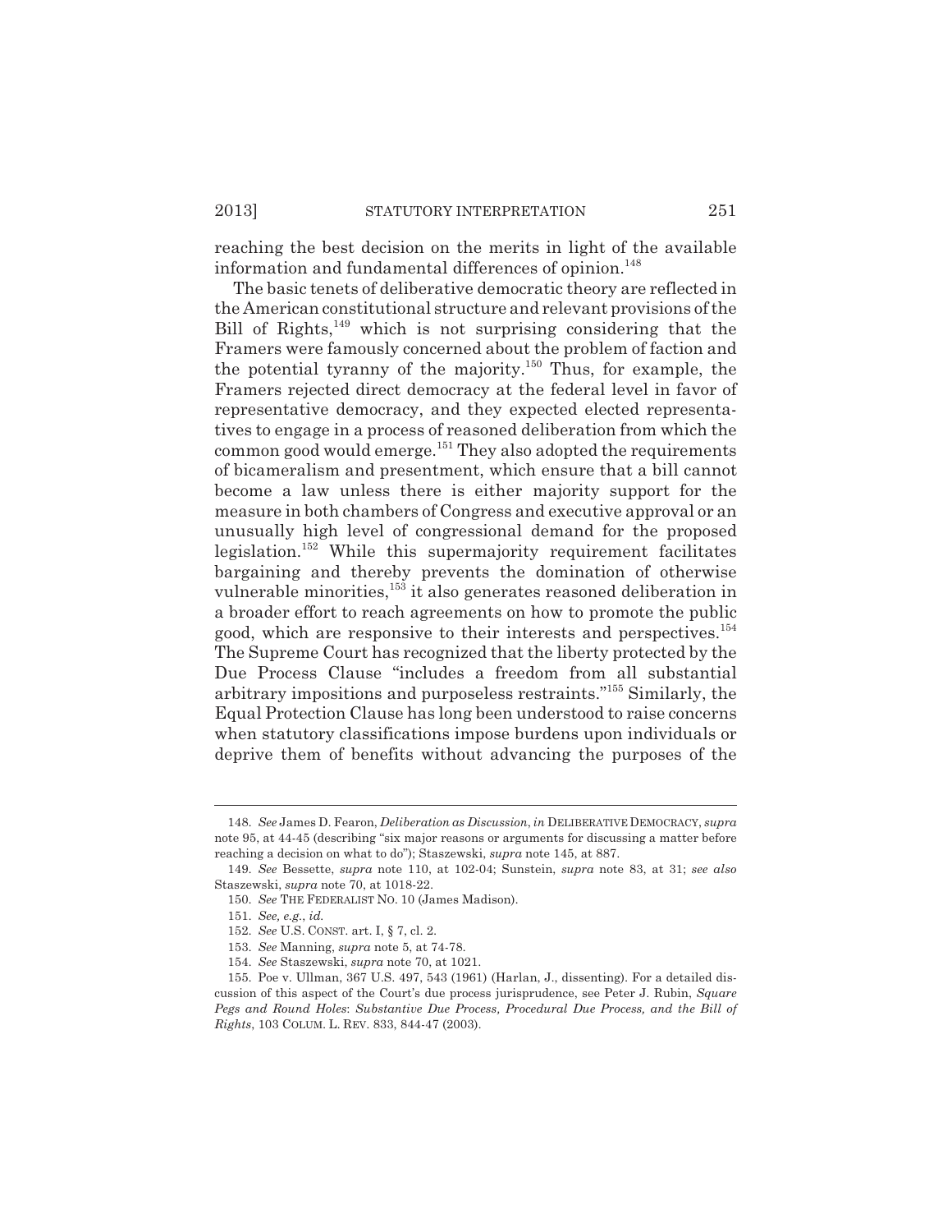reaching the best decision on the merits in light of the available information and fundamental differences of opinion.[148]

The basic tenets of deliberative democratic theory are reflected in the American constitutional structure and relevant provisions of the Bill of Rights,[149] which is not surprising considering that the Framers were famously concerned about the problem of faction and the potential tyranny of the majority.[150] Thus, for example, the Framers rejected direct democracy at the federal level in favor of representative democracy, and they expected elected representatives to engage in a process of reasoned deliberation from which the common good would emerge.[151] They also adopted the requirements of bicameralism and presentment, which ensure that a bill cannot become a law unless there is either majority support for the measure in both chambers of Congress and executive approval or an unusually high level of congressional demand for the proposed legislation.[152] While this supermajority requirement facilitates bargaining and thereby prevents the domination of otherwise vulnerable minorities,[153] it also generates reasoned deliberation in a broader effort to reach agreements on how to promote the public good, which are responsive to their interests and perspectives.[154] The Supreme Court has recognized that the liberty protected by the Due Process Clause "includes a freedom from all substantial arbitrary impositions and purposeless restraints."[155] Similarly, the Equal Protection Clause has long been understood to raise concerns when statutory classifications impose burdens upon individuals or deprive them of benefits without advancing the purposes of the

---

148. *See* James D. Fearon, *Deliberation as Discussion*, *in* DELIBERATIVE DEMOCRACY, *supra* note 95, at 44-45 (describing "six major reasons or arguments for discussing a matter before reaching a decision on what to do"); Staszewski, *supra* note 145, at 887.

149. *See* Bessette, *supra* note 110, at 102-04; Sunstein, *supra* note 83, at 31; *see also* Staszewski, *supra* note 70, at 1018-22.

150. *See* THE FEDERALIST NO. 10 (James Madison).

151. *See, e.g.*, *id.*

152. *See* U.S. CONST. art. I, § 7, cl. 2.

153. *See* Manning, *supra* note 5, at 74-78.

154. *See* Staszewski, *supra* note 70, at 1021.

155. Poe v. Ullman, 367 U.S. 497, 543 (1961) (Harlan, J., dissenting). For a detailed discussion of this aspect of the Court's due process jurisprudence, see Peter J. Rubin, *Square Pegs and Round Holes*: *Substantive Due Process, Procedural Due Process, and the Bill of Rights*, 103 COLUM. L. REV. 833, 844-47 (2003).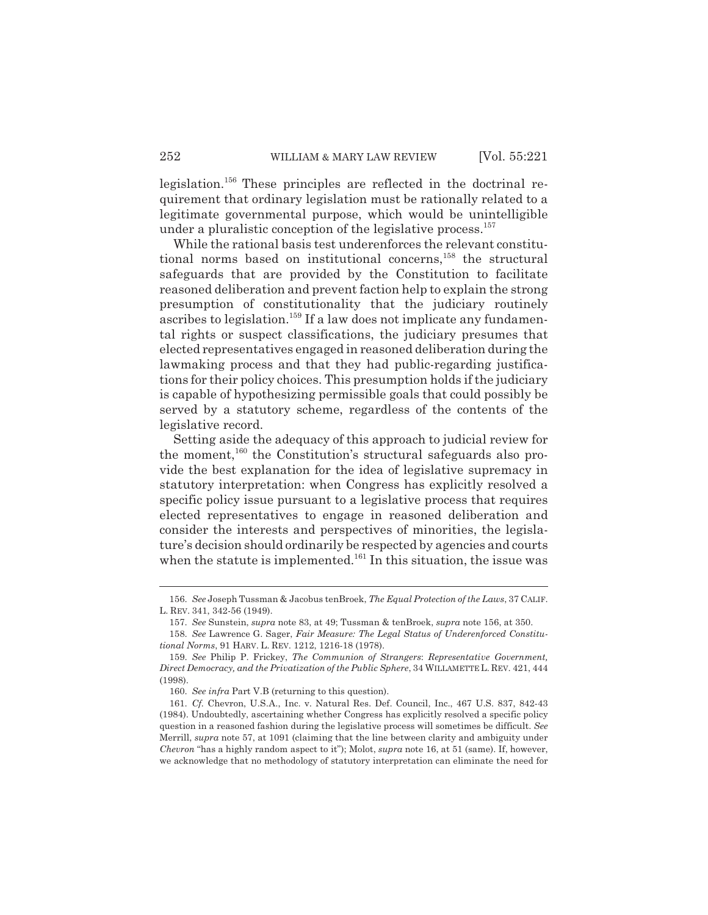legislation.[156] These principles are reflected in the doctrinal requirement that ordinary legislation must be rationally related to a legitimate governmental purpose, which would be unintelligible under a pluralistic conception of the legislative process.[157]

While the rational basis test underenforces the relevant constitutional norms based on institutional concerns,[158] the structural safeguards that are provided by the Constitution to facilitate reasoned deliberation and prevent faction help to explain the strong presumption of constitutionality that the judiciary routinely ascribes to legislation.[159] If a law does not implicate any fundamental rights or suspect classifications, the judiciary presumes that elected representatives engaged in reasoned deliberation during the lawmaking process and that they had public-regarding justifications for their policy choices. This presumption holds if the judiciary is capable of hypothesizing permissible goals that could possibly be served by a statutory scheme, regardless of the contents of the legislative record.

Setting aside the adequacy of this approach to judicial review for the moment,[160] the Constitution's structural safeguards also provide the best explanation for the idea of legislative supremacy in statutory interpretation: when Congress has explicitly resolved a specific policy issue pursuant to a legislative process that requires elected representatives to engage in reasoned deliberation and consider the interests and perspectives of minorities, the legislature's decision should ordinarily be respected by agencies and courts when the statute is implemented.[161] In this situation, the issue was

156. *See* Joseph Tussman & Jacobus tenBroek, *The Equal Protection of the Laws*, 37 CALIF. L. REV. 341, 342-56 (1949).

157. *See* Sunstein, *supra* note 83, at 49; Tussman & tenBroek, *supra* note 156, at 350.

158. *See* Lawrence G. Sager, *Fair Measure: The Legal Status of Underenforced Constitutional Norms*, 91 HARV. L. REV. 1212, 1216-18 (1978).

159. *See* Philip P. Frickey, *The Communion of Strangers*: *Representative Government, Direct Democracy, and the Privatization of the Public Sphere*, 34 WILLAMETTE L. REV. 421, 444 (1998).

160. *See infra* Part V.B (returning to this question).

161. *Cf.* Chevron, U.S.A., Inc. v. Natural Res. Def. Council, Inc., 467 U.S. 837, 842-43 (1984). Undoubtedly, ascertaining whether Congress has explicitly resolved a specific policy question in a reasoned fashion during the legislative process will sometimes be difficult. *See* Merrill, *supra* note 57, at 1091 (claiming that the line between clarity and ambiguity under *Chevron* "has a highly random aspect to it"); Molot, *supra* note 16, at 51 (same). If, however, we acknowledge that no methodology of statutory interpretation can eliminate the need for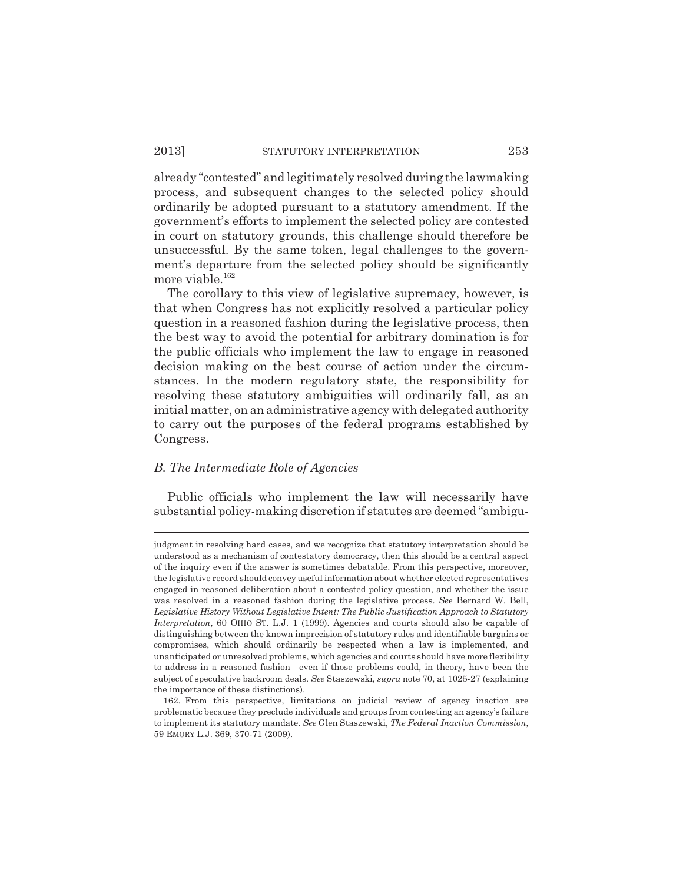already "contested" and legitimately resolved during the lawmaking process, and subsequent changes to the selected policy should ordinarily be adopted pursuant to a statutory amendment. If the government's efforts to implement the selected policy are contested in court on statutory grounds, this challenge should therefore be unsuccessful. By the same token, legal challenges to the government's departure from the selected policy should be significantly more viable.[162]

The corollary to this view of legislative supremacy, however, is that when Congress has not explicitly resolved a particular policy question in a reasoned fashion during the legislative process, then the best way to avoid the potential for arbitrary domination is for the public officials who implement the law to engage in reasoned decision making on the best course of action under the circumstances. In the modern regulatory state, the responsibility for resolving these statutory ambiguities will ordinarily fall, as an initial matter, on an administrative agency with delegated authority to carry out the purposes of the federal programs established by Congress.

### *B. The Intermediate Role of Agencies*

Public officials who implement the law will necessarily have substantial policy-making discretion if statutes are deemed "ambigu-

---

judgment in resolving hard cases, and we recognize that statutory interpretation should be understood as a mechanism of contestatory democracy, then this should be a central aspect of the inquiry even if the answer is sometimes debatable. From this perspective, moreover, the legislative record should convey useful information about whether elected representatives engaged in reasoned deliberation about a contested policy question, and whether the issue was resolved in a reasoned fashion during the legislative process. *See* Bernard W. Bell, *Legislative History Without Legislative Intent: The Public Justification Approach to Statutory Interpretation*, 60 OHIO ST. L.J. 1 (1999). Agencies and courts should also be capable of distinguishing between the known imprecision of statutory rules and identifiable bargains or compromises, which should ordinarily be respected when a law is implemented, and unanticipated or unresolved problems, which agencies and courts should have more flexibility to address in a reasoned fashion—even if those problems could, in theory, have been the subject of speculative backroom deals. *See* Staszewski, *supra* note 70, at 1025-27 (explaining the importance of these distinctions).

162. From this perspective, limitations on judicial review of agency inaction are problematic because they preclude individuals and groups from contesting an agency's failure to implement its statutory mandate. *See* Glen Staszewski, *The Federal Inaction Commission*, 59 EMORY L.J. 369, 370-71 (2009).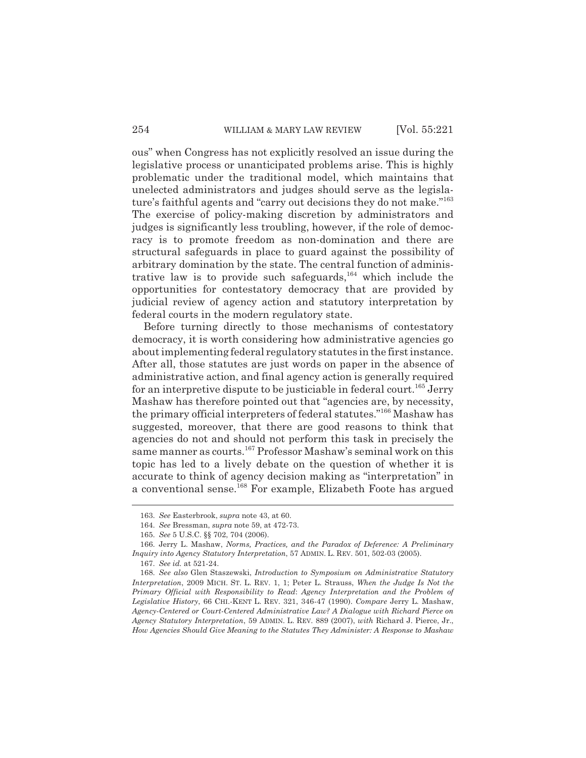ous" when Congress has not explicitly resolved an issue during the legislative process or unanticipated problems arise. This is highly problematic under the traditional model, which maintains that unelected administrators and judges should serve as the legislature's faithful agents and "carry out decisions they do not make."[163] The exercise of policy-making discretion by administrators and judges is significantly less troubling, however, if the role of democracy is to promote freedom as non-domination and there are structural safeguards in place to guard against the possibility of arbitrary domination by the state. The central function of administrative law is to provide such safeguards,[164] which include the opportunities for contestatory democracy that are provided by judicial review of agency action and statutory interpretation by federal courts in the modern regulatory state.

Before turning directly to those mechanisms of contestatory democracy, it is worth considering how administrative agencies go about implementing federal regulatory statutes in the first instance. After all, those statutes are just words on paper in the absence of administrative action, and final agency action is generally required for an interpretive dispute to be justiciable in federal court.[165] Jerry Mashaw has therefore pointed out that "agencies are, by necessity, the primary official interpreters of federal statutes."[166] Mashaw has suggested, moreover, that there are good reasons to think that agencies do not and should not perform this task in precisely the same manner as courts.[167] Professor Mashaw's seminal work on this topic has led to a lively debate on the question of whether it is accurate to think of agency decision making as "interpretation" in a conventional sense.[168] For example, Elizabeth Foote has argued

---

163. *See* Easterbrook, *supra* note 43, at 60.

164. *See* Bressman, *supra* note 59, at 472-73.

165. *See* 5 U.S.C. §§ 702, 704 (2006).

166. Jerry L. Mashaw, *Norms, Practices, and the Paradox of Deference: A Preliminary Inquiry into Agency Statutory Interpretation*, 57 ADMIN. L. REV. 501, 502-03 (2005).

167. *See id.* at 521-24.

168. *See also* Glen Staszewski, *Introduction to Symposium on Administrative Statutory Interpretation*, 2009 MICH. ST. L. REV. 1, 1; Peter L. Strauss, *When the Judge Is Not the Primary Official with Responsibility to Read: Agency Interpretation and the Problem of Legislative History*, 66 CHI.-KENT L. REV. 321, 346-47 (1990). *Compare* Jerry L. Mashaw, *Agency-Centered or Court-Centered Administrative Law? A Dialogue with Richard Pierce on Agency Statutory Interpretation*, 59 ADMIN. L. REV. 889 (2007), *with* Richard J. Pierce, Jr., *How Agencies Should Give Meaning to the Statutes They Administer: A Response to Mashaw*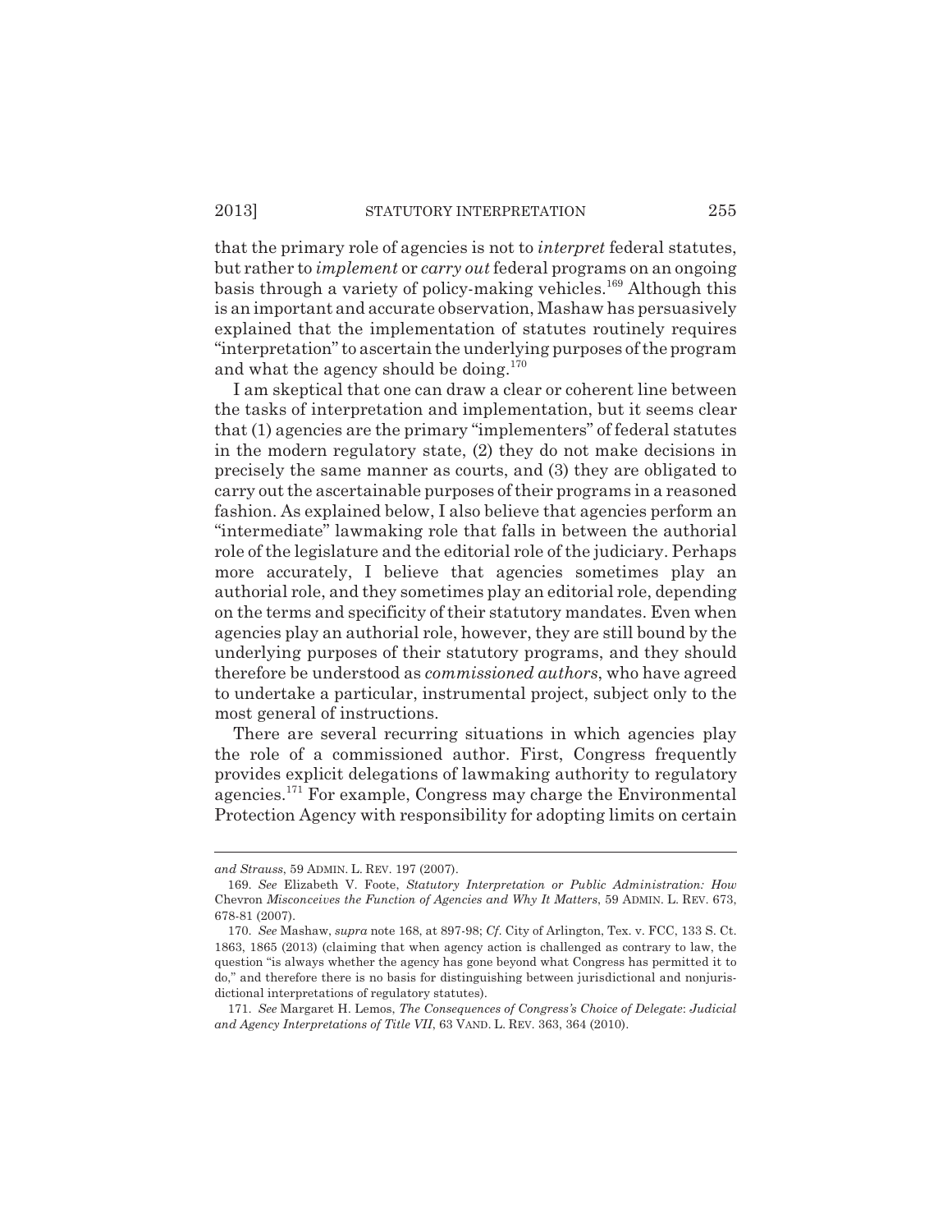that the primary role of agencies is not to *interpret* federal statutes, but rather to *implement* or *carry out* federal programs on an ongoing basis through a variety of policy-making vehicles.[169] Although this is an important and accurate observation, Mashaw has persuasively explained that the implementation of statutes routinely requires "interpretation" to ascertain the underlying purposes of the program and what the agency should be doing.[170]

I am skeptical that one can draw a clear or coherent line between the tasks of interpretation and implementation, but it seems clear that (1) agencies are the primary "implementers" of federal statutes in the modern regulatory state, (2) they do not make decisions in precisely the same manner as courts, and (3) they are obligated to carry out the ascertainable purposes of their programs in a reasoned fashion. As explained below, I also believe that agencies perform an "intermediate" lawmaking role that falls in between the authorial role of the legislature and the editorial role of the judiciary. Perhaps more accurately, I believe that agencies sometimes play an authorial role, and they sometimes play an editorial role, depending on the terms and specificity of their statutory mandates. Even when agencies play an authorial role, however, they are still bound by the underlying purposes of their statutory programs, and they should therefore be understood as *commissioned authors*, who have agreed to undertake a particular, instrumental project, subject only to the most general of instructions.

There are several recurring situations in which agencies play the role of a commissioned author. First, Congress frequently provides explicit delegations of lawmaking authority to regulatory agencies.[171] For example, Congress may charge the Environmental Protection Agency with responsibility for adopting limits on certain

---

*and Strauss*, 59 ADMIN. L. REV. 197 (2007).

169. *See* Elizabeth V. Foote, *Statutory Interpretation or Public Administration: How* Chevron *Misconceives the Function of Agencies and Why It Matters*, 59 ADMIN. L. REV. 673, 678-81 (2007).

170. *See* Mashaw, *supra* note 168, at 897-98; *Cf.* City of Arlington, Tex. v. FCC, 133 S. Ct. 1863, 1865 (2013) (claiming that when agency action is challenged as contrary to law, the question "is always whether the agency has gone beyond what Congress has permitted it to do," and therefore there is no basis for distinguishing between jurisdictional and nonjurisdictional interpretations of regulatory statutes).

171. *See* Margaret H. Lemos, *The Consequences of Congress's Choice of Delegate*: *Judicial and Agency Interpretations of Title VII*, 63 VAND. L. REV. 363, 364 (2010).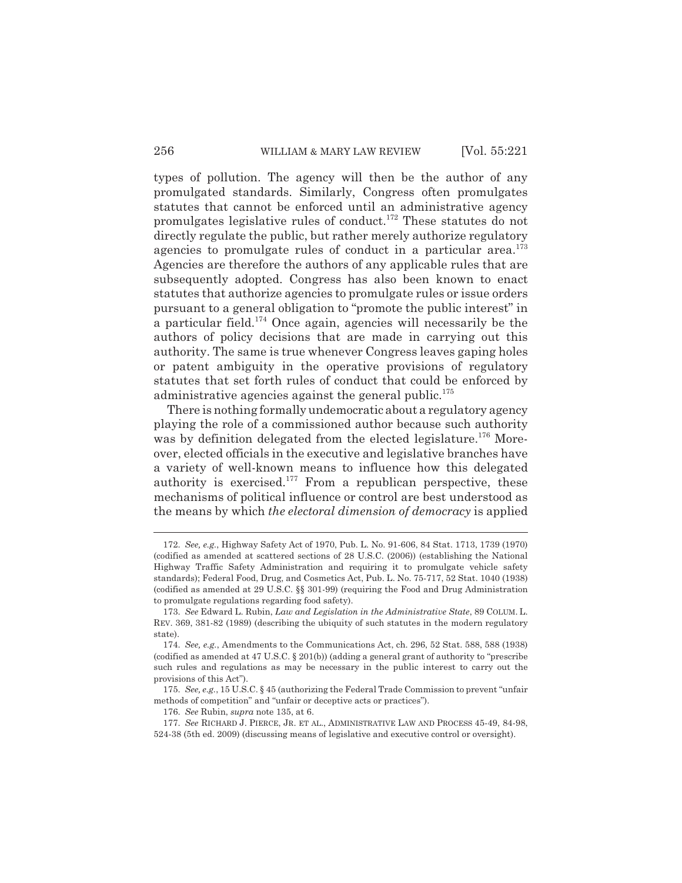types of pollution. The agency will then be the author of any promulgated standards. Similarly, Congress often promulgates statutes that cannot be enforced until an administrative agency promulgates legislative rules of conduct.[172] These statutes do not directly regulate the public, but rather merely authorize regulatory agencies to promulgate rules of conduct in a particular area.[173] Agencies are therefore the authors of any applicable rules that are subsequently adopted. Congress has also been known to enact statutes that authorize agencies to promulgate rules or issue orders pursuant to a general obligation to "promote the public interest" in a particular field.[174] Once again, agencies will necessarily be the authors of policy decisions that are made in carrying out this authority. The same is true whenever Congress leaves gaping holes or patent ambiguity in the operative provisions of regulatory statutes that set forth rules of conduct that could be enforced by administrative agencies against the general public.[175]

There is nothing formally undemocratic about a regulatory agency playing the role of a commissioned author because such authority was by definition delegated from the elected legislature.[176] Moreover, elected officials in the executive and legislative branches have a variety of well-known means to influence how this delegated authority is exercised.[177] From a republican perspective, these mechanisms of political influence or control are best understood as the means by which *the electoral dimension of democracy* is applied

---

172. *See, e.g.*, Highway Safety Act of 1970, Pub. L. No. 91-606, 84 Stat. 1713, 1739 (1970) (codified as amended at scattered sections of 28 U.S.C. (2006)) (establishing the National Highway Traffic Safety Administration and requiring it to promulgate vehicle safety standards); Federal Food, Drug, and Cosmetics Act, Pub. L. No. 75-717, 52 Stat. 1040 (1938) (codified as amended at 29 U.S.C. §§ 301-99) (requiring the Food and Drug Administration to promulgate regulations regarding food safety).

173. *See* Edward L. Rubin, *Law and Legislation in the Administrative State*, 89 COLUM. L. REV. 369, 381-82 (1989) (describing the ubiquity of such statutes in the modern regulatory state).

174. *See, e.g.*, Amendments to the Communications Act, ch. 296, 52 Stat. 588, 588 (1938) (codified as amended at 47 U.S.C. § 201(b)) (adding a general grant of authority to "prescribe such rules and regulations as may be necessary in the public interest to carry out the provisions of this Act").

175. *See, e.g.*, 15 U.S.C. § 45 (authorizing the Federal Trade Commission to prevent "unfair methods of competition" and "unfair or deceptive acts or practices").

176. *See* Rubin, *supra* note 135, at 6.

177. *See* RICHARD J. PIERCE, JR. ET AL., ADMINISTRATIVE LAW AND PROCESS 45-49, 84-98, 524-38 (5th ed. 2009) (discussing means of legislative and executive control or oversight).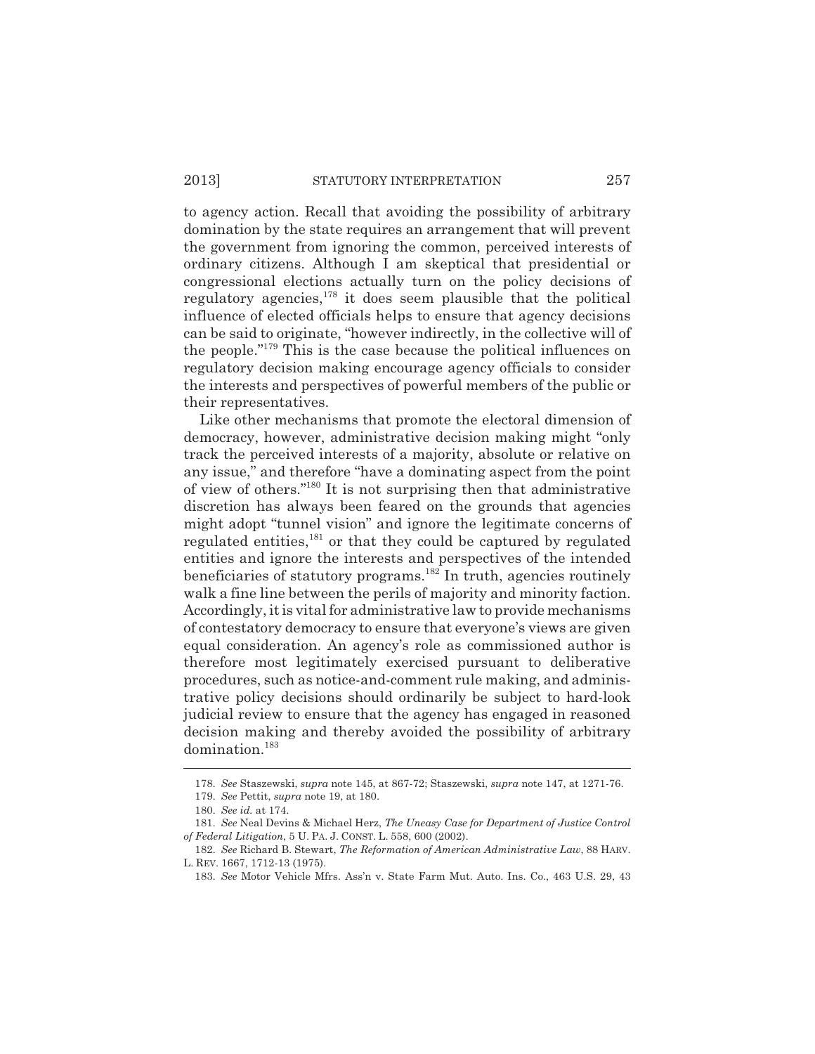to agency action. Recall that avoiding the possibility of arbitrary domination by the state requires an arrangement that will prevent the government from ignoring the common, perceived interests of ordinary citizens. Although I am skeptical that presidential or congressional elections actually turn on the policy decisions of regulatory agencies,[178] it does seem plausible that the political influence of elected officials helps to ensure that agency decisions can be said to originate, "however indirectly, in the collective will of the people."[179] This is the case because the political influences on regulatory decision making encourage agency officials to consider the interests and perspectives of powerful members of the public or their representatives.

Like other mechanisms that promote the electoral dimension of democracy, however, administrative decision making might "only track the perceived interests of a majority, absolute or relative on any issue," and therefore "have a dominating aspect from the point of view of others."[180] It is not surprising then that administrative discretion has always been feared on the grounds that agencies might adopt "tunnel vision" and ignore the legitimate concerns of regulated entities,[181] or that they could be captured by regulated entities and ignore the interests and perspectives of the intended beneficiaries of statutory programs.[182] In truth, agencies routinely walk a fine line between the perils of majority and minority faction. Accordingly, it is vital for administrative law to provide mechanisms of contestatory democracy to ensure that everyone's views are given equal consideration. An agency's role as commissioned author is therefore most legitimately exercised pursuant to deliberative procedures, such as notice-and-comment rule making, and administrative policy decisions should ordinarily be subject to hard-look judicial review to ensure that the agency has engaged in reasoned decision making and thereby avoided the possibility of arbitrary domination.[183]

---

178. *See* Staszewski, *supra* note 145, at 867-72; Staszewski, *supra* note 147, at 1271-76.

179. *See* Pettit, *supra* note 19, at 180.

180. *See id.* at 174.

181. *See* Neal Devins & Michael Herz, *The Uneasy Case for Department of Justice Control of Federal Litigation*, 5 U. PA. J. CONST. L. 558, 600 (2002).

182. *See* Richard B. Stewart, *The Reformation of American Administrative Law*, 88 HARV. L. REV. 1667, 1712-13 (1975).

183. *See* Motor Vehicle Mfrs. Ass'n v. State Farm Mut. Auto. Ins. Co., 463 U.S. 29, 43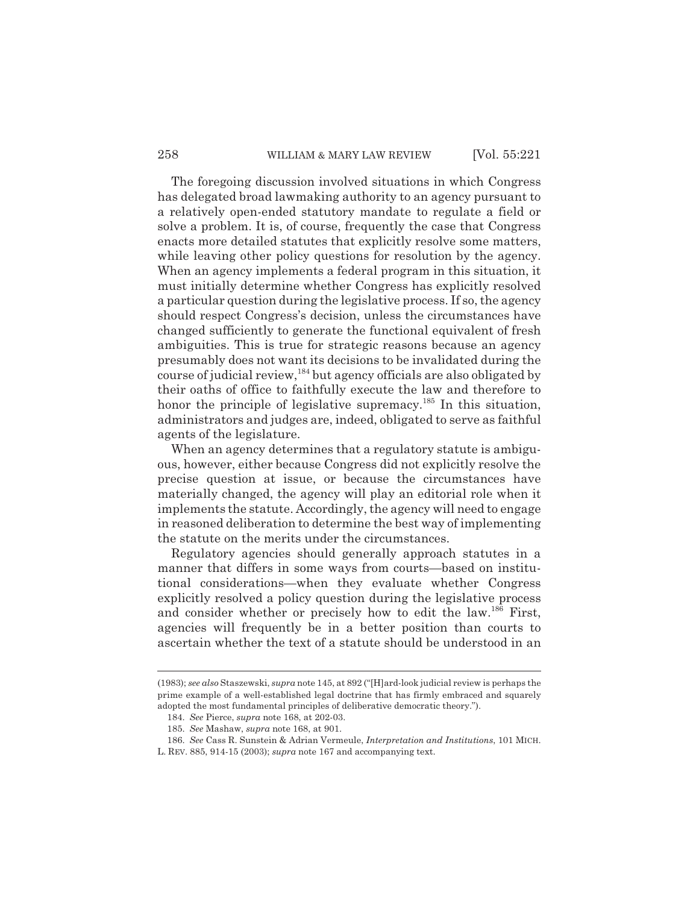The foregoing discussion involved situations in which Congress has delegated broad lawmaking authority to an agency pursuant to a relatively open-ended statutory mandate to regulate a field or solve a problem. It is, of course, frequently the case that Congress enacts more detailed statutes that explicitly resolve some matters, while leaving other policy questions for resolution by the agency. When an agency implements a federal program in this situation, it must initially determine whether Congress has explicitly resolved a particular question during the legislative process. If so, the agency should respect Congress's decision, unless the circumstances have changed sufficiently to generate the functional equivalent of fresh ambiguities. This is true for strategic reasons because an agency presumably does not want its decisions to be invalidated during the course of judicial review,[184] but agency officials are also obligated by their oaths of office to faithfully execute the law and therefore to honor the principle of legislative supremacy.[185] In this situation, administrators and judges are, indeed, obligated to serve as faithful agents of the legislature.

When an agency determines that a regulatory statute is ambiguous, however, either because Congress did not explicitly resolve the precise question at issue, or because the circumstances have materially changed, the agency will play an editorial role when it implements the statute. Accordingly, the agency will need to engage in reasoned deliberation to determine the best way of implementing the statute on the merits under the circumstances.

Regulatory agencies should generally approach statutes in a manner that differs in some ways from courts—based on institutional considerations—when they evaluate whether Congress explicitly resolved a policy question during the legislative process and consider whether or precisely how to edit the law.[186] First, agencies will frequently be in a better position than courts to ascertain whether the text of a statute should be understood in an

---

(1983); *see also* Staszewski, *supra* note 145, at 892 ("[H]ard-look judicial review is perhaps the prime example of a well-established legal doctrine that has firmly embraced and squarely adopted the most fundamental principles of deliberative democratic theory.").

184. *See* Pierce, *supra* note 168, at 202-03.

185. *See* Mashaw, *supra* note 168, at 901.

186. *See* Cass R. Sunstein & Adrian Vermeule, *Interpretation and Institutions*, 101 MICH. L. REV. 885, 914-15 (2003); *supra* note 167 and accompanying text.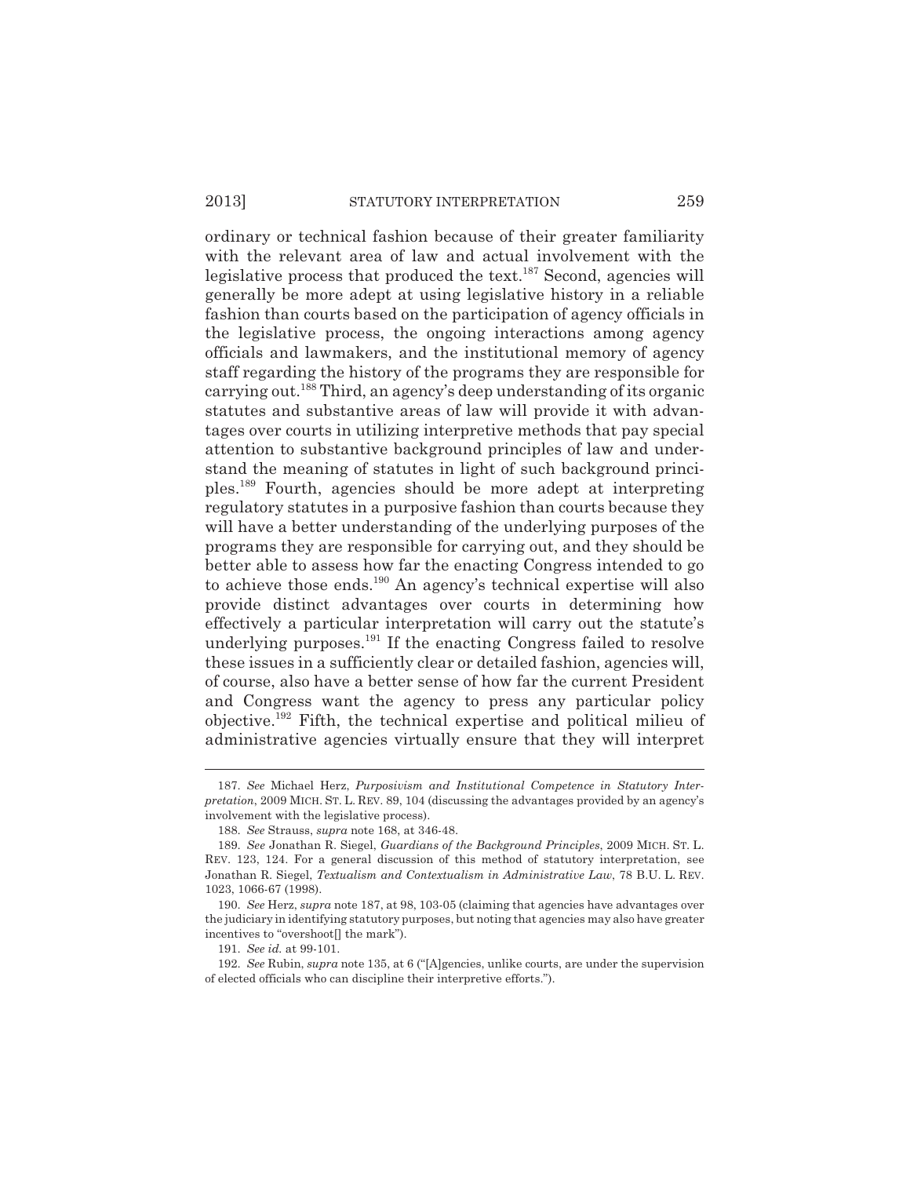ordinary or technical fashion because of their greater familiarity with the relevant area of law and actual involvement with the legislative process that produced the text.[187] Second, agencies will generally be more adept at using legislative history in a reliable fashion than courts based on the participation of agency officials in the legislative process, the ongoing interactions among agency officials and lawmakers, and the institutional memory of agency staff regarding the history of the programs they are responsible for carrying out.[188] Third, an agency's deep understanding of its organic statutes and substantive areas of law will provide it with advantages over courts in utilizing interpretive methods that pay special attention to substantive background principles of law and understand the meaning of statutes in light of such background principles.[189] Fourth, agencies should be more adept at interpreting regulatory statutes in a purposive fashion than courts because they will have a better understanding of the underlying purposes of the programs they are responsible for carrying out, and they should be better able to assess how far the enacting Congress intended to go to achieve those ends.[190] An agency's technical expertise will also provide distinct advantages over courts in determining how effectively a particular interpretation will carry out the statute's underlying purposes.[191] If the enacting Congress failed to resolve these issues in a sufficiently clear or detailed fashion, agencies will, of course, also have a better sense of how far the current President and Congress want the agency to press any particular policy objective.[192] Fifth, the technical expertise and political milieu of administrative agencies virtually ensure that they will interpret

---

187. *See* Michael Herz, *Purposivism and Institutional Competence in Statutory Interpretation*, 2009 MICH. ST. L. REV. 89, 104 (discussing the advantages provided by an agency's involvement with the legislative process).

188. *See* Strauss, *supra* note 168, at 346-48.

189. *See* Jonathan R. Siegel, *Guardians of the Background Principles*, 2009 MICH. ST. L. REV. 123, 124. For a general discussion of this method of statutory interpretation, see Jonathan R. Siegel, *Textualism and Contextualism in Administrative Law*, 78 B.U. L. REV. 1023, 1066-67 (1998).

190. *See* Herz, *supra* note 187, at 98, 103-05 (claiming that agencies have advantages over the judiciary in identifying statutory purposes, but noting that agencies may also have greater incentives to "overshoot[] the mark").

191. *See id.* at 99-101.

192. *See* Rubin, *supra* note 135, at 6 ("[A]gencies, unlike courts, are under the supervision of elected officials who can discipline their interpretive efforts.").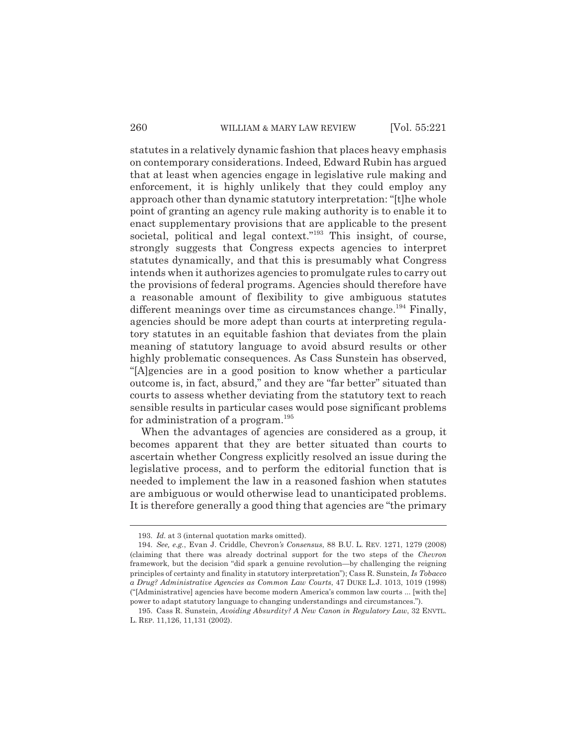statutes in a relatively dynamic fashion that places heavy emphasis on contemporary considerations. Indeed, Edward Rubin has argued that at least when agencies engage in legislative rule making and enforcement, it is highly unlikely that they could employ any approach other than dynamic statutory interpretation: "[t]he whole point of granting an agency rule making authority is to enable it to enact supplementary provisions that are applicable to the present societal, political and legal context."[193] This insight, of course, strongly suggests that Congress expects agencies to interpret statutes dynamically, and that this is presumably what Congress intends when it authorizes agencies to promulgate rules to carry out the provisions of federal programs. Agencies should therefore have a reasonable amount of flexibility to give ambiguous statutes different meanings over time as circumstances change.[194] Finally, agencies should be more adept than courts at interpreting regulatory statutes in an equitable fashion that deviates from the plain meaning of statutory language to avoid absurd results or other highly problematic consequences. As Cass Sunstein has observed, "[A]gencies are in a good position to know whether a particular outcome is, in fact, absurd," and they are "far better" situated than courts to assess whether deviating from the statutory text to reach sensible results in particular cases would pose significant problems for administration of a program.[195]

When the advantages of agencies are considered as a group, it becomes apparent that they are better situated than courts to ascertain whether Congress explicitly resolved an issue during the legislative process, and to perform the editorial function that is needed to implement the law in a reasoned fashion when statutes are ambiguous or would otherwise lead to unanticipated problems. It is therefore generally a good thing that agencies are "the primary

---

193. *Id.* at 3 (internal quotation marks omitted).

194. *See, e.g.*, Evan J. Criddle, Chevron*'s Consensus*, 88 B.U. L. REV. 1271, 1279 (2008) (claiming that there was already doctrinal support for the two steps of the *Chevron* framework, but the decision "did spark a genuine revolution—by challenging the reigning principles of certainty and finality in statutory interpretation"); Cass R. Sunstein, *Is Tobacco a Drug? Administrative Agencies as Common Law Courts*, 47 DUKE L.J. 1013, 1019 (1998) ("[Administrative] agencies have become modern America's common law courts ... [with the] power to adapt statutory language to changing understandings and circumstances.").

195. Cass R. Sunstein, *Avoiding Absurdity? A New Canon in Regulatory Law*, 32 ENVTL. L. REP. 11,126, 11,131 (2002).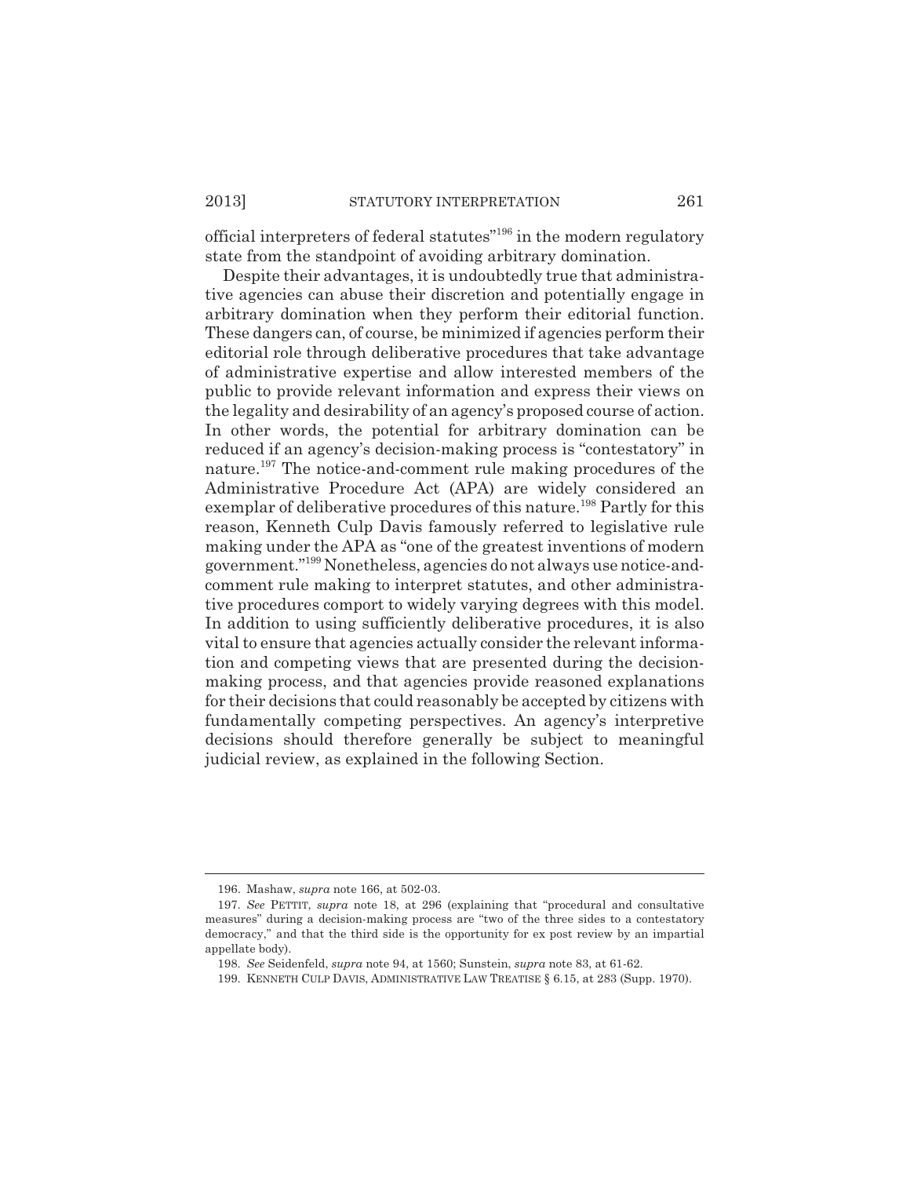official interpreters of federal statutes"[196] in the modern regulatory state from the standpoint of avoiding arbitrary domination.

Despite their advantages, it is undoubtedly true that administrative agencies can abuse their discretion and potentially engage in arbitrary domination when they perform their editorial function. These dangers can, of course, be minimized if agencies perform their editorial role through deliberative procedures that take advantage of administrative expertise and allow interested members of the public to provide relevant information and express their views on the legality and desirability of an agency's proposed course of action. In other words, the potential for arbitrary domination can be reduced if an agency's decision-making process is "contestatory" in nature.[197] The notice-and-comment rule making procedures of the Administrative Procedure Act (APA) are widely considered an exemplar of deliberative procedures of this nature.[198] Partly for this reason, Kenneth Culp Davis famously referred to legislative rule making under the APA as "one of the greatest inventions of modern government."[199] Nonetheless, agencies do not always use notice-and-comment rule making to interpret statutes, and other administrative procedures comport to widely varying degrees with this model. In addition to using sufficiently deliberative procedures, it is also vital to ensure that agencies actually consider the relevant information and competing views that are presented during the decision-making process, and that agencies provide reasoned explanations for their decisions that could reasonably be accepted by citizens with fundamentally competing perspectives. An agency's interpretive decisions should therefore generally be subject to meaningful judicial review, as explained in the following Section.

---

196. Mashaw, *supra* note 166, at 502-03.

197. *See* PETTIT, *supra* note 18, at 296 (explaining that "procedural and consultative measures" during a decision-making process are "two of the three sides to a contestatory democracy," and that the third side is the opportunity for ex post review by an impartial appellate body).

198. *See* Seidenfeld, *supra* note 94, at 1560; Sunstein, *supra* note 83, at 61-62.

199. KENNETH CULP DAVIS, ADMINISTRATIVE LAW TREATISE § 6.15, at 283 (Supp. 1970).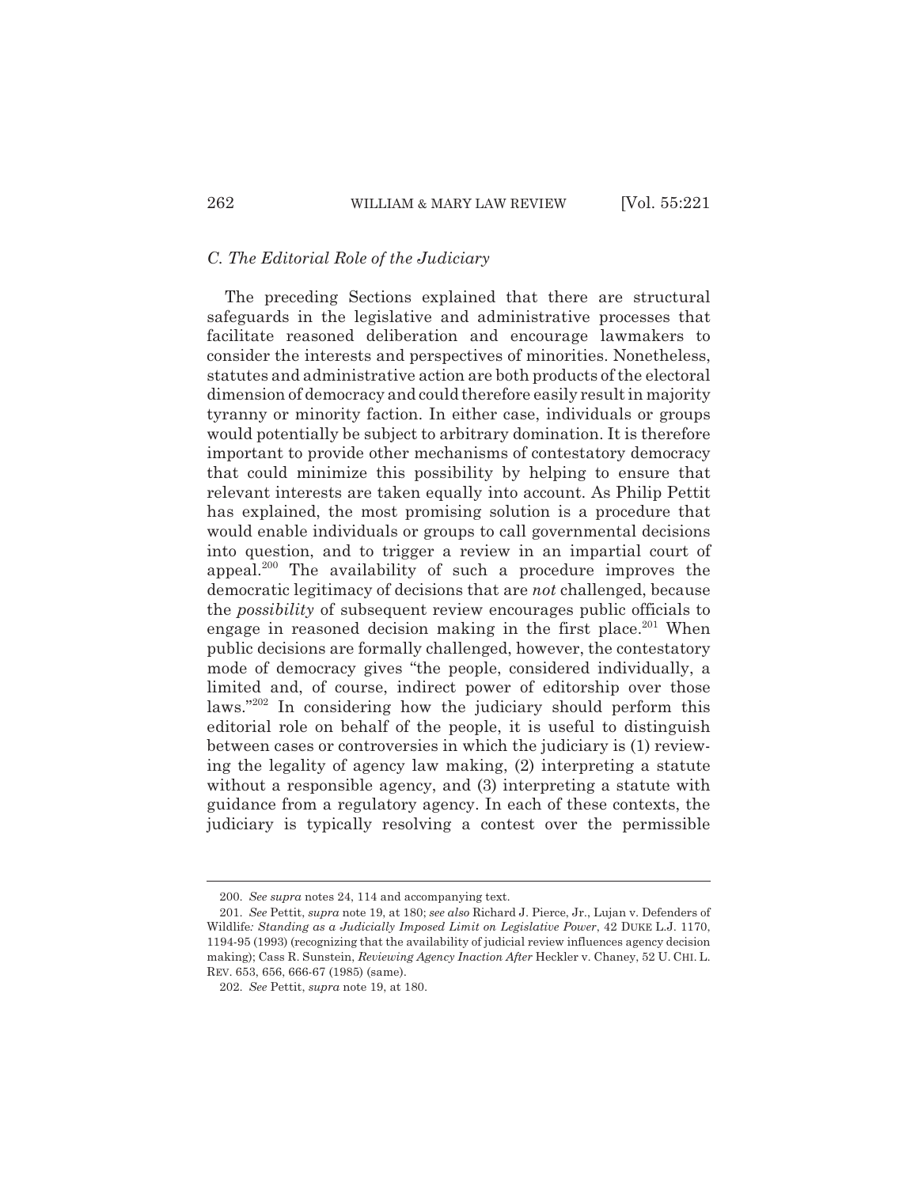### *C. The Editorial Role of the Judiciary*

The preceding Sections explained that there are structural safeguards in the legislative and administrative processes that facilitate reasoned deliberation and encourage lawmakers to consider the interests and perspectives of minorities. Nonetheless, statutes and administrative action are both products of the electoral dimension of democracy and could therefore easily result in majority tyranny or minority faction. In either case, individuals or groups would potentially be subject to arbitrary domination. It is therefore important to provide other mechanisms of contestatory democracy that could minimize this possibility by helping to ensure that relevant interests are taken equally into account. As Philip Pettit has explained, the most promising solution is a procedure that would enable individuals or groups to call governmental decisions into question, and to trigger a review in an impartial court of appeal.[200] The availability of such a procedure improves the democratic legitimacy of decisions that are *not* challenged, because the *possibility* of subsequent review encourages public officials to engage in reasoned decision making in the first place.[201] When public decisions are formally challenged, however, the contestatory mode of democracy gives "the people, considered individually, a limited and, of course, indirect power of editorship over those laws."[202] In considering how the judiciary should perform this editorial role on behalf of the people, it is useful to distinguish between cases or controversies in which the judiciary is (1) reviewing the legality of agency law making, (2) interpreting a statute without a responsible agency, and (3) interpreting a statute with guidance from a regulatory agency. In each of these contexts, the judiciary is typically resolving a contest over the permissible

---

200. *See supra* notes 24, 114 and accompanying text.

201. *See* Pettit, *supra* note 19, at 180; *see also* Richard J. Pierce, Jr., Lujan v. Defenders of Wildlife*: Standing as a Judicially Imposed Limit on Legislative Power*, 42 DUKE L.J. 1170, 1194-95 (1993) (recognizing that the availability of judicial review influences agency decision making); Cass R. Sunstein, *Reviewing Agency Inaction After* Heckler v. Chaney, 52 U. CHI. L. REV. 653, 656, 666-67 (1985) (same).

202. *See* Pettit, *supra* note 19, at 180.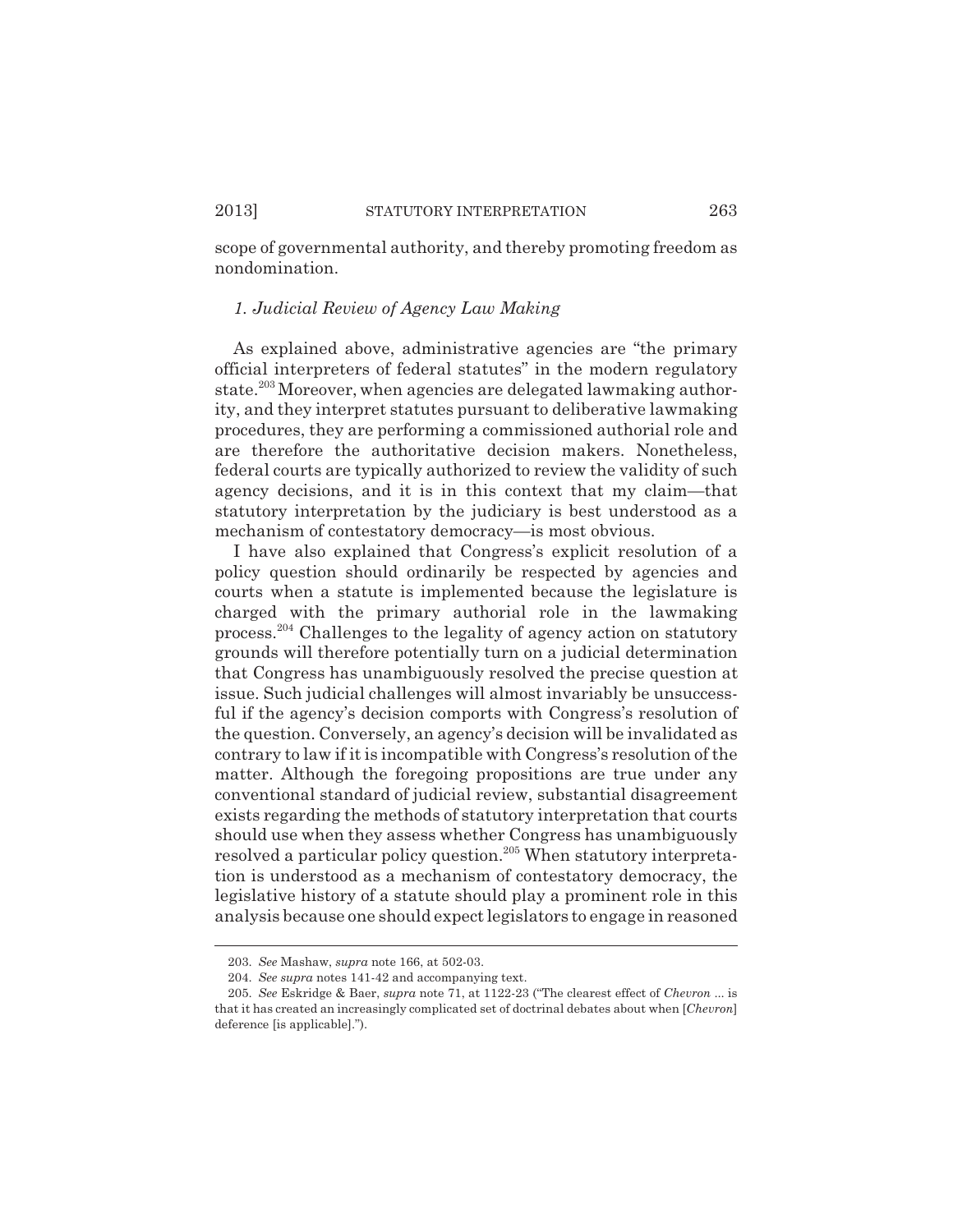scope of governmental authority, and thereby promoting freedom as nondomination.

### *1. Judicial Review of Agency Law Making*

As explained above, administrative agencies are "the primary official interpreters of federal statutes" in the modern regulatory state.[203] Moreover, when agencies are delegated lawmaking authority, and they interpret statutes pursuant to deliberative lawmaking procedures, they are performing a commissioned authorial role and are therefore the authoritative decision makers. Nonetheless, federal courts are typically authorized to review the validity of such agency decisions, and it is in this context that my claim—that statutory interpretation by the judiciary is best understood as a mechanism of contestatory democracy—is most obvious.

I have also explained that Congress's explicit resolution of a policy question should ordinarily be respected by agencies and courts when a statute is implemented because the legislature is charged with the primary authorial role in the lawmaking process.[204] Challenges to the legality of agency action on statutory grounds will therefore potentially turn on a judicial determination that Congress has unambiguously resolved the precise question at issue. Such judicial challenges will almost invariably be unsuccessful if the agency's decision comports with Congress's resolution of the question. Conversely, an agency's decision will be invalidated as contrary to law if it is incompatible with Congress's resolution of the matter. Although the foregoing propositions are true under any conventional standard of judicial review, substantial disagreement exists regarding the methods of statutory interpretation that courts should use when they assess whether Congress has unambiguously resolved a particular policy question.[205] When statutory interpretation is understood as a mechanism of contestatory democracy, the legislative history of a statute should play a prominent role in this analysis because one should expect legislators to engage in reasoned

---

203. *See* Mashaw, *supra* note 166, at 502-03.

204. *See supra* notes 141-42 and accompanying text.

205. *See* Eskridge & Baer, *supra* note 71, at 1122-23 ("The clearest effect of *Chevron* ... is that it has created an increasingly complicated set of doctrinal debates about when [*Chevron*] deference [is applicable].").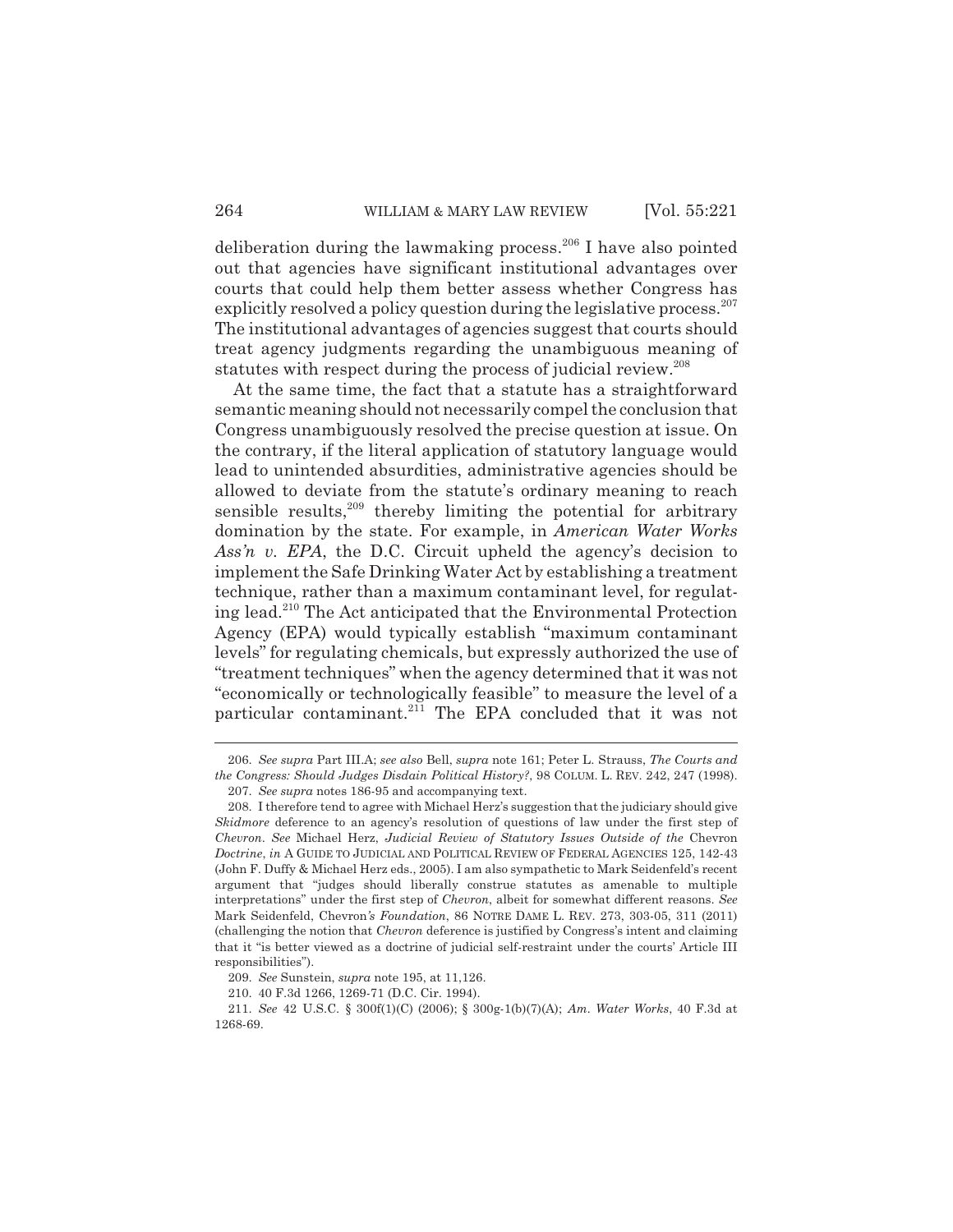deliberation during the lawmaking process.[206] I have also pointed out that agencies have significant institutional advantages over courts that could help them better assess whether Congress has explicitly resolved a policy question during the legislative process.[207] The institutional advantages of agencies suggest that courts should treat agency judgments regarding the unambiguous meaning of statutes with respect during the process of judicial review.[208]

At the same time, the fact that a statute has a straightforward semantic meaning should not necessarily compel the conclusion that Congress unambiguously resolved the precise question at issue. On the contrary, if the literal application of statutory language would lead to unintended absurdities, administrative agencies should be allowed to deviate from the statute's ordinary meaning to reach sensible results,[209] thereby limiting the potential for arbitrary domination by the state. For example, in *American Water Works Ass'n v. EPA*, the D.C. Circuit upheld the agency's decision to implement the Safe Drinking Water Act by establishing a treatment technique, rather than a maximum contaminant level, for regulating lead.[210] The Act anticipated that the Environmental Protection Agency (EPA) would typically establish "maximum contaminant levels" for regulating chemicals, but expressly authorized the use of "treatment techniques" when the agency determined that it was not "economically or technologically feasible" to measure the level of a particular contaminant.[211] The EPA concluded that it was not

---

206. *See supra* Part III.A; *see also* Bell, *supra* note 161; Peter L. Strauss, *The Courts and the Congress: Should Judges Disdain Political History?*, 98 COLUM. L. REV. 242, 247 (1998).

207. *See supra* notes 186-95 and accompanying text.

208. I therefore tend to agree with Michael Herz's suggestion that the judiciary should give *Skidmore* deference to an agency's resolution of questions of law under the first step of *Chevron*. *See* Michael Herz, *Judicial Review of Statutory Issues Outside of the* Chevron *Doctrine*, *in* A GUIDE TO JUDICIAL AND POLITICAL REVIEW OF FEDERAL AGENCIES 125, 142-43 (John F. Duffy & Michael Herz eds., 2005). I am also sympathetic to Mark Seidenfeld's recent argument that "judges should liberally construe statutes as amenable to multiple interpretations" under the first step of *Chevron*, albeit for somewhat different reasons. *See* Mark Seidenfeld, Chevron*'s Foundation*, 86 NOTRE DAME L. REV. 273, 303-05, 311 (2011) (challenging the notion that *Chevron* deference is justified by Congress's intent and claiming that it "is better viewed as a doctrine of judicial self-restraint under the courts' Article III responsibilities").

209. *See* Sunstein, *supra* note 195, at 11,126.

210. 40 F.3d 1266, 1269-71 (D.C. Cir. 1994).

211. *See* 42 U.S.C. § 300f(1)(C) (2006); § 300g-1(b)(7)(A); *Am. Water Works*, 40 F.3d at 1268-69.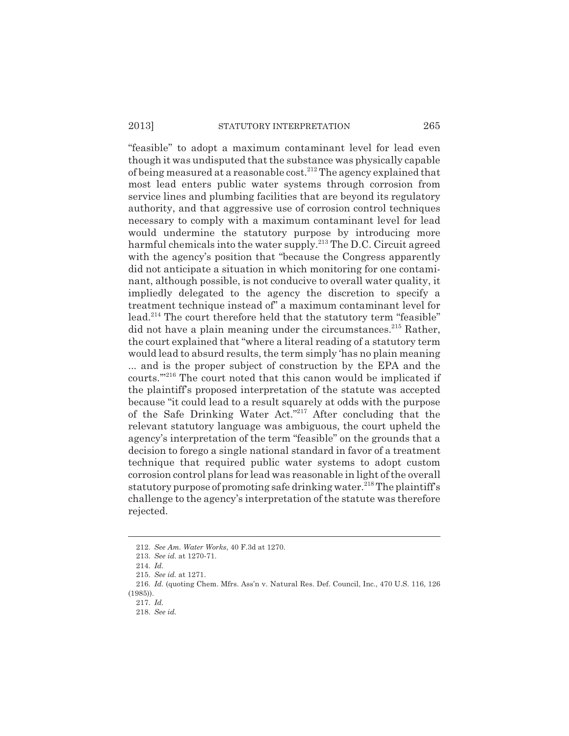"feasible" to adopt a maximum contaminant level for lead even though it was undisputed that the substance was physically capable of being measured at a reasonable cost.[212] The agency explained that most lead enters public water systems through corrosion from service lines and plumbing facilities that are beyond its regulatory authority, and that aggressive use of corrosion control techniques necessary to comply with a maximum contaminant level for lead would undermine the statutory purpose by introducing more harmful chemicals into the water supply.[213] The D.C. Circuit agreed with the agency's position that "because the Congress apparently did not anticipate a situation in which monitoring for one contaminant, although possible, is not conducive to overall water quality, it impliedly delegated to the agency the discretion to specify a treatment technique instead of" a maximum contaminant level for lead.[214] The court therefore held that the statutory term "feasible" did not have a plain meaning under the circumstances.[215] Rather, the court explained that "where a literal reading of a statutory term would lead to absurd results, the term simply 'has no plain meaning ... and is the proper subject of construction by the EPA and the courts.'"[216] The court noted that this canon would be implicated if the plaintiff's proposed interpretation of the statute was accepted because "it could lead to a result squarely at odds with the purpose of the Safe Drinking Water Act."[217] After concluding that the relevant statutory language was ambiguous, the court upheld the agency's interpretation of the term "feasible" on the grounds that a decision to forego a single national standard in favor of a treatment technique that required public water systems to adopt custom corrosion control plans for lead was reasonable in light of the overall statutory purpose of promoting safe drinking water.[218] The plaintiff's challenge to the agency's interpretation of the statute was therefore rejected.

---

212. *See Am. Water Works*, 40 F.3d at 1270.

213. *See id.* at 1270-71.

214. *Id.*

215. *See id.* at 1271.

216. *Id.* (quoting Chem. Mfrs. Ass'n v. Natural Res. Def. Council, Inc., 470 U.S. 116, 126 (1985)).

217. *Id.*

218. *See id.*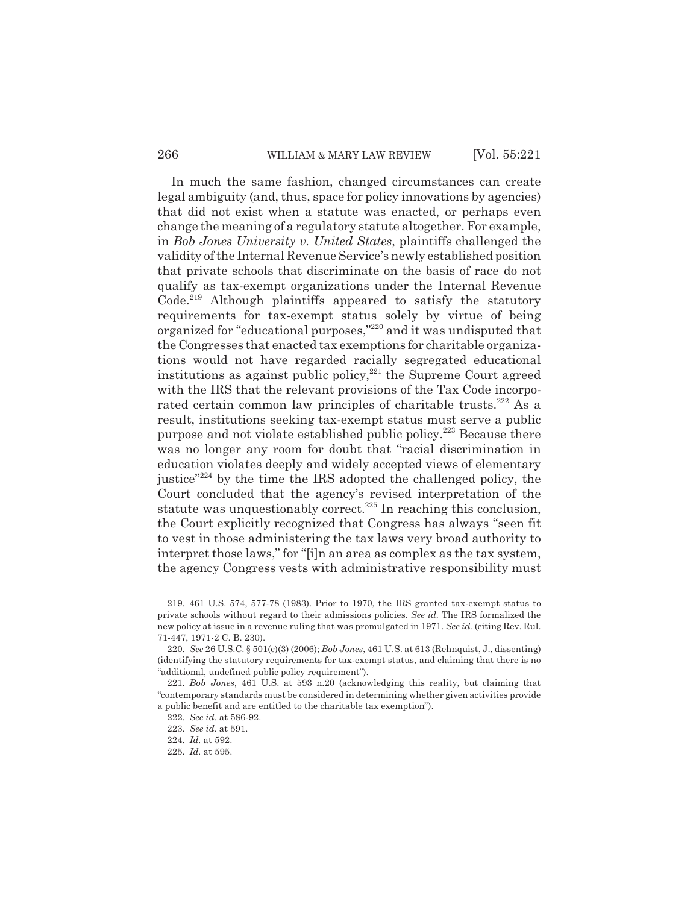In much the same fashion, changed circumstances can create legal ambiguity (and, thus, space for policy innovations by agencies) that did not exist when a statute was enacted, or perhaps even change the meaning of a regulatory statute altogether. For example, in *Bob Jones University v. United States*, plaintiffs challenged the validity of the Internal Revenue Service's newly established position that private schools that discriminate on the basis of race do not qualify as tax-exempt organizations under the Internal Revenue Code.[219] Although plaintiffs appeared to satisfy the statutory requirements for tax-exempt status solely by virtue of being organized for "educational purposes,"[220] and it was undisputed that the Congresses that enacted tax exemptions for charitable organizations would not have regarded racially segregated educational institutions as against public policy,[221] the Supreme Court agreed with the IRS that the relevant provisions of the Tax Code incorporated certain common law principles of charitable trusts.[222] As a result, institutions seeking tax-exempt status must serve a public purpose and not violate established public policy.[223] Because there was no longer any room for doubt that "racial discrimination in education violates deeply and widely accepted views of elementary justice"[224] by the time the IRS adopted the challenged policy, the Court concluded that the agency's revised interpretation of the statute was unquestionably correct.[225] In reaching this conclusion, the Court explicitly recognized that Congress has always "seen fit to vest in those administering the tax laws very broad authority to interpret those laws," for "[i]n an area as complex as the tax system, the agency Congress vests with administrative responsibility must

---

219. 461 U.S. 574, 577-78 (1983). Prior to 1970, the IRS granted tax-exempt status to private schools without regard to their admissions policies. *See id.* The IRS formalized the new policy at issue in a revenue ruling that was promulgated in 1971. *See id.* (citing Rev. Rul. 71-447, 1971-2 C. B. 230).

220. *See* 26 U.S.C. § 501(c)(3) (2006); *Bob Jones*, 461 U.S. at 613 (Rehnquist, J., dissenting) (identifying the statutory requirements for tax-exempt status, and claiming that there is no "additional, undefined public policy requirement").

221. *Bob Jones*, 461 U.S. at 593 n.20 (acknowledging this reality, but claiming that "contemporary standards must be considered in determining whether given activities provide a public benefit and are entitled to the charitable tax exemption").

222. *See id.* at 586-92.

223. *See id.* at 591.

224. *Id.* at 592.

225. *Id.* at 595.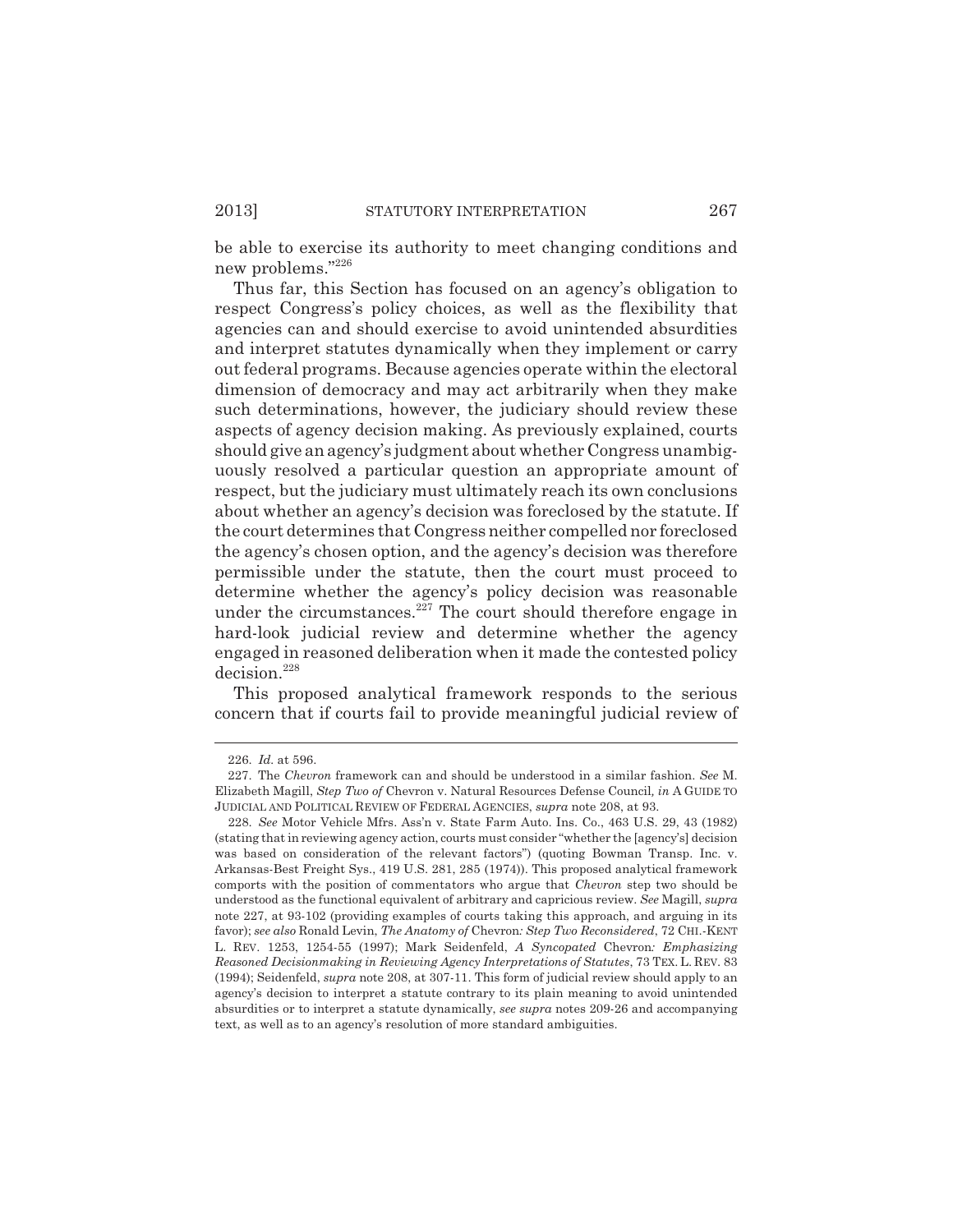be able to exercise its authority to meet changing conditions and new problems."[226]

Thus far, this Section has focused on an agency's obligation to respect Congress's policy choices, as well as the flexibility that agencies can and should exercise to avoid unintended absurdities and interpret statutes dynamically when they implement or carry out federal programs. Because agencies operate within the electoral dimension of democracy and may act arbitrarily when they make such determinations, however, the judiciary should review these aspects of agency decision making. As previously explained, courts should give an agency's judgment about whether Congress unambiguously resolved a particular question an appropriate amount of respect, but the judiciary must ultimately reach its own conclusions about whether an agency's decision was foreclosed by the statute. If the court determines that Congress neither compelled nor foreclosed the agency's chosen option, and the agency's decision was therefore permissible under the statute, then the court must proceed to determine whether the agency's policy decision was reasonable under the circumstances.[227] The court should therefore engage in hard-look judicial review and determine whether the agency engaged in reasoned deliberation when it made the contested policy decision.[228]

This proposed analytical framework responds to the serious concern that if courts fail to provide meaningful judicial review of

---

226. *Id.* at 596.

227. The *Chevron* framework can and should be understood in a similar fashion. *See* M. Elizabeth Magill, *Step Two of* Chevron v. Natural Resources Defense Council*, in* A GUIDE TO JUDICIAL AND POLITICAL REVIEW OF FEDERAL AGENCIES, *supra* note 208, at 93.

228. *See* Motor Vehicle Mfrs. Ass'n v. State Farm Auto. Ins. Co., 463 U.S. 29, 43 (1982) (stating that in reviewing agency action, courts must consider "whether the [agency's] decision was based on consideration of the relevant factors") (quoting Bowman Transp. Inc. v. Arkansas-Best Freight Sys., 419 U.S. 281, 285 (1974)). This proposed analytical framework comports with the position of commentators who argue that *Chevron* step two should be understood as the functional equivalent of arbitrary and capricious review. *See* Magill, *supra* note 227, at 93-102 (providing examples of courts taking this approach, and arguing in its favor); *see also* Ronald Levin, *The Anatomy of* Chevron*: Step Two Reconsidered*, 72 CHI.-KENT L. REV. 1253, 1254-55 (1997); Mark Seidenfeld, *A Syncopated* Chevron*: Emphasizing Reasoned Decisionmaking in Reviewing Agency Interpretations of Statutes*, 73 TEX. L. REV. 83 (1994); Seidenfeld, *supra* note 208, at 307-11. This form of judicial review should apply to an agency's decision to interpret a statute contrary to its plain meaning to avoid unintended absurdities or to interpret a statute dynamically, *see supra* notes 209-26 and accompanying text, as well as to an agency's resolution of more standard ambiguities.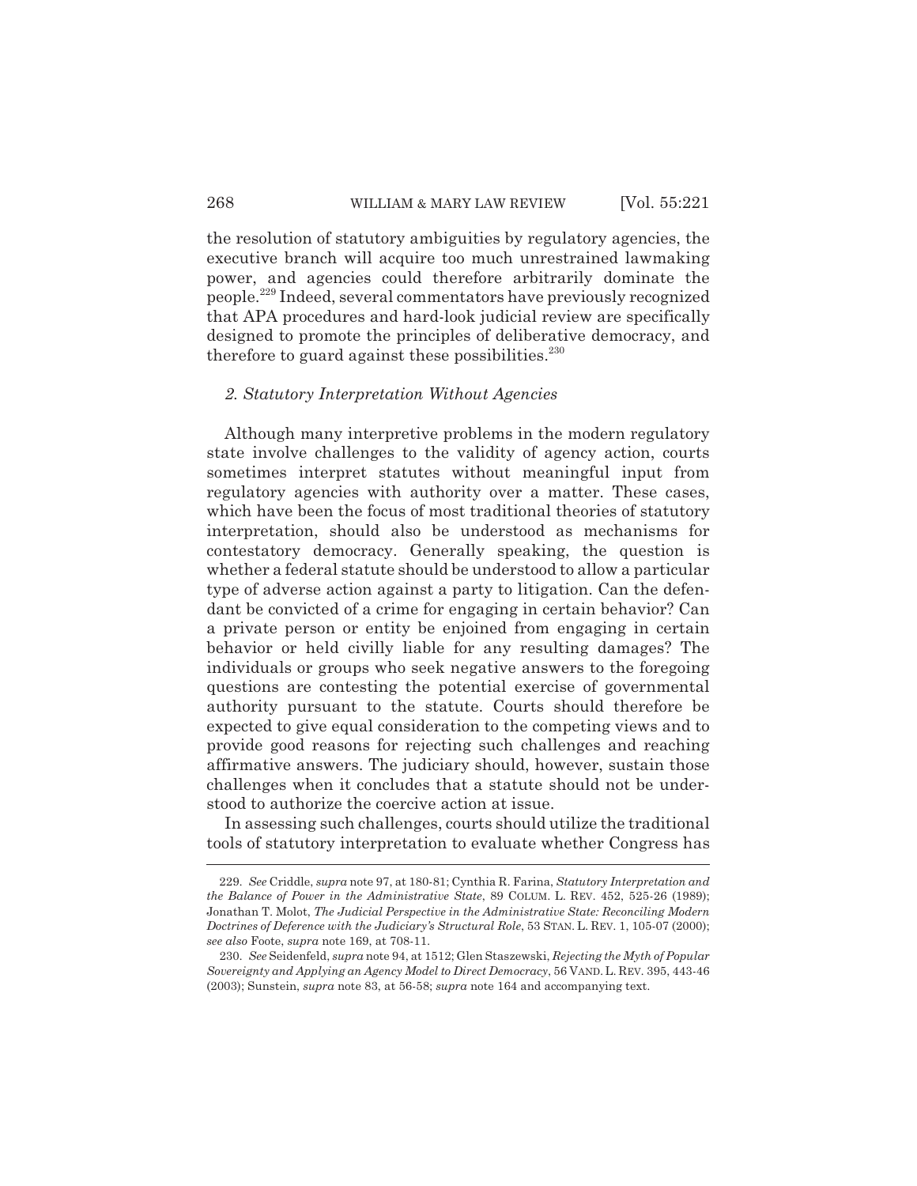the resolution of statutory ambiguities by regulatory agencies, the executive branch will acquire too much unrestrained lawmaking power, and agencies could therefore arbitrarily dominate the people.[229] Indeed, several commentators have previously recognized that APA procedures and hard-look judicial review are specifically designed to promote the principles of deliberative democracy, and therefore to guard against these possibilities.[230]

### *2. Statutory Interpretation Without Agencies*

Although many interpretive problems in the modern regulatory state involve challenges to the validity of agency action, courts sometimes interpret statutes without meaningful input from regulatory agencies with authority over a matter. These cases, which have been the focus of most traditional theories of statutory interpretation, should also be understood as mechanisms for contestatory democracy. Generally speaking, the question is whether a federal statute should be understood to allow a particular type of adverse action against a party to litigation. Can the defendant be convicted of a crime for engaging in certain behavior? Can a private person or entity be enjoined from engaging in certain behavior or held civilly liable for any resulting damages? The individuals or groups who seek negative answers to the foregoing questions are contesting the potential exercise of governmental authority pursuant to the statute. Courts should therefore be expected to give equal consideration to the competing views and to provide good reasons for rejecting such challenges and reaching affirmative answers. The judiciary should, however, sustain those challenges when it concludes that a statute should not be understood to authorize the coercive action at issue.

In assessing such challenges, courts should utilize the traditional tools of statutory interpretation to evaluate whether Congress has

---

229. *See* Criddle, *supra* note 97, at 180-81; Cynthia R. Farina, *Statutory Interpretation and the Balance of Power in the Administrative State*, 89 COLUM. L. REV. 452, 525-26 (1989); Jonathan T. Molot, *The Judicial Perspective in the Administrative State: Reconciling Modern Doctrines of Deference with the Judiciary's Structural Role*, 53 STAN. L. REV. 1, 105-07 (2000); *see also* Foote, *supra* note 169, at 708-11.

230. *See* Seidenfeld, *supra* note 94, at 1512; Glen Staszewski, *Rejecting the Myth of Popular Sovereignty and Applying an Agency Model to Direct Democracy*, 56 VAND. L. REV. 395, 443-46 (2003); Sunstein, *supra* note 83, at 56-58; *supra* note 164 and accompanying text.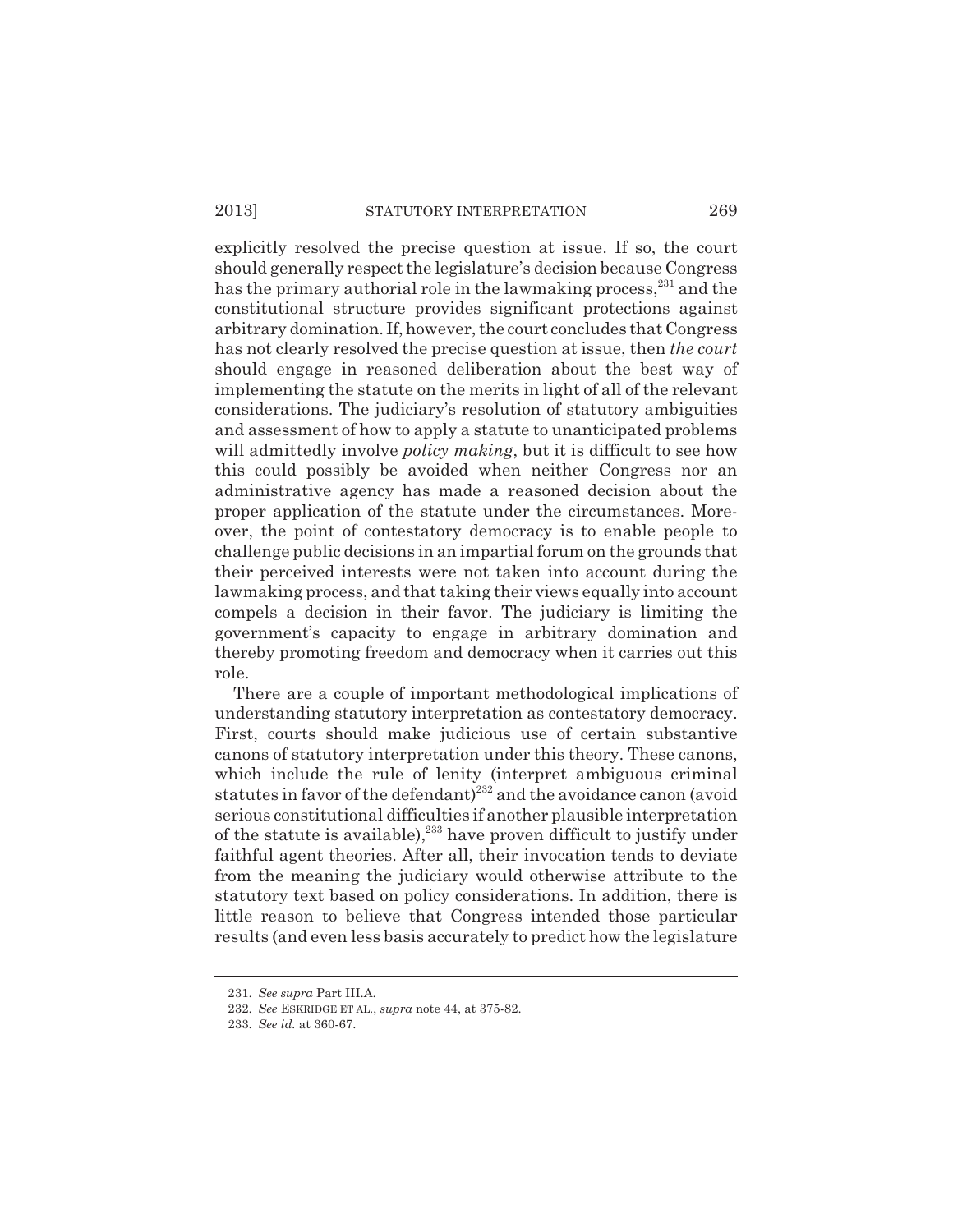explicitly resolved the precise question at issue. If so, the court should generally respect the legislature's decision because Congress has the primary authorial role in the lawmaking process,[231] and the constitutional structure provides significant protections against arbitrary domination. If, however, the court concludes that Congress has not clearly resolved the precise question at issue, then *the court* should engage in reasoned deliberation about the best way of implementing the statute on the merits in light of all of the relevant considerations. The judiciary's resolution of statutory ambiguities and assessment of how to apply a statute to unanticipated problems will admittedly involve *policy making*, but it is difficult to see how this could possibly be avoided when neither Congress nor an administrative agency has made a reasoned decision about the proper application of the statute under the circumstances. Moreover, the point of contestatory democracy is to enable people to challenge public decisions in an impartial forum on the grounds that their perceived interests were not taken into account during the lawmaking process, and that taking their views equally into account compels a decision in their favor. The judiciary is limiting the government's capacity to engage in arbitrary domination and thereby promoting freedom and democracy when it carries out this role.

There are a couple of important methodological implications of understanding statutory interpretation as contestatory democracy. First, courts should make judicious use of certain substantive canons of statutory interpretation under this theory. These canons, which include the rule of lenity (interpret ambiguous criminal statutes in favor of the defendant)[232] and the avoidance canon (avoid serious constitutional difficulties if another plausible interpretation of the statute is available),[233] have proven difficult to justify under faithful agent theories. After all, their invocation tends to deviate from the meaning the judiciary would otherwise attribute to the statutory text based on policy considerations. In addition, there is little reason to believe that Congress intended those particular results (and even less basis accurately to predict how the legislature

231. *See supra* Part III.A.

232. *See* ESKRIDGE ET AL., *supra* note 44, at 375-82.

233. *See id.* at 360-67.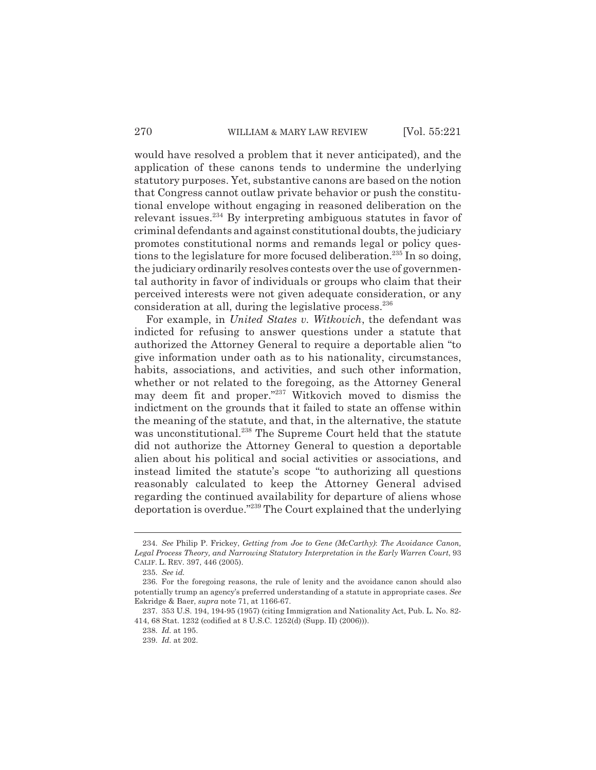would have resolved a problem that it never anticipated), and the application of these canons tends to undermine the underlying statutory purposes. Yet, substantive canons are based on the notion that Congress cannot outlaw private behavior or push the constitutional envelope without engaging in reasoned deliberation on the relevant issues.[234] By interpreting ambiguous statutes in favor of criminal defendants and against constitutional doubts, the judiciary promotes constitutional norms and remands legal or policy questions to the legislature for more focused deliberation.[235] In so doing, the judiciary ordinarily resolves contests over the use of governmental authority in favor of individuals or groups who claim that their perceived interests were not given adequate consideration, or any consideration at all, during the legislative process.[236]

For example, in *United States v. Witkovich*, the defendant was indicted for refusing to answer questions under a statute that authorized the Attorney General to require a deportable alien "to give information under oath as to his nationality, circumstances, habits, associations, and activities, and such other information, whether or not related to the foregoing, as the Attorney General may deem fit and proper."[237] Witkovich moved to dismiss the indictment on the grounds that it failed to state an offense within the meaning of the statute, and that, in the alternative, the statute was unconstitutional.[238] The Supreme Court held that the statute did not authorize the Attorney General to question a deportable alien about his political and social activities or associations, and instead limited the statute's scope "to authorizing all questions reasonably calculated to keep the Attorney General advised regarding the continued availability for departure of aliens whose deportation is overdue."[239] The Court explained that the underlying

---

234. *See* Philip P. Frickey, *Getting from Joe to Gene (McCarthy)*: *The Avoidance Canon, Legal Process Theory, and Narrowing Statutory Interpretation in the Early Warren Court*, 93 CALIF. L. REV. 397, 446 (2005).

235. *See id.*

236. For the foregoing reasons, the rule of lenity and the avoidance canon should also potentially trump an agency's preferred understanding of a statute in appropriate cases. *See* Eskridge & Baer, *supra* note 71, at 1166-67.

237. 353 U.S. 194, 194-95 (1957) (citing Immigration and Nationality Act, Pub. L. No. 82-414, 68 Stat. 1232 (codified at 8 U.S.C. 1252(d) (Supp. II) (2006))).

238. *Id.* at 195.

239. *Id.* at 202.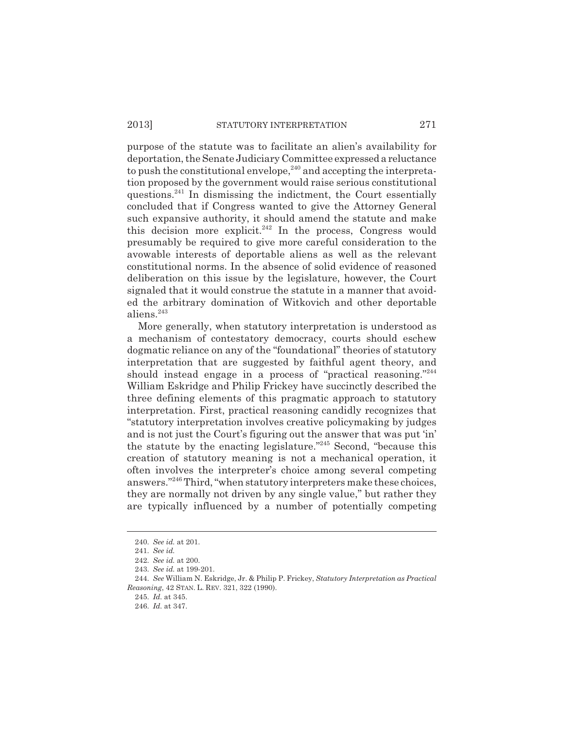purpose of the statute was to facilitate an alien's availability for deportation, the Senate Judiciary Committee expressed a reluctance to push the constitutional envelope,[240] and accepting the interpretation proposed by the government would raise serious constitutional questions.[241] In dismissing the indictment, the Court essentially concluded that if Congress wanted to give the Attorney General such expansive authority, it should amend the statute and make this decision more explicit.[242] In the process, Congress would presumably be required to give more careful consideration to the avowable interests of deportable aliens as well as the relevant constitutional norms. In the absence of solid evidence of reasoned deliberation on this issue by the legislature, however, the Court signaled that it would construe the statute in a manner that avoided the arbitrary domination of Witkovich and other deportable aliens.[243]

More generally, when statutory interpretation is understood as a mechanism of contestatory democracy, courts should eschew dogmatic reliance on any of the "foundational" theories of statutory interpretation that are suggested by faithful agent theory, and should instead engage in a process of "practical reasoning."[244] William Eskridge and Philip Frickey have succinctly described the three defining elements of this pragmatic approach to statutory interpretation. First, practical reasoning candidly recognizes that "statutory interpretation involves creative policymaking by judges and is not just the Court's figuring out the answer that was put 'in' the statute by the enacting legislature."[245] Second, "because this creation of statutory meaning is not a mechanical operation, it often involves the interpreter's choice among several competing answers."[246] Third, "when statutory interpreters make these choices, they are normally not driven by any single value," but rather they are typically influenced by a number of potentially competing

---

240. *See id.* at 201.

241. *See id.*

242. *See id.* at 200.

243. *See id.* at 199-201.

244. *See* William N. Eskridge, Jr. & Philip P. Frickey, *Statutory Interpretation as Practical Reasoning*, 42 STAN. L. REV. 321, 322 (1990).

245. *Id.* at 345.

246. *Id.* at 347.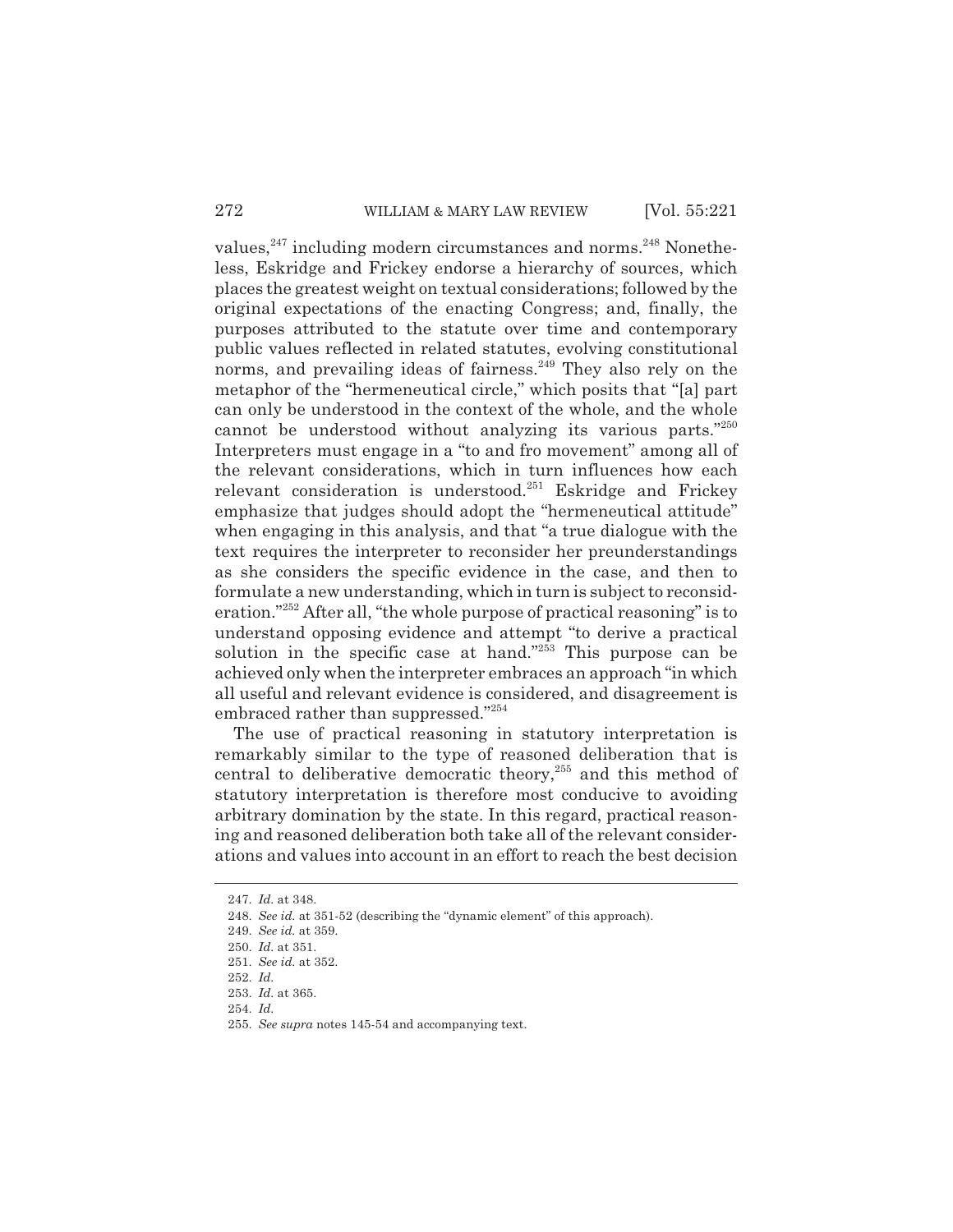values,[247] including modern circumstances and norms.[248] Nonetheless, Eskridge and Frickey endorse a hierarchy of sources, which places the greatest weight on textual considerations; followed by the original expectations of the enacting Congress; and, finally, the purposes attributed to the statute over time and contemporary public values reflected in related statutes, evolving constitutional norms, and prevailing ideas of fairness.[249] They also rely on the metaphor of the "hermeneutical circle," which posits that "[a] part can only be understood in the context of the whole, and the whole cannot be understood without analyzing its various parts."[250] Interpreters must engage in a "to and fro movement" among all of the relevant considerations, which in turn influences how each relevant consideration is understood.[251] Eskridge and Frickey emphasize that judges should adopt the "hermeneutical attitude" when engaging in this analysis, and that "a true dialogue with the text requires the interpreter to reconsider her preunderstandings as she considers the specific evidence in the case, and then to formulate a new understanding, which in turn is subject to reconsideration."[252] After all, "the whole purpose of practical reasoning" is to understand opposing evidence and attempt "to derive a practical solution in the specific case at hand."[253] This purpose can be achieved only when the interpreter embraces an approach "in which all useful and relevant evidence is considered, and disagreement is embraced rather than suppressed."[254]

The use of practical reasoning in statutory interpretation is remarkably similar to the type of reasoned deliberation that is central to deliberative democratic theory,[255] and this method of statutory interpretation is therefore most conducive to avoiding arbitrary domination by the state. In this regard, practical reasoning and reasoned deliberation both take all of the relevant considerations and values into account in an effort to reach the best decision

---

247. *Id.* at 348.

248. *See id.* at 351-52 (describing the "dynamic element" of this approach).

249. *See id.* at 359.

250. *Id.* at 351.

251. *See id.* at 352.

252. *Id.*

253. *Id.* at 365.

254. *Id.*

255. *See supra* notes 145-54 and accompanying text.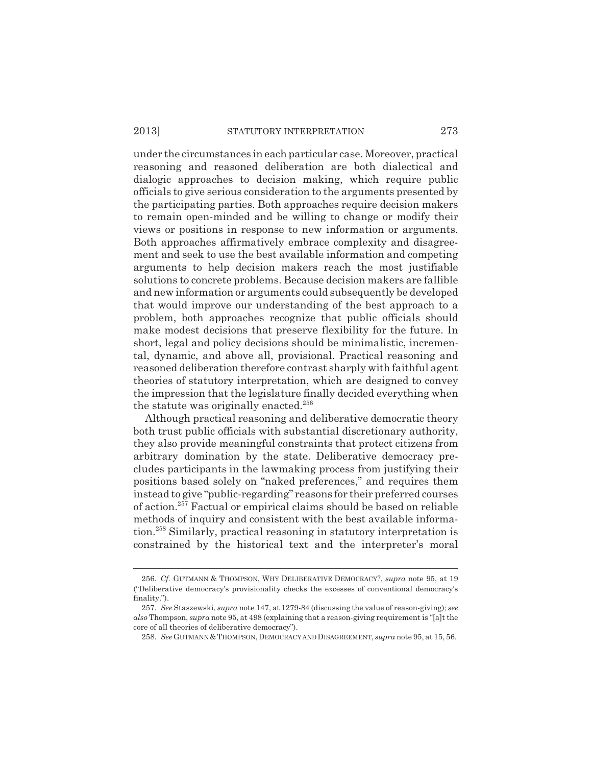under the circumstances in each particular case. Moreover, practical reasoning and reasoned deliberation are both dialectical and dialogic approaches to decision making, which require public officials to give serious consideration to the arguments presented by the participating parties. Both approaches require decision makers to remain open-minded and be willing to change or modify their views or positions in response to new information or arguments. Both approaches affirmatively embrace complexity and disagreement and seek to use the best available information and competing arguments to help decision makers reach the most justifiable solutions to concrete problems. Because decision makers are fallible and new information or arguments could subsequently be developed that would improve our understanding of the best approach to a problem, both approaches recognize that public officials should make modest decisions that preserve flexibility for the future. In short, legal and policy decisions should be minimalistic, incremental, dynamic, and above all, provisional. Practical reasoning and reasoned deliberation therefore contrast sharply with faithful agent theories of statutory interpretation, which are designed to convey the impression that the legislature finally decided everything when the statute was originally enacted.[256]

Although practical reasoning and deliberative democratic theory both trust public officials with substantial discretionary authority, they also provide meaningful constraints that protect citizens from arbitrary domination by the state. Deliberative democracy precludes participants in the lawmaking process from justifying their positions based solely on "naked preferences," and requires them instead to give "public-regarding" reasons for their preferred courses of action.[257] Factual or empirical claims should be based on reliable methods of inquiry and consistent with the best available information.[258] Similarly, practical reasoning in statutory interpretation is constrained by the historical text and the interpreter's moral

---

256. *Cf.* GUTMANN & THOMPSON, WHY DELIBERATIVE DEMOCRACY?, *supra* note 95, at 19 ("Deliberative democracy's provisionality checks the excesses of conventional democracy's finality.").

257. *See* Staszewski, *supra* note 147, at 1279-84 (discussing the value of reason-giving); *see also* Thompson, *supra* note 95, at 498 (explaining that a reason-giving requirement is "[a]t the core of all theories of deliberative democracy").

258. *See* GUTMANN & THOMPSON, DEMOCRACY AND DISAGREEMENT, *supra* note 95, at 15, 56.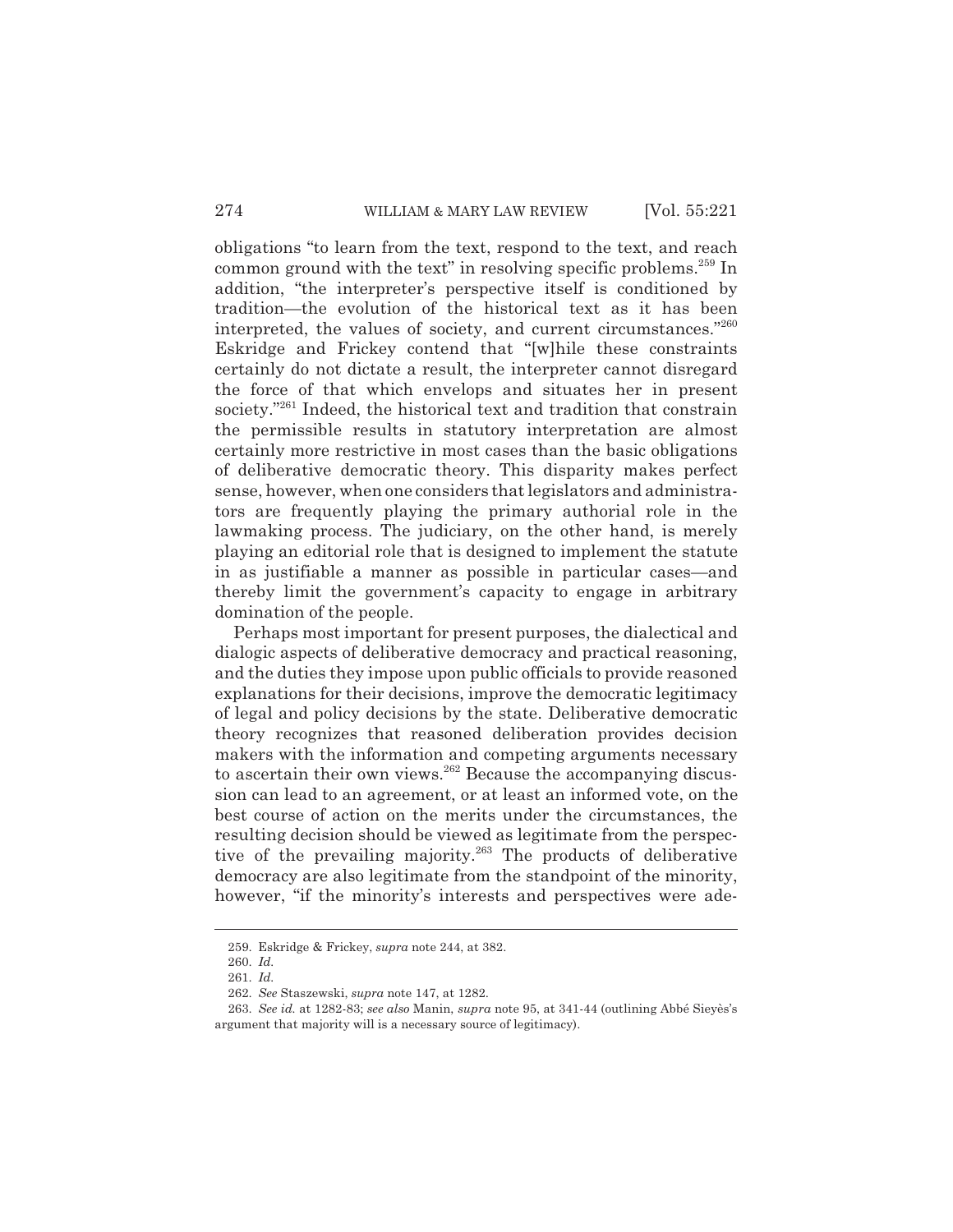obligations "to learn from the text, respond to the text, and reach common ground with the text" in resolving specific problems.[259] In addition, "the interpreter's perspective itself is conditioned by tradition—the evolution of the historical text as it has been interpreted, the values of society, and current circumstances."[260] Eskridge and Frickey contend that "[w]hile these constraints certainly do not dictate a result, the interpreter cannot disregard the force of that which envelops and situates her in present society."[261] Indeed, the historical text and tradition that constrain the permissible results in statutory interpretation are almost certainly more restrictive in most cases than the basic obligations of deliberative democratic theory. This disparity makes perfect sense, however, when one considers that legislators and administrators are frequently playing the primary authorial role in the lawmaking process. The judiciary, on the other hand, is merely playing an editorial role that is designed to implement the statute in as justifiable a manner as possible in particular cases—and thereby limit the government's capacity to engage in arbitrary domination of the people.

Perhaps most important for present purposes, the dialectical and dialogic aspects of deliberative democracy and practical reasoning, and the duties they impose upon public officials to provide reasoned explanations for their decisions, improve the democratic legitimacy of legal and policy decisions by the state. Deliberative democratic theory recognizes that reasoned deliberation provides decision makers with the information and competing arguments necessary to ascertain their own views.[262] Because the accompanying discussion can lead to an agreement, or at least an informed vote, on the best course of action on the merits under the circumstances, the resulting decision should be viewed as legitimate from the perspective of the prevailing majority.[263] The products of deliberative democracy are also legitimate from the standpoint of the minority, however, "if the minority's interests and perspectives were ade-

---

259. Eskridge & Frickey, *supra* note 244, at 382.

260. *Id.*

261. *Id.*

262. *See* Staszewski, *supra* note 147, at 1282.

263. *See id.* at 1282-83; *see also* Manin, *supra* note 95, at 341-44 (outlining Abbé Sieyès's argument that majority will is a necessary source of legitimacy).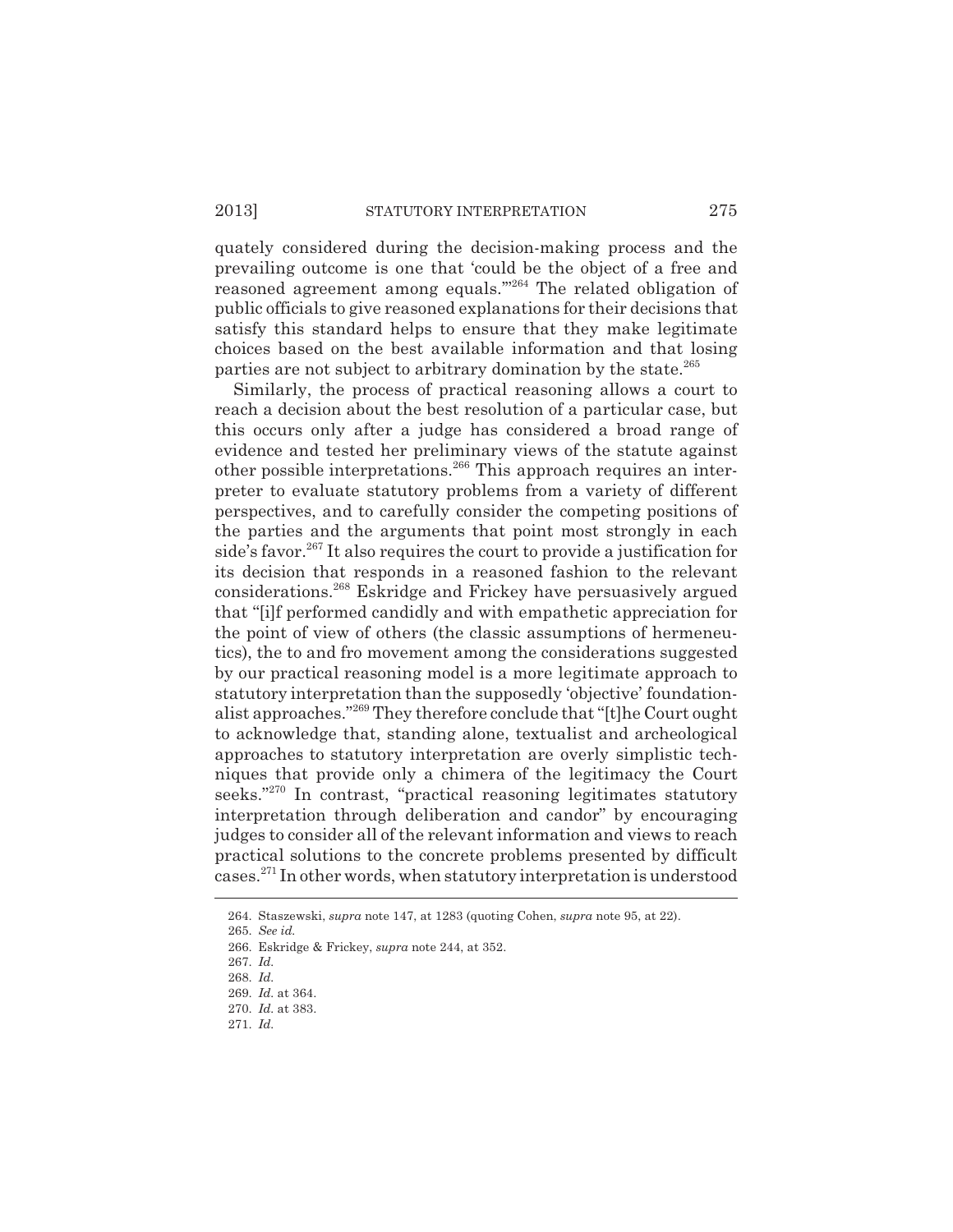quately considered during the decision-making process and the prevailing outcome is one that 'could be the object of a free and reasoned agreement among equals.'"[264] The related obligation of public officials to give reasoned explanations for their decisions that satisfy this standard helps to ensure that they make legitimate choices based on the best available information and that losing parties are not subject to arbitrary domination by the state.[265]

Similarly, the process of practical reasoning allows a court to reach a decision about the best resolution of a particular case, but this occurs only after a judge has considered a broad range of evidence and tested her preliminary views of the statute against other possible interpretations.[266] This approach requires an interpreter to evaluate statutory problems from a variety of different perspectives, and to carefully consider the competing positions of the parties and the arguments that point most strongly in each side's favor.[267] It also requires the court to provide a justification for its decision that responds in a reasoned fashion to the relevant considerations.[268] Eskridge and Frickey have persuasively argued that "[i]f performed candidly and with empathetic appreciation for the point of view of others (the classic assumptions of hermeneutics), the to and fro movement among the considerations suggested by our practical reasoning model is a more legitimate approach to statutory interpretation than the supposedly 'objective' foundationalist approaches."[269] They therefore conclude that "[t]he Court ought to acknowledge that, standing alone, textualist and archeological approaches to statutory interpretation are overly simplistic techniques that provide only a chimera of the legitimacy the Court seeks."[270] In contrast, "practical reasoning legitimates statutory interpretation through deliberation and candor" by encouraging judges to consider all of the relevant information and views to reach practical solutions to the concrete problems presented by difficult cases.[271] In other words, when statutory interpretation is understood

---

264. Staszewski, *supra* note 147, at 1283 (quoting Cohen, *supra* note 95, at 22).

265. *See id.*

266. Eskridge & Frickey, *supra* note 244, at 352.

267. *Id.*

268. *Id.*

269. *Id.* at 364.

270. *Id.* at 383.

271. *Id.*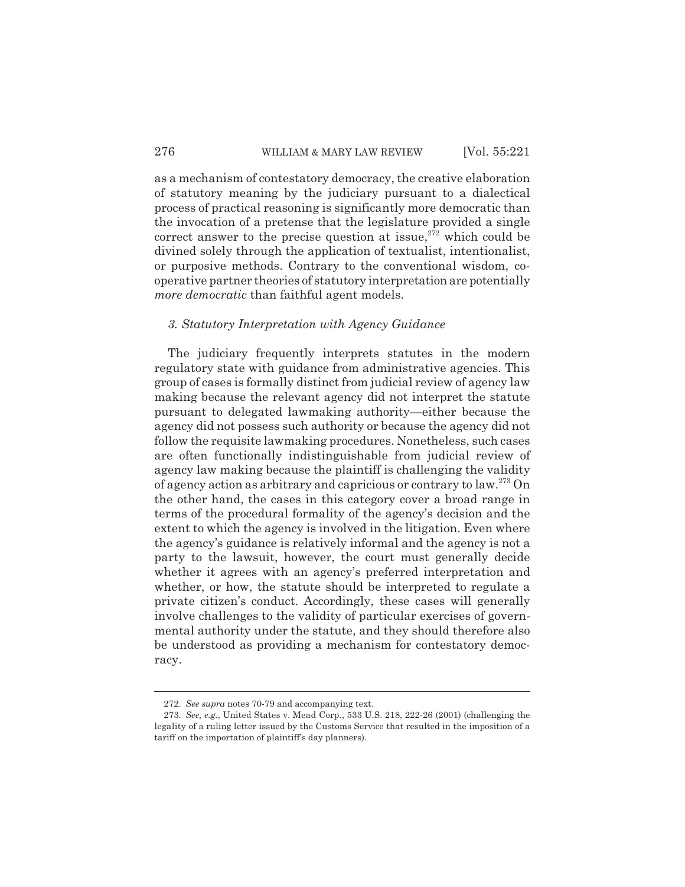as a mechanism of contestatory democracy, the creative elaboration of statutory meaning by the judiciary pursuant to a dialectical process of practical reasoning is significantly more democratic than the invocation of a pretense that the legislature provided a single correct answer to the precise question at issue,[272] which could be divined solely through the application of textualist, intentionalist, or purposive methods. Contrary to the conventional wisdom, cooperative partner theories of statutory interpretation are potentially *more democratic* than faithful agent models.

### *3. Statutory Interpretation with Agency Guidance*

The judiciary frequently interprets statutes in the modern regulatory state with guidance from administrative agencies. This group of cases is formally distinct from judicial review of agency law making because the relevant agency did not interpret the statute pursuant to delegated lawmaking authority—either because the agency did not possess such authority or because the agency did not follow the requisite lawmaking procedures. Nonetheless, such cases are often functionally indistinguishable from judicial review of agency law making because the plaintiff is challenging the validity of agency action as arbitrary and capricious or contrary to law.[273] On the other hand, the cases in this category cover a broad range in terms of the procedural formality of the agency's decision and the extent to which the agency is involved in the litigation. Even where the agency's guidance is relatively informal and the agency is not a party to the lawsuit, however, the court must generally decide whether it agrees with an agency's preferred interpretation and whether, or how, the statute should be interpreted to regulate a private citizen's conduct. Accordingly, these cases will generally involve challenges to the validity of particular exercises of governmental authority under the statute, and they should therefore also be understood as providing a mechanism for contestatory democracy.

---

272. *See supra* notes 70-79 and accompanying text.

273. *See, e.g.*, United States v. Mead Corp., 533 U.S. 218, 222-26 (2001) (challenging the legality of a ruling letter issued by the Customs Service that resulted in the imposition of a tariff on the importation of plaintiff's day planners).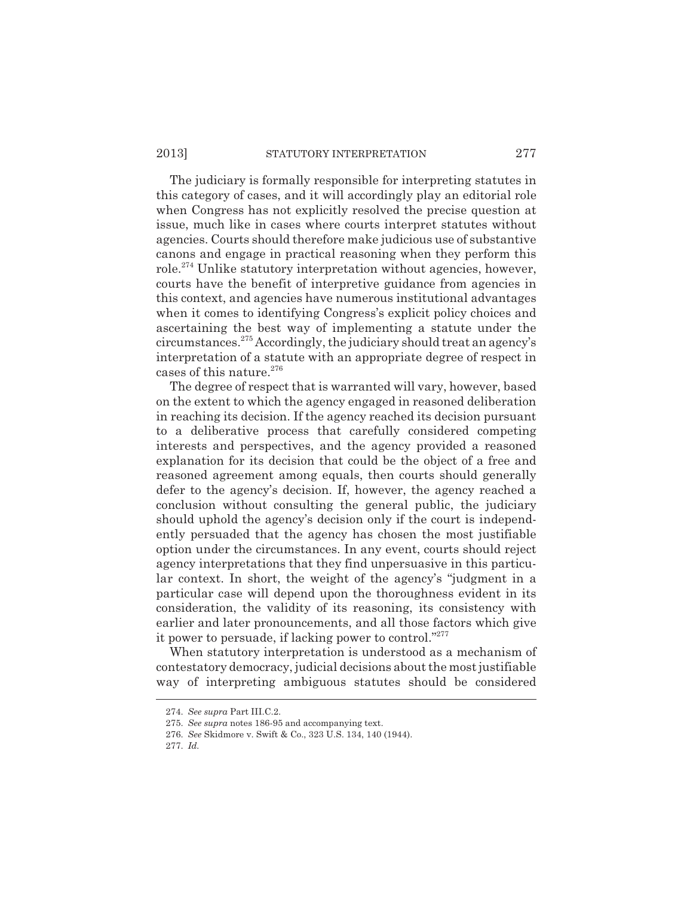The judiciary is formally responsible for interpreting statutes in this category of cases, and it will accordingly play an editorial role when Congress has not explicitly resolved the precise question at issue, much like in cases where courts interpret statutes without agencies. Courts should therefore make judicious use of substantive canons and engage in practical reasoning when they perform this role.[274] Unlike statutory interpretation without agencies, however, courts have the benefit of interpretive guidance from agencies in this context, and agencies have numerous institutional advantages when it comes to identifying Congress's explicit policy choices and ascertaining the best way of implementing a statute under the circumstances.[275] Accordingly, the judiciary should treat an agency's interpretation of a statute with an appropriate degree of respect in cases of this nature.[276]

The degree of respect that is warranted will vary, however, based on the extent to which the agency engaged in reasoned deliberation in reaching its decision. If the agency reached its decision pursuant to a deliberative process that carefully considered competing interests and perspectives, and the agency provided a reasoned explanation for its decision that could be the object of a free and reasoned agreement among equals, then courts should generally defer to the agency's decision. If, however, the agency reached a conclusion without consulting the general public, the judiciary should uphold the agency's decision only if the court is independently persuaded that the agency has chosen the most justifiable option under the circumstances. In any event, courts should reject agency interpretations that they find unpersuasive in this particular context. In short, the weight of the agency's "judgment in a particular case will depend upon the thoroughness evident in its consideration, the validity of its reasoning, its consistency with earlier and later pronouncements, and all those factors which give it power to persuade, if lacking power to control."[277]

When statutory interpretation is understood as a mechanism of contestatory democracy, judicial decisions about the most justifiable way of interpreting ambiguous statutes should be considered

---

274. *See supra* Part III.C.2.

275. *See supra* notes 186-95 and accompanying text.

276. *See* Skidmore v. Swift & Co., 323 U.S. 134, 140 (1944).

277. *Id.*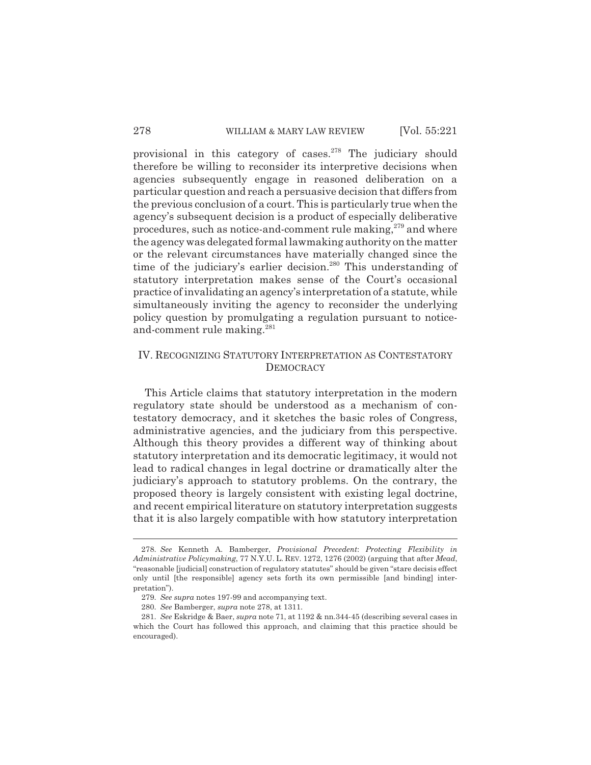provisional in this category of cases.[278] The judiciary should therefore be willing to reconsider its interpretive decisions when agencies subsequently engage in reasoned deliberation on a particular question and reach a persuasive decision that differs from the previous conclusion of a court. This is particularly true when the agency's subsequent decision is a product of especially deliberative procedures, such as notice-and-comment rule making,[279] and where the agency was delegated formal lawmaking authority on the matter or the relevant circumstances have materially changed since the time of the judiciary's earlier decision.[280] This understanding of statutory interpretation makes sense of the Court's occasional practice of invalidating an agency's interpretation of a statute, while simultaneously inviting the agency to reconsider the underlying policy question by promulgating a regulation pursuant to notice-and-comment rule making.[281]

## IV. RECOGNIZING STATUTORY INTERPRETATION AS CONTESTATORY DEMOCRACY

This Article claims that statutory interpretation in the modern regulatory state should be understood as a mechanism of contestatory democracy, and it sketches the basic roles of Congress, administrative agencies, and the judiciary from this perspective. Although this theory provides a different way of thinking about statutory interpretation and its democratic legitimacy, it would not lead to radical changes in legal doctrine or dramatically alter the judiciary's approach to statutory problems. On the contrary, the proposed theory is largely consistent with existing legal doctrine, and recent empirical literature on statutory interpretation suggests that it is also largely compatible with how statutory interpretation

---

278. *See* Kenneth A. Bamberger, *Provisional Precedent: Protecting Flexibility in Administrative Policymaking*, 77 N.Y.U. L. REV. 1272, 1276 (2002) (arguing that after *Mead*, "reasonable [judicial] construction of regulatory statutes" should be given "stare decisis effect only until [the responsible] agency sets forth its own permissible [and binding] interpretation").

279. *See supra* notes 197-99 and accompanying text.

280. *See* Bamberger, *supra* note 278, at 1311.

281. *See* Eskridge & Baer, *supra* note 71, at 1192 & nn.344-45 (describing several cases in which the Court has followed this approach, and claiming that this practice should be encouraged).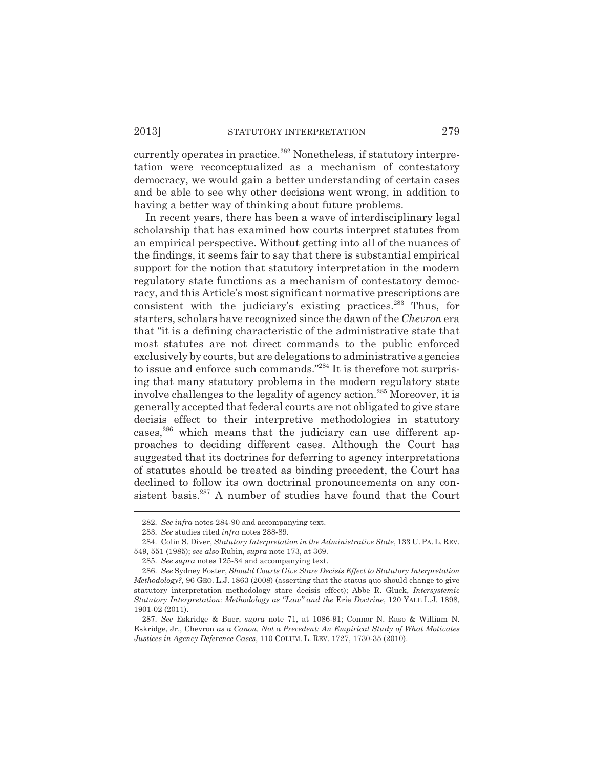currently operates in practice.[282] Nonetheless, if statutory interpretation were reconceptualized as a mechanism of contestatory democracy, we would gain a better understanding of certain cases and be able to see why other decisions went wrong, in addition to having a better way of thinking about future problems.

In recent years, there has been a wave of interdisciplinary legal scholarship that has examined how courts interpret statutes from an empirical perspective. Without getting into all of the nuances of the findings, it seems fair to say that there is substantial empirical support for the notion that statutory interpretation in the modern regulatory state functions as a mechanism of contestatory democracy, and this Article's most significant normative prescriptions are consistent with the judiciary's existing practices.[283] Thus, for starters, scholars have recognized since the dawn of the *Chevron* era that "it is a defining characteristic of the administrative state that most statutes are not direct commands to the public enforced exclusively by courts, but are delegations to administrative agencies to issue and enforce such commands."[284] It is therefore not surprising that many statutory problems in the modern regulatory state involve challenges to the legality of agency action.[285] Moreover, it is generally accepted that federal courts are not obligated to give stare decisis effect to their interpretive methodologies in statutory cases,[286] which means that the judiciary can use different approaches to deciding different cases. Although the Court has suggested that its doctrines for deferring to agency interpretations of statutes should be treated as binding precedent, the Court has declined to follow its own doctrinal pronouncements on any consistent basis.[287] A number of studies have found that the Court

---

282. *See infra* notes 284-90 and accompanying text.

283. *See* studies cited *infra* notes 288-89.

284. Colin S. Diver, *Statutory Interpretation in the Administrative State*, 133 U. PA. L. REV. 549, 551 (1985); *see also* Rubin, *supra* note 173, at 369.

285. *See supra* notes 125-34 and accompanying text.

286. *See* Sydney Foster, *Should Courts Give Stare Decisis Effect to Statutory Interpretation Methodology?*, 96 GEO. L.J. 1863 (2008) (asserting that the status quo should change to give statutory interpretation methodology stare decisis effect); Abbe R. Gluck, *Intersystemic Statutory Interpretation: Methodology as "Law" and the* Erie *Doctrine*, 120 YALE L.J. 1898, 1901-02 (2011).

287. *See* Eskridge & Baer, *supra* note 71, at 1086-91; Connor N. Raso & William N. Eskridge, Jr., Chevron *as a Canon, Not a Precedent: An Empirical Study of What Motivates Justices in Agency Deference Cases*, 110 COLUM. L. REV. 1727, 1730-35 (2010).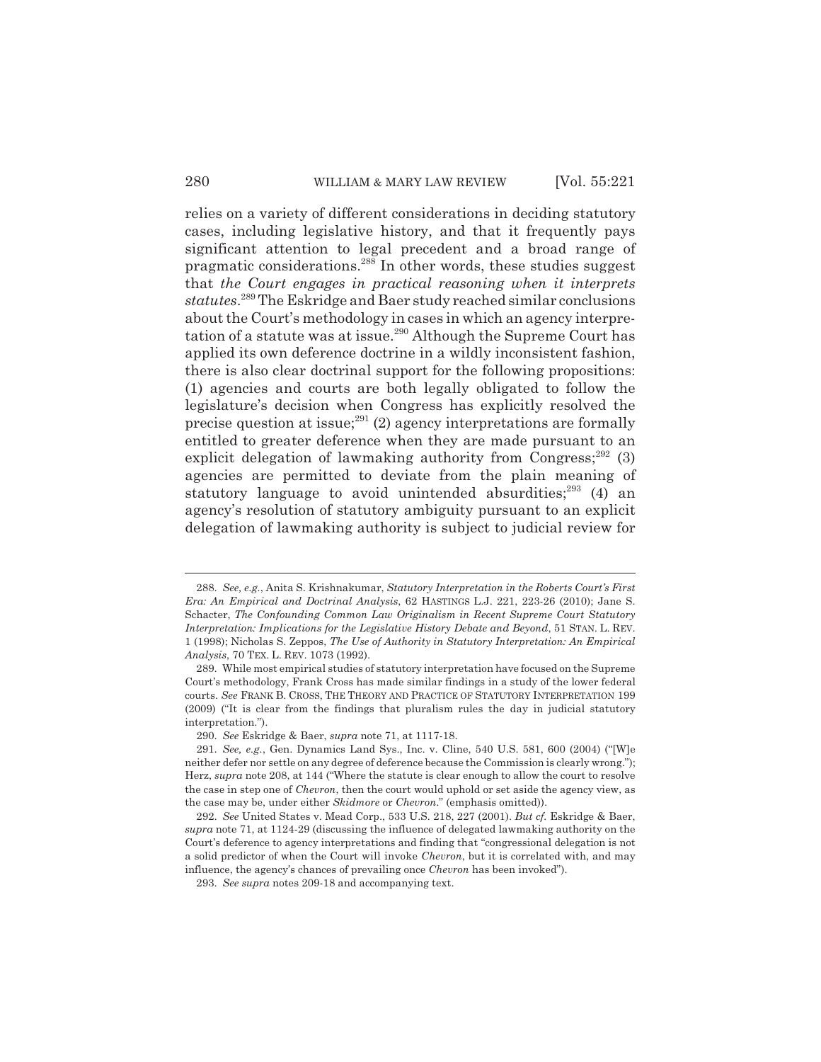relies on a variety of different considerations in deciding statutory cases, including legislative history, and that it frequently pays significant attention to legal precedent and a broad range of pragmatic considerations.[288] In other words, these studies suggest that *the Court engages in practical reasoning when it interprets statutes*.[289] The Eskridge and Baer study reached similar conclusions about the Court's methodology in cases in which an agency interpretation of a statute was at issue.[290] Although the Supreme Court has applied its own deference doctrine in a wildly inconsistent fashion, there is also clear doctrinal support for the following propositions: (1) agencies and courts are both legally obligated to follow the legislature's decision when Congress has explicitly resolved the precise question at issue;[291] (2) agency interpretations are formally entitled to greater deference when they are made pursuant to an explicit delegation of lawmaking authority from Congress;[292] (3) agencies are permitted to deviate from the plain meaning of statutory language to avoid unintended absurdities;[293] (4) an agency's resolution of statutory ambiguity pursuant to an explicit delegation of lawmaking authority is subject to judicial review for

---

288. *See, e.g.*, Anita S. Krishnakumar, *Statutory Interpretation in the Roberts Court's First Era: An Empirical and Doctrinal Analysis*, 62 HASTINGS L.J. 221, 223-26 (2010); Jane S. Schacter, *The Confounding Common Law Originalism in Recent Supreme Court Statutory Interpretation: Implications for the Legislative History Debate and Beyond*, 51 STAN. L. REV. 1 (1998); Nicholas S. Zeppos, *The Use of Authority in Statutory Interpretation: An Empirical Analysis*, 70 TEX. L. REV. 1073 (1992).

289. While most empirical studies of statutory interpretation have focused on the Supreme Court's methodology, Frank Cross has made similar findings in a study of the lower federal courts. *See* FRANK B. CROSS, THE THEORY AND PRACTICE OF STATUTORY INTERPRETATION 199 (2009) ("It is clear from the findings that pluralism rules the day in judicial statutory interpretation.").

290. *See* Eskridge & Baer, *supra* note 71, at 1117-18.

291. *See, e.g.*, Gen. Dynamics Land Sys., Inc. v. Cline, 540 U.S. 581, 600 (2004) ("[W]e neither defer nor settle on any degree of deference because the Commission is clearly wrong."); Herz, *supra* note 208, at 144 ("Where the statute is clear enough to allow the court to resolve the case in step one of *Chevron*, then the court would uphold or set aside the agency view, as the case may be, under either *Skidmore* or *Chevron*." (emphasis omitted)).

292. *See* United States v. Mead Corp., 533 U.S. 218, 227 (2001). *But cf.* Eskridge & Baer, *supra* note 71, at 1124-29 (discussing the influence of delegated lawmaking authority on the Court's deference to agency interpretations and finding that "congressional delegation is not a solid predictor of when the Court will invoke *Chevron*, but it is correlated with, and may influence, the agency's chances of prevailing once *Chevron* has been invoked").

293. *See supra* notes 209-18 and accompanying text.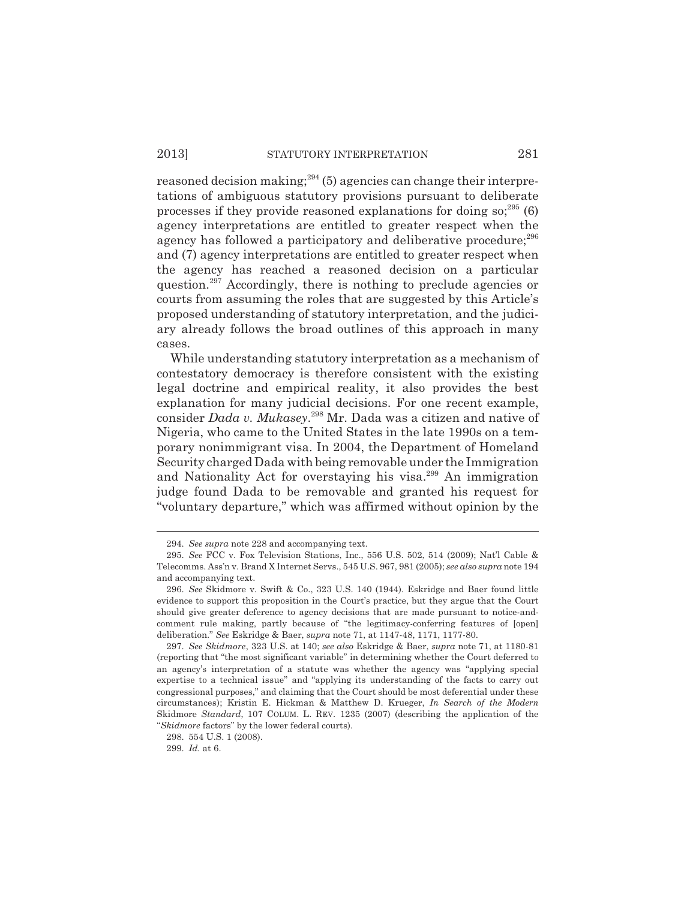reasoned decision making;[294] (5) agencies can change their interpretations of ambiguous statutory provisions pursuant to deliberate processes if they provide reasoned explanations for doing so;[295] (6) agency interpretations are entitled to greater respect when the agency has followed a participatory and deliberative procedure;[296] and (7) agency interpretations are entitled to greater respect when the agency has reached a reasoned decision on a particular question.[297] Accordingly, there is nothing to preclude agencies or courts from assuming the roles that are suggested by this Article's proposed understanding of statutory interpretation, and the judiciary already follows the broad outlines of this approach in many cases.

While understanding statutory interpretation as a mechanism of contestatory democracy is therefore consistent with the existing legal doctrine and empirical reality, it also provides the best explanation for many judicial decisions. For one recent example, consider *Dada v. Mukasey*.[298] Mr. Dada was a citizen and native of Nigeria, who came to the United States in the late 1990s on a temporary nonimmigrant visa. In 2004, the Department of Homeland Security charged Dada with being removable under the Immigration and Nationality Act for overstaying his visa.[299] An immigration judge found Dada to be removable and granted his request for "voluntary departure," which was affirmed without opinion by the

---

294. *See supra* note 228 and accompanying text.

295. *See* FCC v. Fox Television Stations, Inc., 556 U.S. 502, 514 (2009); Nat'l Cable & Telecomms. Ass'n v. Brand X Internet Servs., 545 U.S. 967, 981 (2005); *see also supra* note 194 and accompanying text.

296. *See* Skidmore v. Swift & Co., 323 U.S. 140 (1944). Eskridge and Baer found little evidence to support this proposition in the Court's practice, but they argue that the Court should give greater deference to agency decisions that are made pursuant to notice-and-comment rule making, partly because of "the legitimacy-conferring features of [open] deliberation." *See* Eskridge & Baer, *supra* note 71, at 1147-48, 1171, 1177-80.

297. *See Skidmore*, 323 U.S. at 140; *see also* Eskridge & Baer, *supra* note 71, at 1180-81 (reporting that "the most significant variable" in determining whether the Court deferred to an agency's interpretation of a statute was whether the agency was "applying special expertise to a technical issue" and "applying its understanding of the facts to carry out congressional purposes," and claiming that the Court should be most deferential under these circumstances); Kristin E. Hickman & Matthew D. Krueger, *In Search of the Modern* Skidmore *Standard*, 107 COLUM. L. REV. 1235 (2007) (describing the application of the "*Skidmore* factors" by the lower federal courts).

298. 554 U.S. 1 (2008).

299. *Id.* at 6.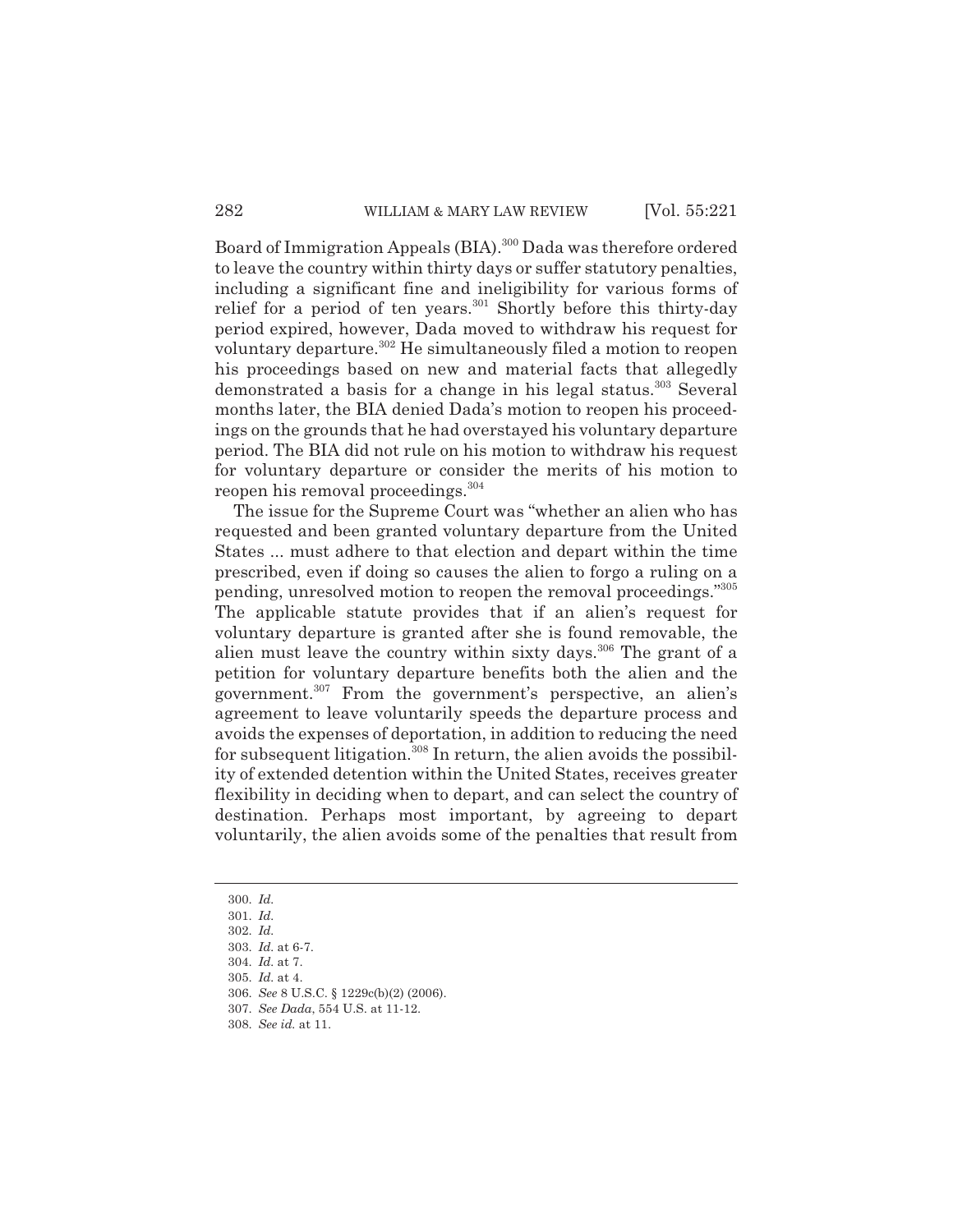Board of Immigration Appeals (BIA).[300] Dada was therefore ordered to leave the country within thirty days or suffer statutory penalties, including a significant fine and ineligibility for various forms of relief for a period of ten years.[301] Shortly before this thirty-day period expired, however, Dada moved to withdraw his request for voluntary departure.[302] He simultaneously filed a motion to reopen his proceedings based on new and material facts that allegedly demonstrated a basis for a change in his legal status.[303] Several months later, the BIA denied Dada's motion to reopen his proceedings on the grounds that he had overstayed his voluntary departure period. The BIA did not rule on his motion to withdraw his request for voluntary departure or consider the merits of his motion to reopen his removal proceedings.[304]

The issue for the Supreme Court was "whether an alien who has requested and been granted voluntary departure from the United States ... must adhere to that election and depart within the time prescribed, even if doing so causes the alien to forgo a ruling on a pending, unresolved motion to reopen the removal proceedings."[305] The applicable statute provides that if an alien's request for voluntary departure is granted after she is found removable, the alien must leave the country within sixty days.[306] The grant of a petition for voluntary departure benefits both the alien and the government.[307] From the government's perspective, an alien's agreement to leave voluntarily speeds the departure process and avoids the expenses of deportation, in addition to reducing the need for subsequent litigation.[308] In return, the alien avoids the possibility of extended detention within the United States, receives greater flexibility in deciding when to depart, and can select the country of destination. Perhaps most important, by agreeing to depart voluntarily, the alien avoids some of the penalties that result from

---

300. *Id.*

301. *Id.*

302. *Id.*

303. *Id.* at 6-7.

304. *Id.* at 7.

305. *Id.* at 4.

306. *See* 8 U.S.C. § 1229c(b)(2) (2006).

307. *See Dada*, 554 U.S. at 11-12.

308. *See id.* at 11.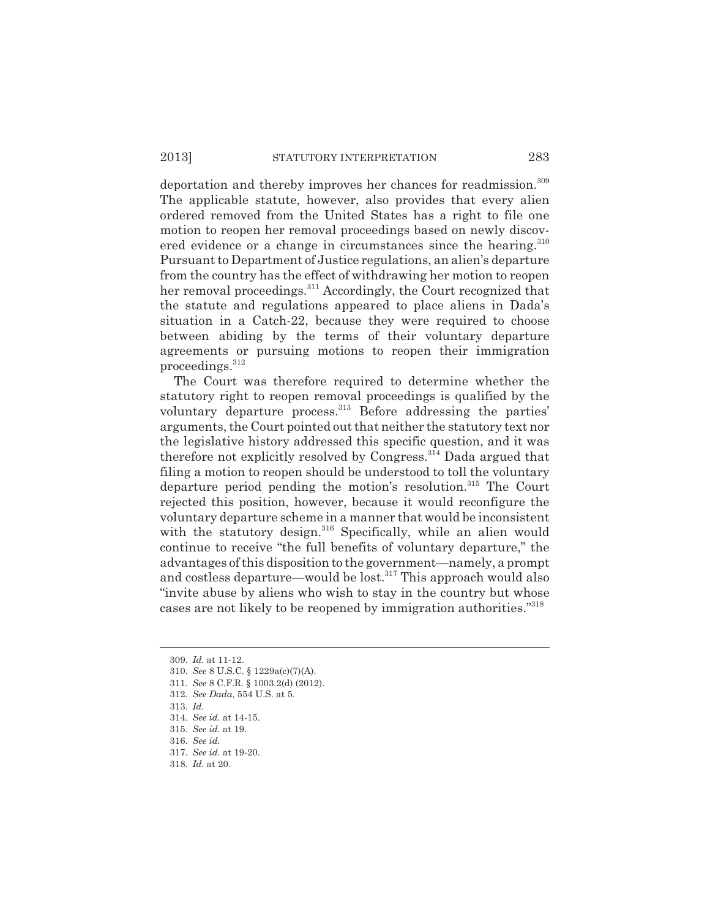deportation and thereby improves her chances for readmission.[309] The applicable statute, however, also provides that every alien ordered removed from the United States has a right to file one motion to reopen her removal proceedings based on newly discovered evidence or a change in circumstances since the hearing.[310] Pursuant to Department of Justice regulations, an alien's departure from the country has the effect of withdrawing her motion to reopen her removal proceedings.[311] Accordingly, the Court recognized that the statute and regulations appeared to place aliens in Dada's situation in a Catch-22, because they were required to choose between abiding by the terms of their voluntary departure agreements or pursuing motions to reopen their immigration proceedings.[312]

The Court was therefore required to determine whether the statutory right to reopen removal proceedings is qualified by the voluntary departure process.[313] Before addressing the parties' arguments, the Court pointed out that neither the statutory text nor the legislative history addressed this specific question, and it was therefore not explicitly resolved by Congress.[314] Dada argued that filing a motion to reopen should be understood to toll the voluntary departure period pending the motion's resolution.[315] The Court rejected this position, however, because it would reconfigure the voluntary departure scheme in a manner that would be inconsistent with the statutory design.[316] Specifically, while an alien would continue to receive "the full benefits of voluntary departure," the advantages of this disposition to the government—namely, a prompt and costless departure—would be lost.[317] This approach would also "invite abuse by aliens who wish to stay in the country but whose cases are not likely to be reopened by immigration authorities."[318]

---

309. *Id.* at 11-12.

310. *See* 8 U.S.C. § 1229a(c)(7)(A).

311. *See* 8 C.F.R. § 1003.2(d) (2012).

312. *See Dada*, 554 U.S. at 5.

313. *Id.*

314. *See id.* at 14-15.

315. *See id.* at 19.

316. *See id.*

317. *See id.* at 19-20.

318. *Id.* at 20.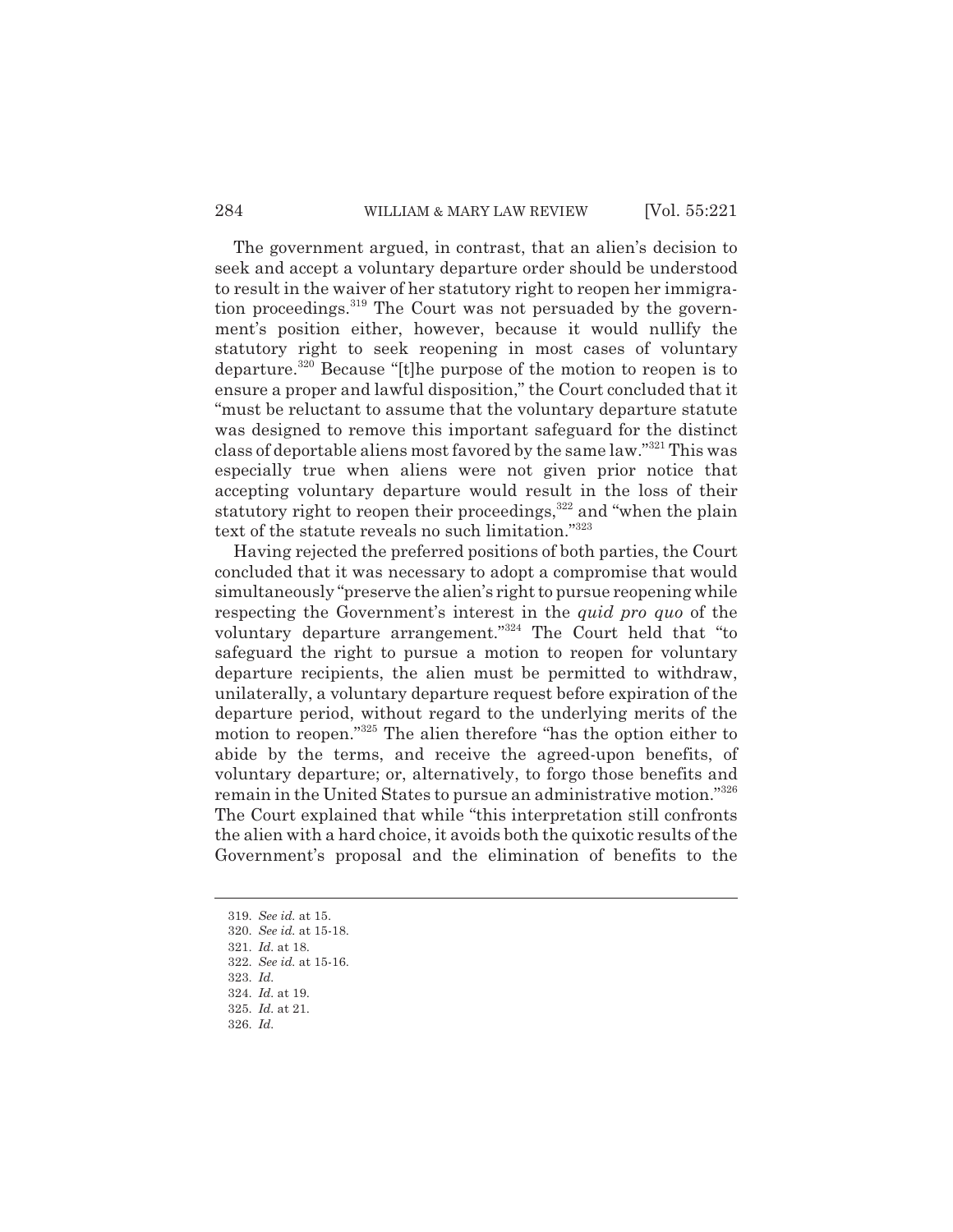The government argued, in contrast, that an alien's decision to seek and accept a voluntary departure order should be understood to result in the waiver of her statutory right to reopen her immigration proceedings.[319] The Court was not persuaded by the government's position either, however, because it would nullify the statutory right to seek reopening in most cases of voluntary departure.[320] Because "[t]he purpose of the motion to reopen is to ensure a proper and lawful disposition," the Court concluded that it "must be reluctant to assume that the voluntary departure statute was designed to remove this important safeguard for the distinct class of deportable aliens most favored by the same law."[321] This was especially true when aliens were not given prior notice that accepting voluntary departure would result in the loss of their statutory right to reopen their proceedings,[322] and "when the plain text of the statute reveals no such limitation."[323]

Having rejected the preferred positions of both parties, the Court concluded that it was necessary to adopt a compromise that would simultaneously "preserve the alien's right to pursue reopening while respecting the Government's interest in the *quid pro quo* of the voluntary departure arrangement."[324] The Court held that "to safeguard the right to pursue a motion to reopen for voluntary departure recipients, the alien must be permitted to withdraw, unilaterally, a voluntary departure request before expiration of the departure period, without regard to the underlying merits of the motion to reopen."[325] The alien therefore "has the option either to abide by the terms, and receive the agreed-upon benefits, of voluntary departure; or, alternatively, to forgo those benefits and remain in the United States to pursue an administrative motion."[326] The Court explained that while "this interpretation still confronts the alien with a hard choice, it avoids both the quixotic results of the Government's proposal and the elimination of benefits to the

---

319. *See id.* at 15.
320. *See id.* at 15-18.
321. *Id.* at 18.
322. *See id.* at 15-16.
323. *Id.*
324. *Id.* at 19.
325. *Id.* at 21.
326. *Id.*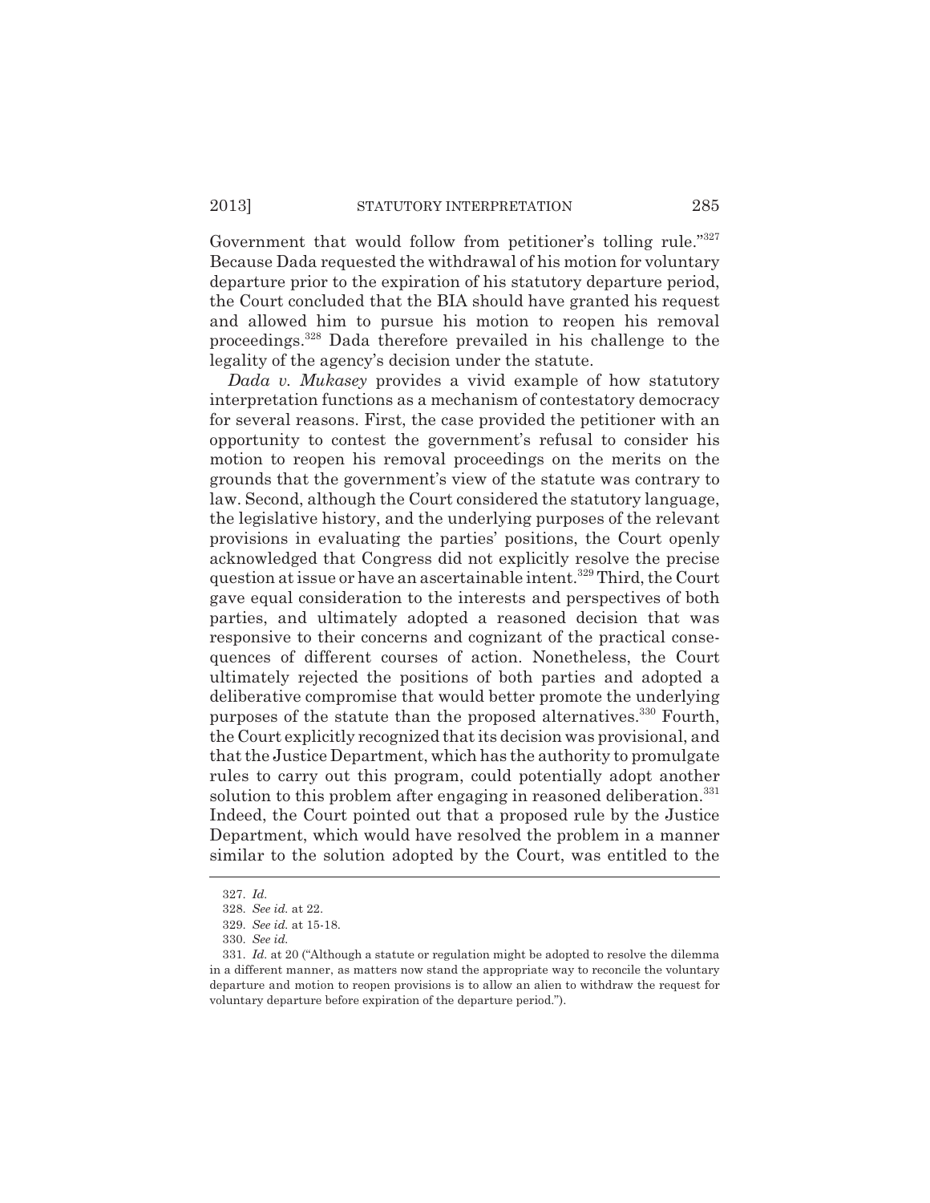Government that would follow from petitioner's tolling rule."[327] Because Dada requested the withdrawal of his motion for voluntary departure prior to the expiration of his statutory departure period, the Court concluded that the BIA should have granted his request and allowed him to pursue his motion to reopen his removal proceedings.[328] Dada therefore prevailed in his challenge to the legality of the agency's decision under the statute.

*Dada v. Mukasey* provides a vivid example of how statutory interpretation functions as a mechanism of contestatory democracy for several reasons. First, the case provided the petitioner with an opportunity to contest the government's refusal to consider his motion to reopen his removal proceedings on the merits on the grounds that the government's view of the statute was contrary to law. Second, although the Court considered the statutory language, the legislative history, and the underlying purposes of the relevant provisions in evaluating the parties' positions, the Court openly acknowledged that Congress did not explicitly resolve the precise question at issue or have an ascertainable intent.[329] Third, the Court gave equal consideration to the interests and perspectives of both parties, and ultimately adopted a reasoned decision that was responsive to their concerns and cognizant of the practical consequences of different courses of action. Nonetheless, the Court ultimately rejected the positions of both parties and adopted a deliberative compromise that would better promote the underlying purposes of the statute than the proposed alternatives.[330] Fourth, the Court explicitly recognized that its decision was provisional, and that the Justice Department, which has the authority to promulgate rules to carry out this program, could potentially adopt another solution to this problem after engaging in reasoned deliberation.[331] Indeed, the Court pointed out that a proposed rule by the Justice Department, which would have resolved the problem in a manner similar to the solution adopted by the Court, was entitled to the

---

327. *Id.*

328. *See id.* at 22.

329. *See id.* at 15-18.

330. *See id.*

331. *Id.* at 20 ("Although a statute or regulation might be adopted to resolve the dilemma in a different manner, as matters now stand the appropriate way to reconcile the voluntary departure and motion to reopen provisions is to allow an alien to withdraw the request for voluntary departure before expiration of the departure period.").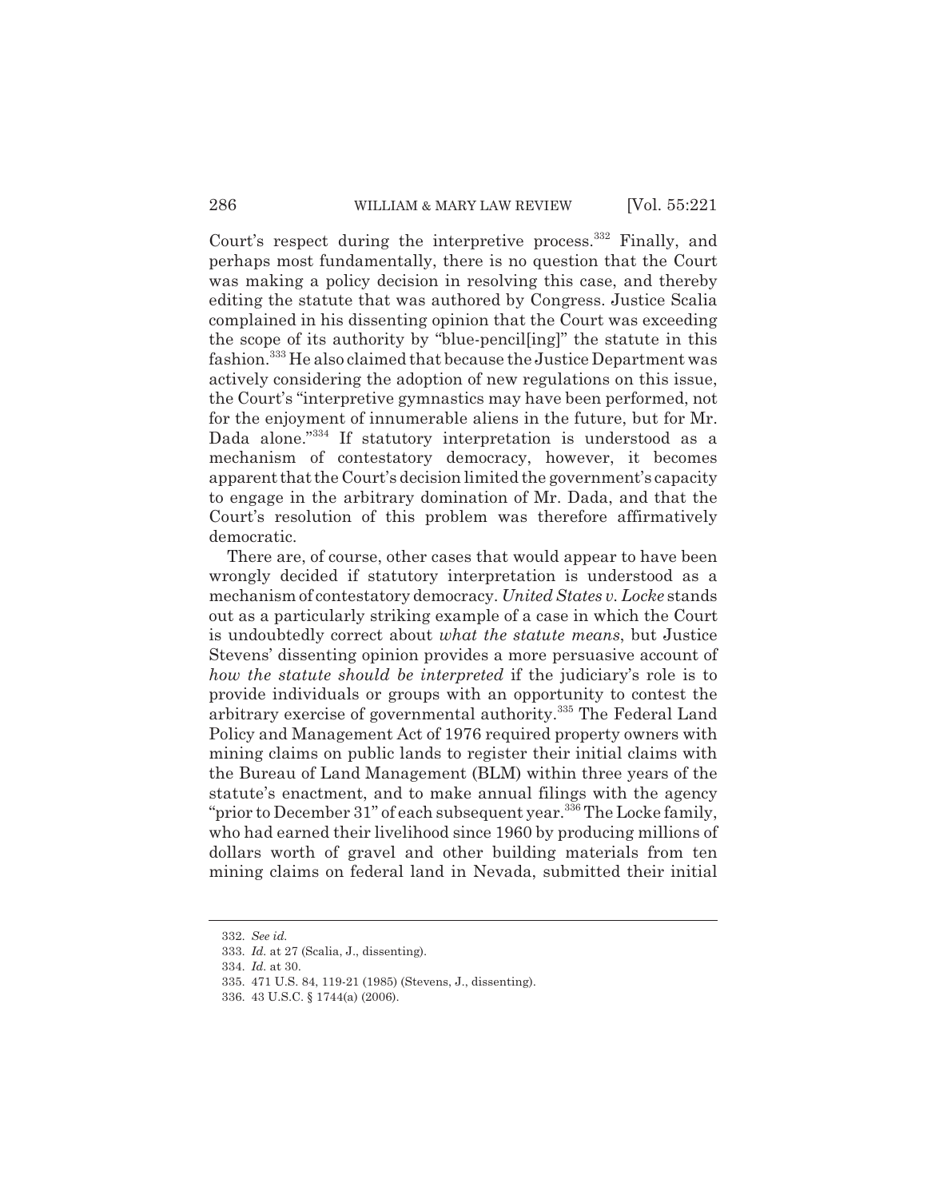Court's respect during the interpretive process.[332] Finally, and perhaps most fundamentally, there is no question that the Court was making a policy decision in resolving this case, and thereby editing the statute that was authored by Congress. Justice Scalia complained in his dissenting opinion that the Court was exceeding the scope of its authority by "blue-pencil[ing]" the statute in this fashion.[333] He also claimed that because the Justice Department was actively considering the adoption of new regulations on this issue, the Court's "interpretive gymnastics may have been performed, not for the enjoyment of innumerable aliens in the future, but for Mr. Dada alone."[334] If statutory interpretation is understood as a mechanism of contestatory democracy, however, it becomes apparent that the Court's decision limited the government's capacity to engage in the arbitrary domination of Mr. Dada, and that the Court's resolution of this problem was therefore affirmatively democratic.

There are, of course, other cases that would appear to have been wrongly decided if statutory interpretation is understood as a mechanism of contestatory democracy. *United States v. Locke* stands out as a particularly striking example of a case in which the Court is undoubtedly correct about *what the statute means*, but Justice Stevens' dissenting opinion provides a more persuasive account of *how the statute should be interpreted* if the judiciary's role is to provide individuals or groups with an opportunity to contest the arbitrary exercise of governmental authority.[335] The Federal Land Policy and Management Act of 1976 required property owners with mining claims on public lands to register their initial claims with the Bureau of Land Management (BLM) within three years of the statute's enactment, and to make annual filings with the agency "prior to December 31" of each subsequent year.[336] The Locke family, who had earned their livelihood since 1960 by producing millions of dollars worth of gravel and other building materials from ten mining claims on federal land in Nevada, submitted their initial

---

332. *See id.*

333. *Id.* at 27 (Scalia, J., dissenting).

334. *Id.* at 30.

335. 471 U.S. 84, 119-21 (1985) (Stevens, J., dissenting).

336. 43 U.S.C. § 1744(a) (2006).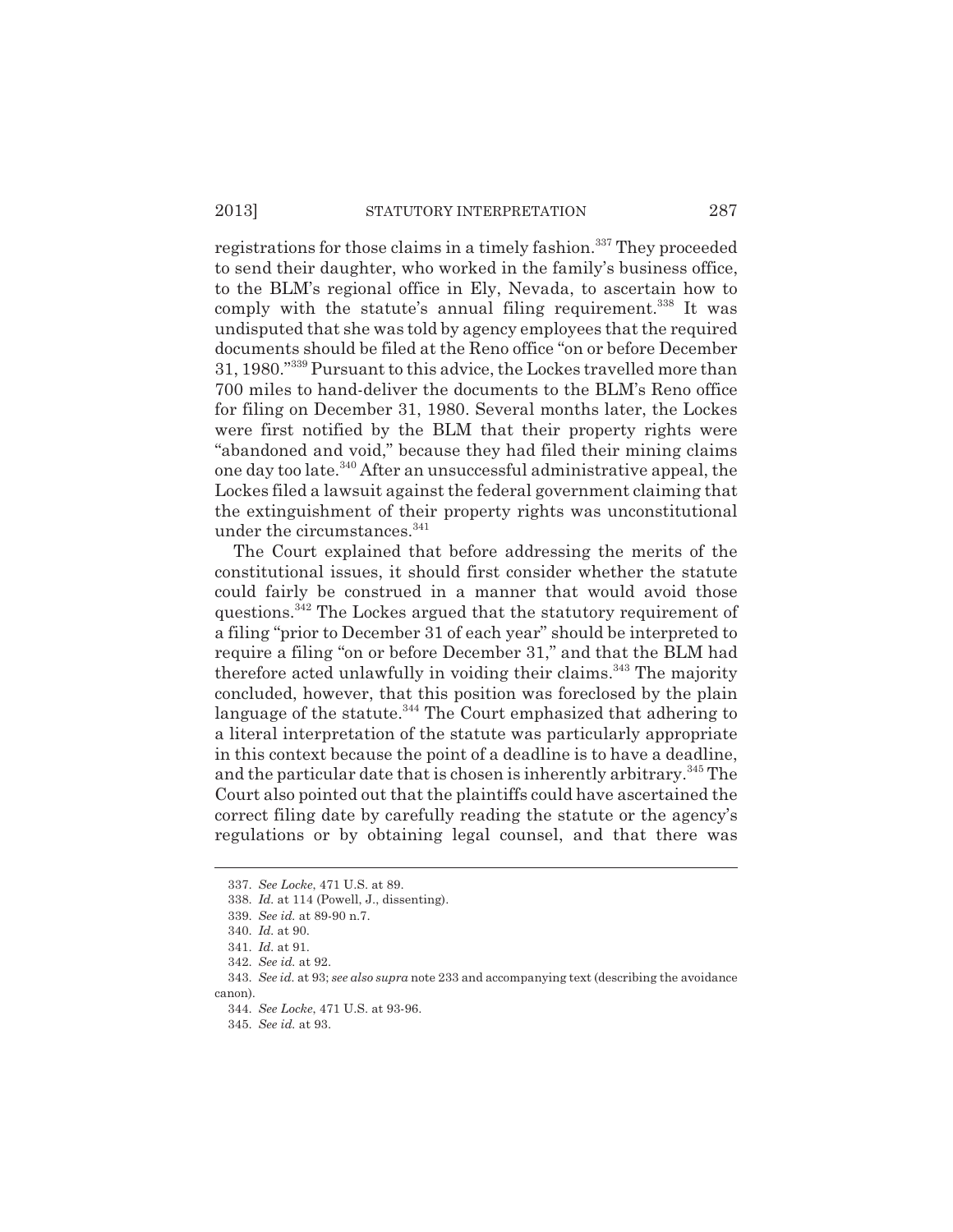registrations for those claims in a timely fashion.[337] They proceeded to send their daughter, who worked in the family's business office, to the BLM's regional office in Ely, Nevada, to ascertain how to comply with the statute's annual filing requirement.[338] It was undisputed that she was told by agency employees that the required documents should be filed at the Reno office "on or before December 31, 1980."[339] Pursuant to this advice, the Lockes travelled more than 700 miles to hand-deliver the documents to the BLM's Reno office for filing on December 31, 1980. Several months later, the Lockes were first notified by the BLM that their property rights were "abandoned and void," because they had filed their mining claims one day too late.[340] After an unsuccessful administrative appeal, the Lockes filed a lawsuit against the federal government claiming that the extinguishment of their property rights was unconstitutional under the circumstances.[341]

The Court explained that before addressing the merits of the constitutional issues, it should first consider whether the statute could fairly be construed in a manner that would avoid those questions.[342] The Lockes argued that the statutory requirement of a filing "prior to December 31 of each year" should be interpreted to require a filing "on or before December 31," and that the BLM had therefore acted unlawfully in voiding their claims.[343] The majority concluded, however, that this position was foreclosed by the plain language of the statute.[344] The Court emphasized that adhering to a literal interpretation of the statute was particularly appropriate in this context because the point of a deadline is to have a deadline, and the particular date that is chosen is inherently arbitrary.[345] The Court also pointed out that the plaintiffs could have ascertained the correct filing date by carefully reading the statute or the agency's regulations or by obtaining legal counsel, and that there was

337. *See Locke*, 471 U.S. at 89.

338. *Id.* at 114 (Powell, J., dissenting).

339. *See id.* at 89-90 n.7.

340. *Id.* at 90.

341. *Id.* at 91.

342. *See id.* at 92.

343. *See id.* at 93; *see also supra* note 233 and accompanying text (describing the avoidance canon).

344. *See Locke*, 471 U.S. at 93-96.

345. *See id.* at 93.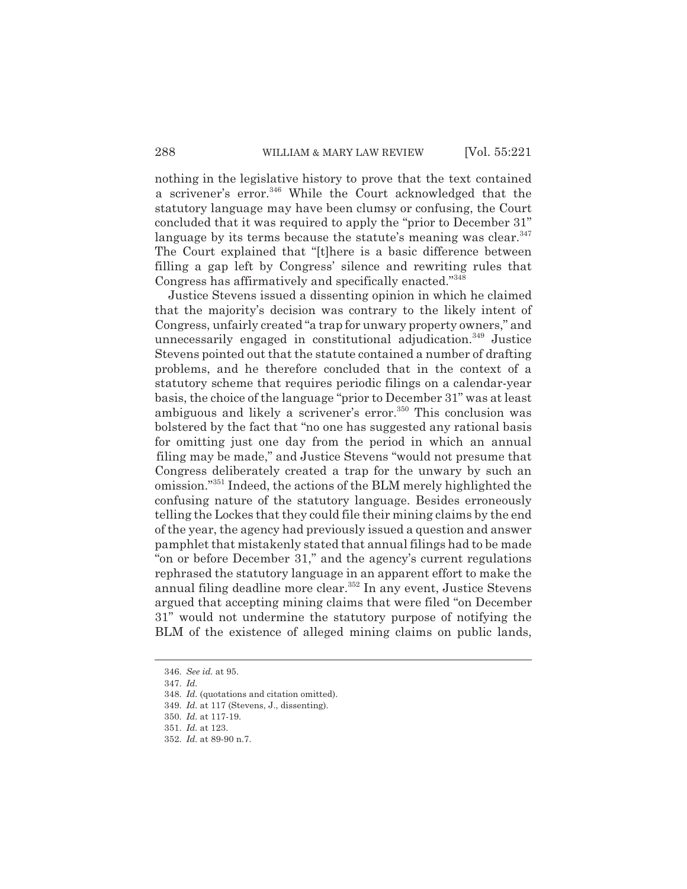nothing in the legislative history to prove that the text contained a scrivener's error.[346] While the Court acknowledged that the statutory language may have been clumsy or confusing, the Court concluded that it was required to apply the "prior to December 31" language by its terms because the statute's meaning was clear.[347] The Court explained that "[t]here is a basic difference between filling a gap left by Congress' silence and rewriting rules that Congress has affirmatively and specifically enacted."[348]

Justice Stevens issued a dissenting opinion in which he claimed that the majority's decision was contrary to the likely intent of Congress, unfairly created "a trap for unwary property owners," and unnecessarily engaged in constitutional adjudication.[349] Justice Stevens pointed out that the statute contained a number of drafting problems, and he therefore concluded that in the context of a statutory scheme that requires periodic filings on a calendar-year basis, the choice of the language "prior to December 31" was at least ambiguous and likely a scrivener's error.[350] This conclusion was bolstered by the fact that "no one has suggested any rational basis for omitting just one day from the period in which an annual filing may be made," and Justice Stevens "would not presume that Congress deliberately created a trap for the unwary by such an omission."[351] Indeed, the actions of the BLM merely highlighted the confusing nature of the statutory language. Besides erroneously telling the Lockes that they could file their mining claims by the end of the year, the agency had previously issued a question and answer pamphlet that mistakenly stated that annual filings had to be made "on or before December 31," and the agency's current regulations rephrased the statutory language in an apparent effort to make the annual filing deadline more clear.[352] In any event, Justice Stevens argued that accepting mining claims that were filed "on December 31" would not undermine the statutory purpose of notifying the BLM of the existence of alleged mining claims on public lands,

346. *See id.* at 95.

347. *Id.*

348. *Id.* (quotations and citation omitted).

349. *Id.* at 117 (Stevens, J., dissenting).

350. *Id.* at 117-19.

351. *Id.* at 123.

352. *Id.* at 89-90 n.7.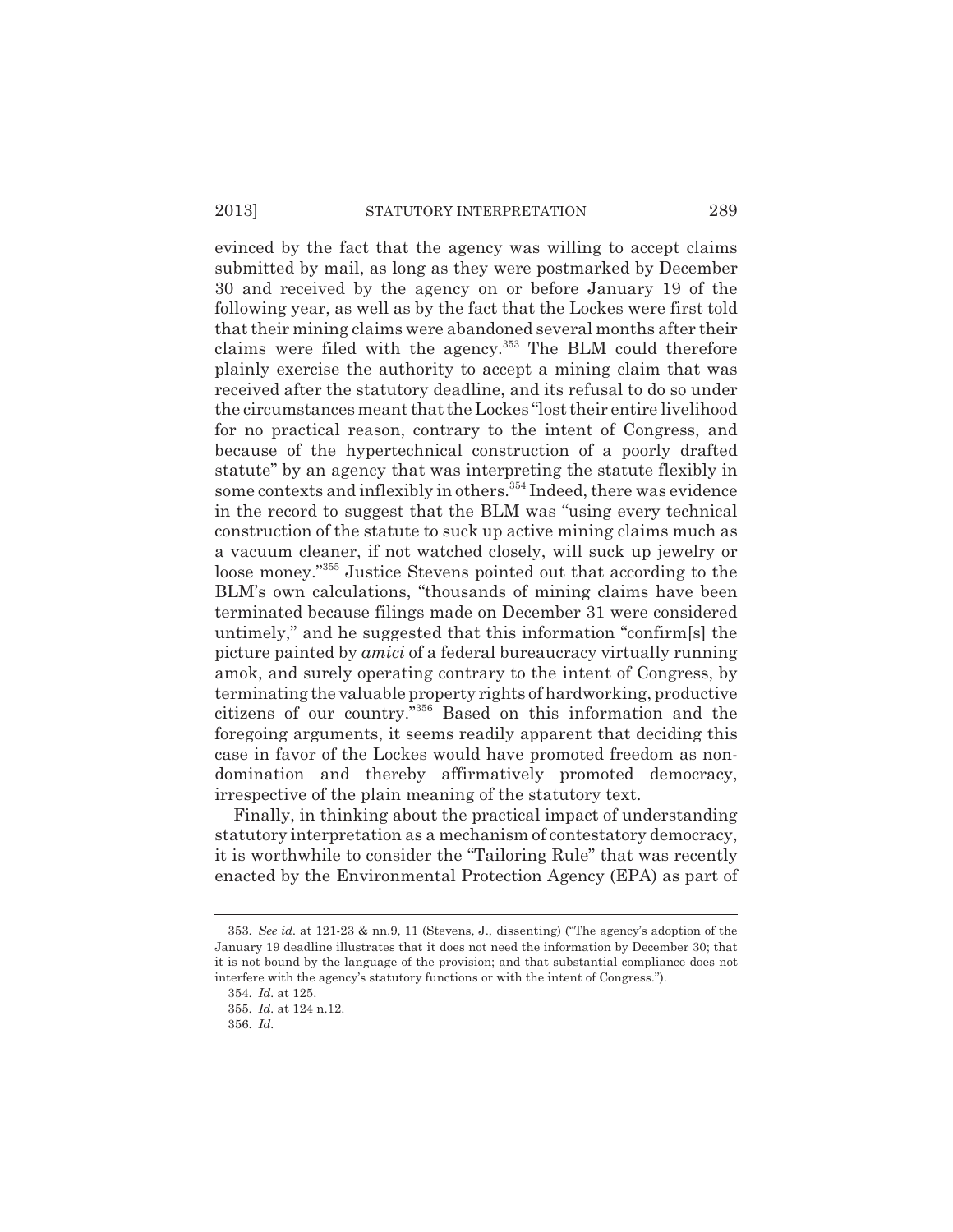evinced by the fact that the agency was willing to accept claims submitted by mail, as long as they were postmarked by December 30 and received by the agency on or before January 19 of the following year, as well as by the fact that the Lockes were first told that their mining claims were abandoned several months after their claims were filed with the agency.[353] The BLM could therefore plainly exercise the authority to accept a mining claim that was received after the statutory deadline, and its refusal to do so under the circumstances meant that the Lockes "lost their entire livelihood for no practical reason, contrary to the intent of Congress, and because of the hypertechnical construction of a poorly drafted statute" by an agency that was interpreting the statute flexibly in some contexts and inflexibly in others.[354] Indeed, there was evidence in the record to suggest that the BLM was "using every technical construction of the statute to suck up active mining claims much as a vacuum cleaner, if not watched closely, will suck up jewelry or loose money."[355] Justice Stevens pointed out that according to the BLM's own calculations, "thousands of mining claims have been terminated because filings made on December 31 were considered untimely," and he suggested that this information "confirm[s] the picture painted by *amici* of a federal bureaucracy virtually running amok, and surely operating contrary to the intent of Congress, by terminating the valuable property rights of hardworking, productive citizens of our country."[356] Based on this information and the foregoing arguments, it seems readily apparent that deciding this case in favor of the Lockes would have promoted freedom as non-domination and thereby affirmatively promoted democracy, irrespective of the plain meaning of the statutory text.

Finally, in thinking about the practical impact of understanding statutory interpretation as a mechanism of contestatory democracy, it is worthwhile to consider the "Tailoring Rule" that was recently enacted by the Environmental Protection Agency (EPA) as part of

---

353. *See id.* at 121-23 & nn.9, 11 (Stevens, J., dissenting) ("The agency's adoption of the January 19 deadline illustrates that it does not need the information by December 30; that it is not bound by the language of the provision; and that substantial compliance does not interfere with the agency's statutory functions or with the intent of Congress.").

354. *Id.* at 125.

355. *Id.* at 124 n.12.

356. *Id.*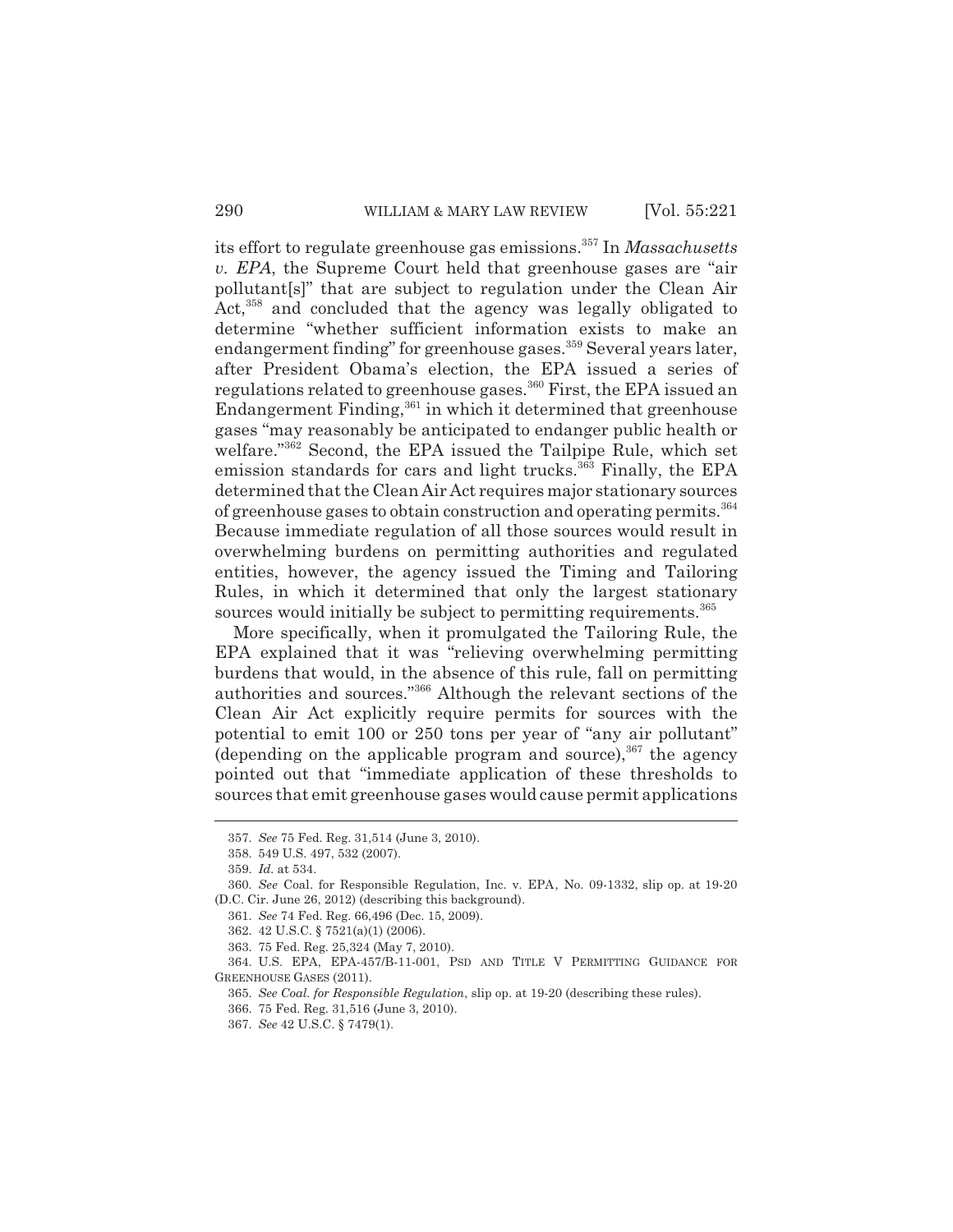its effort to regulate greenhouse gas emissions.[357] In *Massachusetts v. EPA*, the Supreme Court held that greenhouse gases are "air pollutant[s]" that are subject to regulation under the Clean Air Act,[358] and concluded that the agency was legally obligated to determine "whether sufficient information exists to make an endangerment finding" for greenhouse gases.[359] Several years later, after President Obama's election, the EPA issued a series of regulations related to greenhouse gases.[360] First, the EPA issued an Endangerment Finding,[361] in which it determined that greenhouse gases "may reasonably be anticipated to endanger public health or welfare."[362] Second, the EPA issued the Tailpipe Rule, which set emission standards for cars and light trucks.[363] Finally, the EPA determined that the Clean Air Act requires major stationary sources of greenhouse gases to obtain construction and operating permits.[364] Because immediate regulation of all those sources would result in overwhelming burdens on permitting authorities and regulated entities, however, the agency issued the Timing and Tailoring Rules, in which it determined that only the largest stationary sources would initially be subject to permitting requirements.[365]

More specifically, when it promulgated the Tailoring Rule, the EPA explained that it was "relieving overwhelming permitting burdens that would, in the absence of this rule, fall on permitting authorities and sources."[366] Although the relevant sections of the Clean Air Act explicitly require permits for sources with the potential to emit 100 or 250 tons per year of "any air pollutant" (depending on the applicable program and source),[367] the agency pointed out that "immediate application of these thresholds to sources that emit greenhouse gases would cause permit applications

---

357. *See* 75 Fed. Reg. 31,514 (June 3, 2010).

358. 549 U.S. 497, 532 (2007).

359. *Id.* at 534.

360. *See* Coal. for Responsible Regulation, Inc. v. EPA, No. 09-1332, slip op. at 19-20 (D.C. Cir. June 26, 2012) (describing this background).

361. *See* 74 Fed. Reg. 66,496 (Dec. 15, 2009).

362. 42 U.S.C. § 7521(a)(1) (2006).

363. 75 Fed. Reg. 25,324 (May 7, 2010).

364. U.S. EPA, EPA-457/B-11-001, PSD AND TITLE V PERMITTING GUIDANCE FOR GREENHOUSE GASES (2011).

365. *See Coal. for Responsible Regulation*, slip op. at 19-20 (describing these rules).

366. 75 Fed. Reg. 31,516 (June 3, 2010).

367. *See* 42 U.S.C. § 7479(1).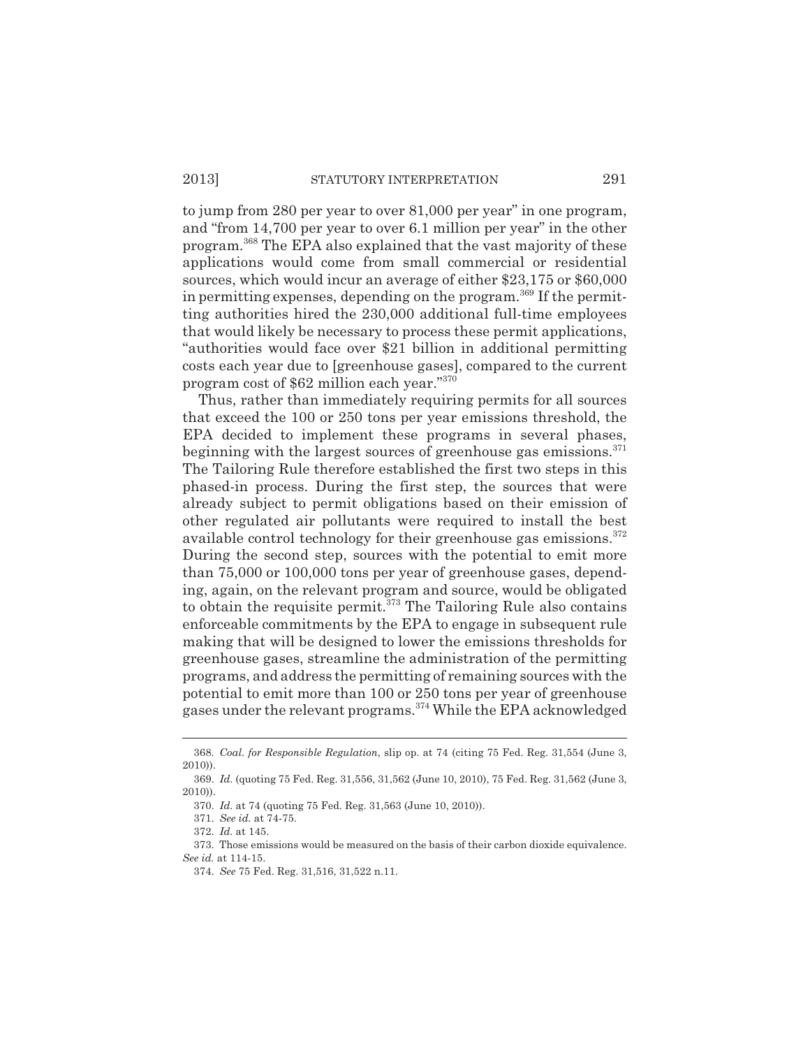to jump from 280 per year to over 81,000 per year" in one program, and "from 14,700 per year to over 6.1 million per year" in the other program.[368] The EPA also explained that the vast majority of these applications would come from small commercial or residential sources, which would incur an average of either $23,175 or $60,000 in permitting expenses, depending on the program.[369] If the permitting authorities hired the 230,000 additional full-time employees that would likely be necessary to process these permit applications, "authorities would face over $21 billion in additional permitting costs each year due to [greenhouse gases], compared to the current program cost of $62 million each year."[370]

Thus, rather than immediately requiring permits for all sources that exceed the 100 or 250 tons per year emissions threshold, the EPA decided to implement these programs in several phases, beginning with the largest sources of greenhouse gas emissions.[371] The Tailoring Rule therefore established the first two steps in this phased-in process. During the first step, the sources that were already subject to permit obligations based on their emission of other regulated air pollutants were required to install the best available control technology for their greenhouse gas emissions.[372] During the second step, sources with the potential to emit more than 75,000 or 100,000 tons per year of greenhouse gases, depending, again, on the relevant program and source, would be obligated to obtain the requisite permit.[373] The Tailoring Rule also contains enforceable commitments by the EPA to engage in subsequent rule making that will be designed to lower the emissions thresholds for greenhouse gases, streamline the administration of the permitting programs, and address the permitting of remaining sources with the potential to emit more than 100 or 250 tons per year of greenhouse gases under the relevant programs.[374] While the EPA acknowledged

---

368. *Coal. for Responsible Regulation*, slip op. at 74 (citing 75 Fed. Reg. 31,554 (June 3, 2010)).

369. *Id.* (quoting 75 Fed. Reg. 31,556, 31,562 (June 10, 2010), 75 Fed. Reg. 31,562 (June 3, 2010)).

370. *Id.* at 74 (quoting 75 Fed. Reg. 31,563 (June 10, 2010)).

371. *See id.* at 74-75.

372. *Id.* at 145.

373. Those emissions would be measured on the basis of their carbon dioxide equivalence. *See id.* at 114-15.

374. *See* 75 Fed. Reg. 31,516, 31,522 n.11.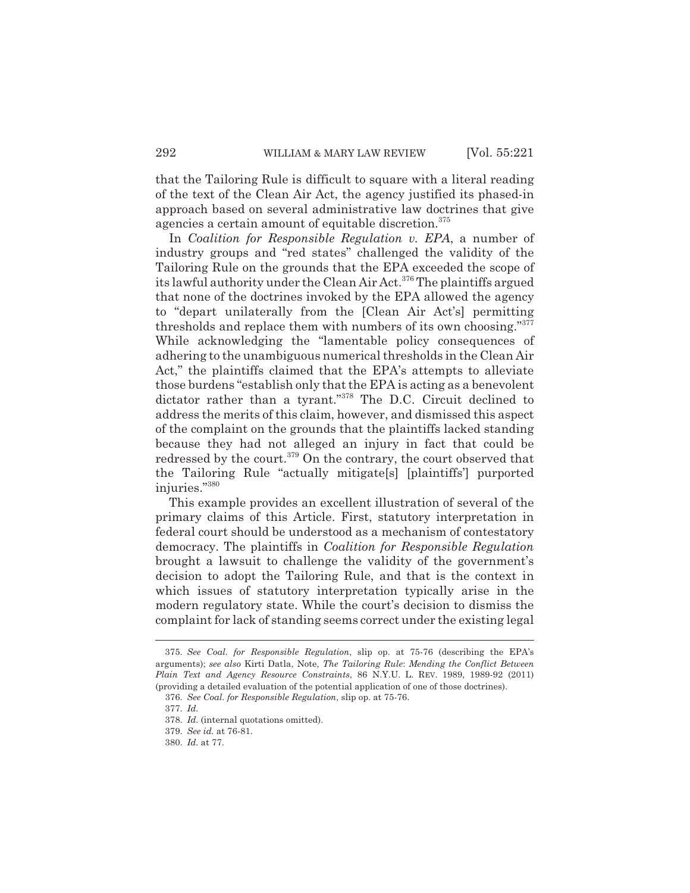that the Tailoring Rule is difficult to square with a literal reading of the text of the Clean Air Act, the agency justified its phased-in approach based on several administrative law doctrines that give agencies a certain amount of equitable discretion.[375]

In *Coalition for Responsible Regulation v. EPA*, a number of industry groups and "red states" challenged the validity of the Tailoring Rule on the grounds that the EPA exceeded the scope of its lawful authority under the Clean Air Act.[376] The plaintiffs argued that none of the doctrines invoked by the EPA allowed the agency to "depart unilaterally from the [Clean Air Act's] permitting thresholds and replace them with numbers of its own choosing."[377] While acknowledging the "lamentable policy consequences of adhering to the unambiguous numerical thresholds in the Clean Air Act," the plaintiffs claimed that the EPA's attempts to alleviate those burdens "establish only that the EPA is acting as a benevolent dictator rather than a tyrant."[378] The D.C. Circuit declined to address the merits of this claim, however, and dismissed this aspect of the complaint on the grounds that the plaintiffs lacked standing because they had not alleged an injury in fact that could be redressed by the court.[379] On the contrary, the court observed that the Tailoring Rule "actually mitigate[s] [plaintiffs'] purported injuries."[380]

This example provides an excellent illustration of several of the primary claims of this Article. First, statutory interpretation in federal court should be understood as a mechanism of contestatory democracy. The plaintiffs in *Coalition for Responsible Regulation* brought a lawsuit to challenge the validity of the government's decision to adopt the Tailoring Rule, and that is the context in which issues of statutory interpretation typically arise in the modern regulatory state. While the court's decision to dismiss the complaint for lack of standing seems correct under the existing legal

375. *See Coal. for Responsible Regulation*, slip op. at 75-76 (describing the EPA's arguments); *see also* Kirti Datla, Note, *The Tailoring Rule*: *Mending the Conflict Between Plain Text and Agency Resource Constraints*, 86 N.Y.U. L. REV. 1989, 1989-92 (2011) (providing a detailed evaluation of the potential application of one of those doctrines).

376. *See Coal. for Responsible Regulation*, slip op. at 75-76.

377. *Id.*

378. *Id.* (internal quotations omitted).

379. *See id.* at 76-81.

380. *Id.* at 77.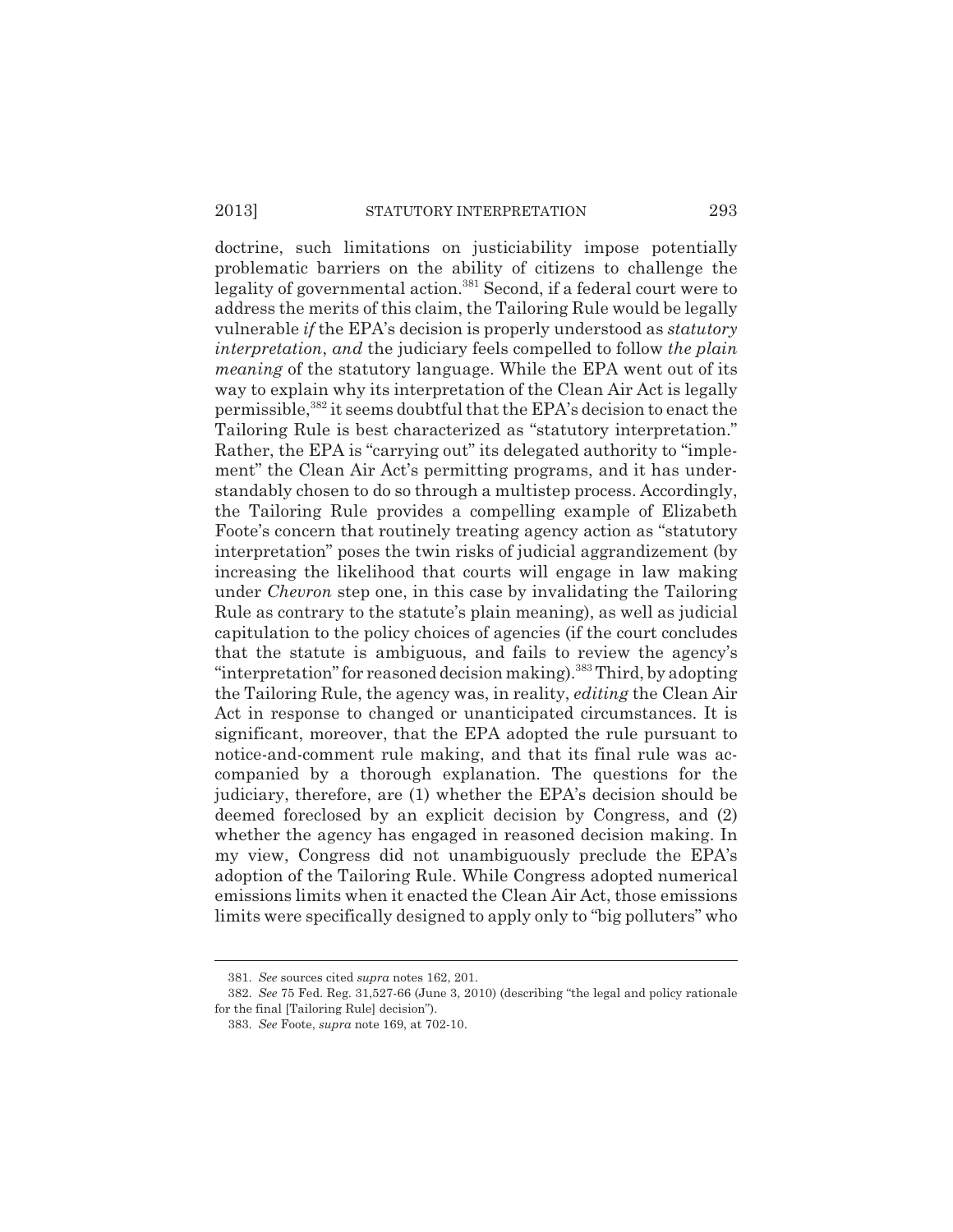doctrine, such limitations on justiciability impose potentially problematic barriers on the ability of citizens to challenge the legality of governmental action.[381] Second, if a federal court were to address the merits of this claim, the Tailoring Rule would be legally vulnerable *if* the EPA's decision is properly understood as *statutory interpretation*, *and* the judiciary feels compelled to follow *the plain meaning* of the statutory language. While the EPA went out of its way to explain why its interpretation of the Clean Air Act is legally permissible,[382] it seems doubtful that the EPA's decision to enact the Tailoring Rule is best characterized as "statutory interpretation." Rather, the EPA is "carrying out" its delegated authority to "implement" the Clean Air Act's permitting programs, and it has understandably chosen to do so through a multistep process. Accordingly, the Tailoring Rule provides a compelling example of Elizabeth Foote's concern that routinely treating agency action as "statutory interpretation" poses the twin risks of judicial aggrandizement (by increasing the likelihood that courts will engage in law making under *Chevron* step one, in this case by invalidating the Tailoring Rule as contrary to the statute's plain meaning), as well as judicial capitulation to the policy choices of agencies (if the court concludes that the statute is ambiguous, and fails to review the agency's "interpretation" for reasoned decision making).[383] Third, by adopting the Tailoring Rule, the agency was, in reality, *editing* the Clean Air Act in response to changed or unanticipated circumstances. It is significant, moreover, that the EPA adopted the rule pursuant to notice-and-comment rule making, and that its final rule was accompanied by a thorough explanation. The questions for the judiciary, therefore, are (1) whether the EPA's decision should be deemed foreclosed by an explicit decision by Congress, and (2) whether the agency has engaged in reasoned decision making. In my view, Congress did not unambiguously preclude the EPA's adoption of the Tailoring Rule. While Congress adopted numerical emissions limits when it enacted the Clean Air Act, those emissions limits were specifically designed to apply only to "big polluters" who

---

381. *See* sources cited *supra* notes 162, 201.

382. *See* 75 Fed. Reg. 31,527-66 (June 3, 2010) (describing "the legal and policy rationale for the final [Tailoring Rule] decision").

383. *See* Foote, *supra* note 169, at 702-10.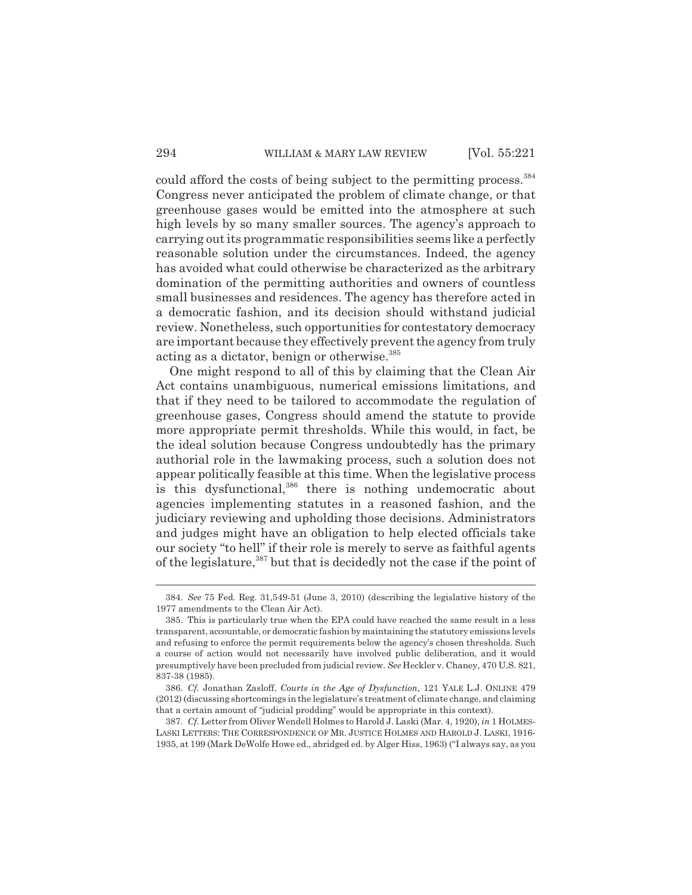could afford the costs of being subject to the permitting process.[384] Congress never anticipated the problem of climate change, or that greenhouse gases would be emitted into the atmosphere at such high levels by so many smaller sources. The agency's approach to carrying out its programmatic responsibilities seems like a perfectly reasonable solution under the circumstances. Indeed, the agency has avoided what could otherwise be characterized as the arbitrary domination of the permitting authorities and owners of countless small businesses and residences. The agency has therefore acted in a democratic fashion, and its decision should withstand judicial review. Nonetheless, such opportunities for contestatory democracy are important because they effectively prevent the agency from truly acting as a dictator, benign or otherwise.[385]

One might respond to all of this by claiming that the Clean Air Act contains unambiguous, numerical emissions limitations, and that if they need to be tailored to accommodate the regulation of greenhouse gases, Congress should amend the statute to provide more appropriate permit thresholds. While this would, in fact, be the ideal solution because Congress undoubtedly has the primary authorial role in the lawmaking process, such a solution does not appear politically feasible at this time. When the legislative process is this dysfunctional,[386] there is nothing undemocratic about agencies implementing statutes in a reasoned fashion, and the judiciary reviewing and upholding those decisions. Administrators and judges might have an obligation to help elected officials take our society "to hell" if their role is merely to serve as faithful agents of the legislature,[387] but that is decidedly not the case if the point of

---

384. *See* 75 Fed. Reg. 31,549-51 (June 3, 2010) (describing the legislative history of the 1977 amendments to the Clean Air Act).

385. This is particularly true when the EPA could have reached the same result in a less transparent, accountable, or democratic fashion by maintaining the statutory emissions levels and refusing to enforce the permit requirements below the agency's chosen thresholds. Such a course of action would not necessarily have involved public deliberation, and it would presumptively have been precluded from judicial review. *See* Heckler v. Chaney, 470 U.S. 821, 837-38 (1985).

386. *Cf.* Jonathan Zasloff, *Courts in the Age of Dysfunction*, 121 YALE L.J. ONLINE 479 (2012) (discussing shortcomings in the legislature's treatment of climate change, and claiming that a certain amount of "judicial prodding" would be appropriate in this context).

387. *Cf.* Letter from Oliver Wendell Holmes to Harold J. Laski (Mar. 4, 1920), *in* 1 HOLMES-LASKI LETTERS: THE CORRESPONDENCE OF MR. JUSTICE HOLMES AND HAROLD J. LASKI, 1916-1935, at 199 (Mark DeWolfe Howe ed., abridged ed. by Alger Hiss, 1963) ("I always say, as you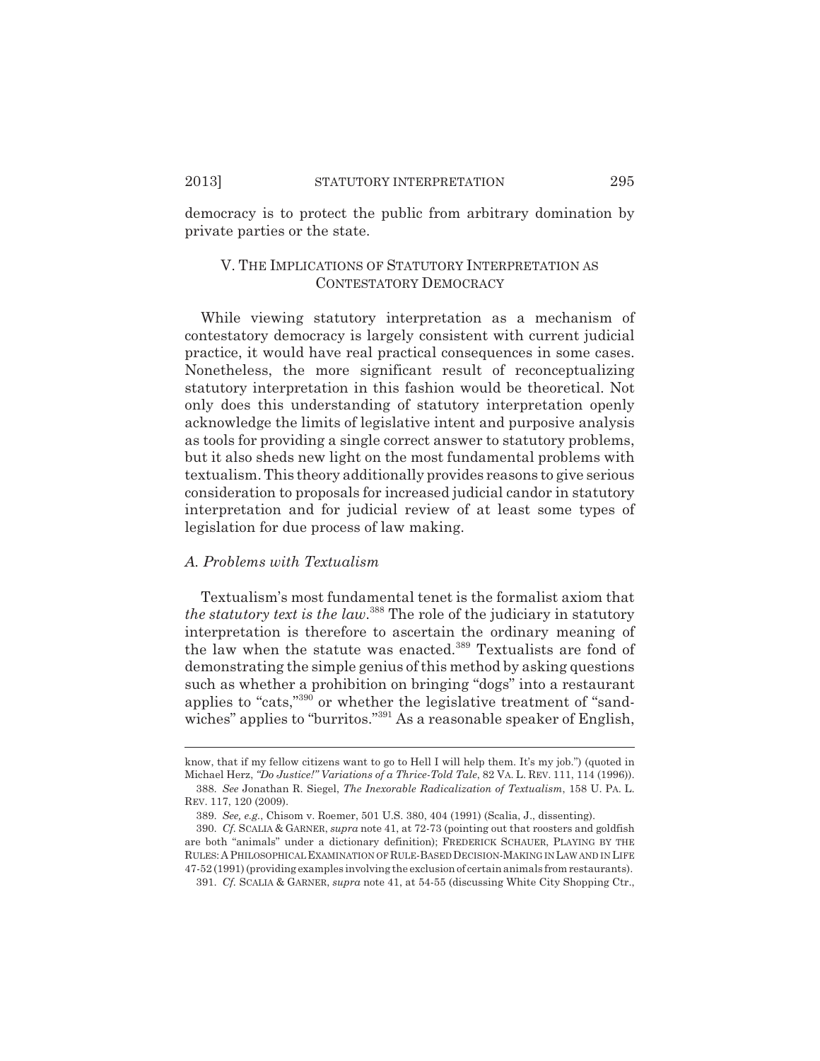democracy is to protect the public from arbitrary domination by private parties or the state.

## V. THE IMPLICATIONS OF STATUTORY INTERPRETATION AS CONTESTATORY DEMOCRACY

While viewing statutory interpretation as a mechanism of contestatory democracy is largely consistent with current judicial practice, it would have real practical consequences in some cases. Nonetheless, the more significant result of reconceptualizing statutory interpretation in this fashion would be theoretical. Not only does this understanding of statutory interpretation openly acknowledge the limits of legislative intent and purposive analysis as tools for providing a single correct answer to statutory problems, but it also sheds new light on the most fundamental problems with textualism. This theory additionally provides reasons to give serious consideration to proposals for increased judicial candor in statutory interpretation and for judicial review of at least some types of legislation for due process of law making.

### *A. Problems with Textualism*

Textualism's most fundamental tenet is the formalist axiom that *the statutory text is the law*.[388] The role of the judiciary in statutory interpretation is therefore to ascertain the ordinary meaning of the law when the statute was enacted.[389] Textualists are fond of demonstrating the simple genius of this method by asking questions such as whether a prohibition on bringing "dogs" into a restaurant applies to "cats,"[390] or whether the legislative treatment of "sandwiches" applies to "burritos."[391] As a reasonable speaker of English,

---

know, that if my fellow citizens want to go to Hell I will help them. It's my job.") (quoted in Michael Herz, *"Do Justice!" Variations of a Thrice-Told Tale*, 82 VA. L. REV. 111, 114 (1996)).

388. *See* Jonathan R. Siegel, *The Inexorable Radicalization of Textualism*, 158 U. PA. L. REV. 117, 120 (2009).

389. *See, e.g.*, Chisom v. Roemer, 501 U.S. 380, 404 (1991) (Scalia, J., dissenting).

390. *Cf.* SCALIA & GARNER, *supra* note 41, at 72-73 (pointing out that roosters and goldfish are both "animals" under a dictionary definition); FREDERICK SCHAUER, PLAYING BY THE RULES: A PHILOSOPHICAL EXAMINATION OF RULE-BASED DECISION-MAKING IN LAW AND IN LIFE 47-52 (1991) (providing examples involving the exclusion of certain animals from restaurants).

391. *Cf.* SCALIA & GARNER, *supra* note 41, at 54-55 (discussing White City Shopping Ctr.,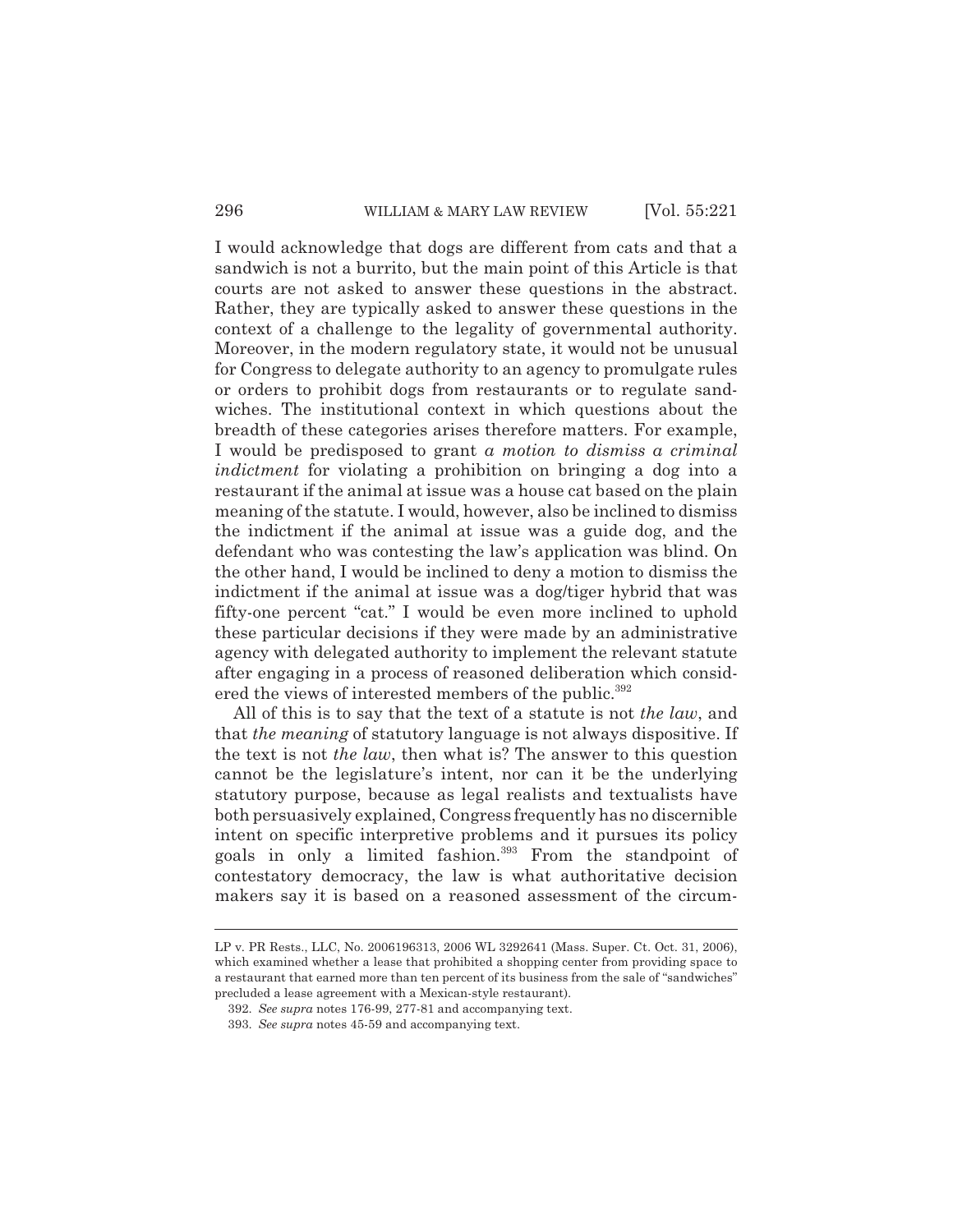I would acknowledge that dogs are different from cats and that a sandwich is not a burrito, but the main point of this Article is that courts are not asked to answer these questions in the abstract. Rather, they are typically asked to answer these questions in the context of a challenge to the legality of governmental authority. Moreover, in the modern regulatory state, it would not be unusual for Congress to delegate authority to an agency to promulgate rules or orders to prohibit dogs from restaurants or to regulate sandwiches. The institutional context in which questions about the breadth of these categories arises therefore matters. For example, I would be predisposed to grant *a motion to dismiss a criminal indictment* for violating a prohibition on bringing a dog into a restaurant if the animal at issue was a house cat based on the plain meaning of the statute. I would, however, also be inclined to dismiss the indictment if the animal at issue was a guide dog, and the defendant who was contesting the law's application was blind. On the other hand, I would be inclined to deny a motion to dismiss the indictment if the animal at issue was a dog/tiger hybrid that was fifty-one percent "cat." I would be even more inclined to uphold these particular decisions if they were made by an administrative agency with delegated authority to implement the relevant statute after engaging in a process of reasoned deliberation which considered the views of interested members of the public.[392]

All of this is to say that the text of a statute is not *the law*, and that *the meaning* of statutory language is not always dispositive. If the text is not *the law*, then what is? The answer to this question cannot be the legislature's intent, nor can it be the underlying statutory purpose, because as legal realists and textualists have both persuasively explained, Congress frequently has no discernible intent on specific interpretive problems and it pursues its policy goals in only a limited fashion.[393] From the standpoint of contestatory democracy, the law is what authoritative decision makers say it is based on a reasoned assessment of the circum-

---

LP v. PR Rests., LLC, No. 2006196313, 2006 WL 3292641 (Mass. Super. Ct. Oct. 31, 2006), which examined whether a lease that prohibited a shopping center from providing space to a restaurant that earned more than ten percent of its business from the sale of "sandwiches" precluded a lease agreement with a Mexican-style restaurant).

392. *See supra* notes 176-99, 277-81 and accompanying text.

393. *See supra* notes 45-59 and accompanying text.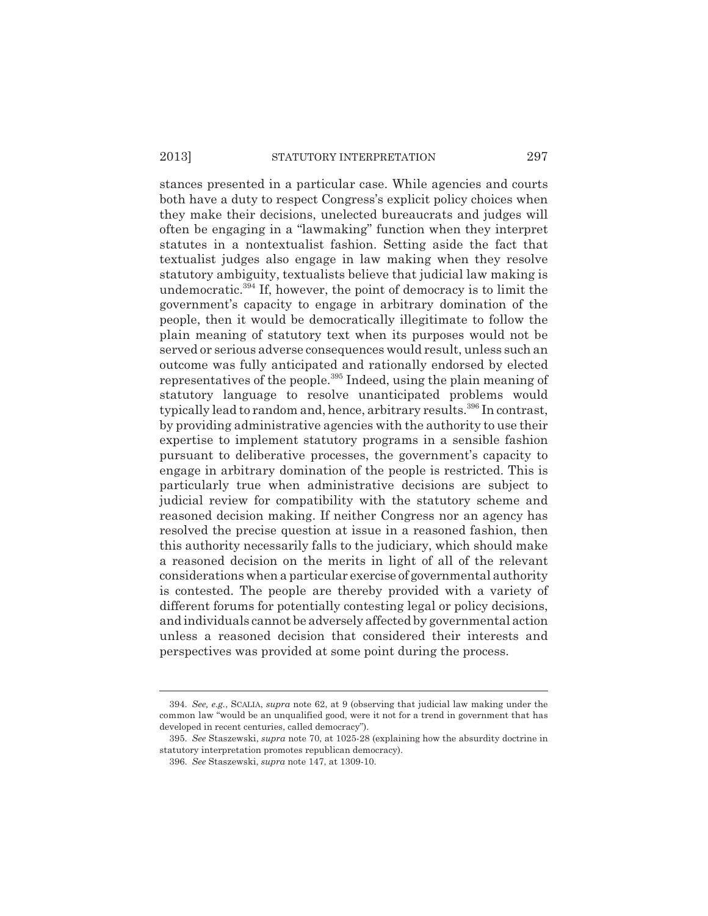stances presented in a particular case. While agencies and courts both have a duty to respect Congress's explicit policy choices when they make their decisions, unelected bureaucrats and judges will often be engaging in a "lawmaking" function when they interpret statutes in a nontextualist fashion. Setting aside the fact that textualist judges also engage in law making when they resolve statutory ambiguity, textualists believe that judicial law making is undemocratic.[394] If, however, the point of democracy is to limit the government's capacity to engage in arbitrary domination of the people, then it would be democratically illegitimate to follow the plain meaning of statutory text when its purposes would not be served or serious adverse consequences would result, unless such an outcome was fully anticipated and rationally endorsed by elected representatives of the people.[395] Indeed, using the plain meaning of statutory language to resolve unanticipated problems would typically lead to random and, hence, arbitrary results.[396] In contrast, by providing administrative agencies with the authority to use their expertise to implement statutory programs in a sensible fashion pursuant to deliberative processes, the government's capacity to engage in arbitrary domination of the people is restricted. This is particularly true when administrative decisions are subject to judicial review for compatibility with the statutory scheme and reasoned decision making. If neither Congress nor an agency has resolved the precise question at issue in a reasoned fashion, then this authority necessarily falls to the judiciary, which should make a reasoned decision on the merits in light of all of the relevant considerations when a particular exercise of governmental authority is contested. The people are thereby provided with a variety of different forums for potentially contesting legal or policy decisions, and individuals cannot be adversely affected by governmental action unless a reasoned decision that considered their interests and perspectives was provided at some point during the process.

---

394. *See, e.g.*, SCALIA, *supra* note 62, at 9 (observing that judicial law making under the common law "would be an unqualified good, were it not for a trend in government that has developed in recent centuries, called democracy").

395. *See* Staszewski, *supra* note 70, at 1025-28 (explaining how the absurdity doctrine in statutory interpretation promotes republican democracy).

396. *See* Staszewski, *supra* note 147, at 1309-10.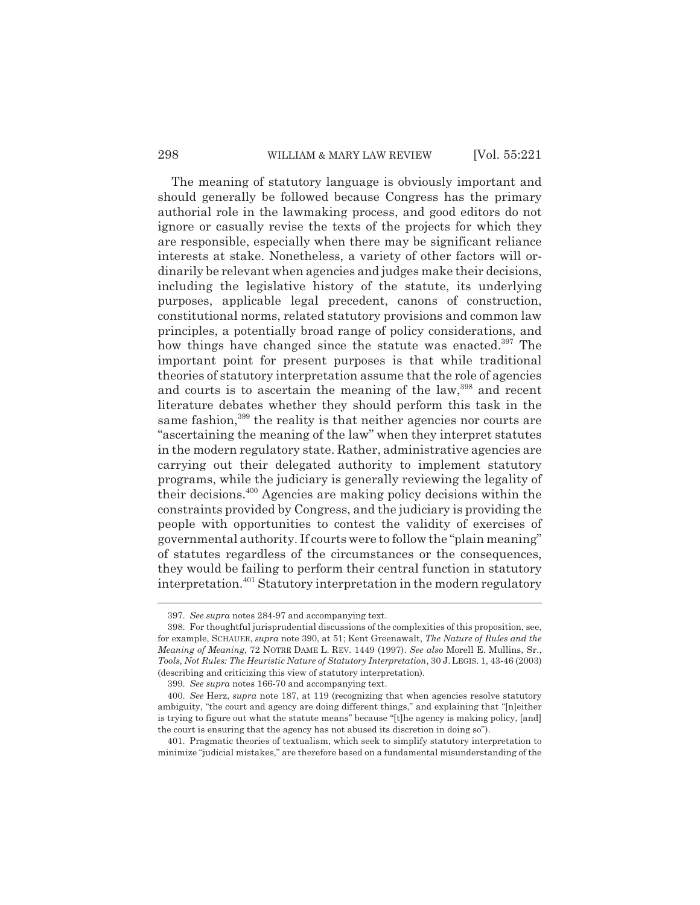The meaning of statutory language is obviously important and should generally be followed because Congress has the primary authorial role in the lawmaking process, and good editors do not ignore or casually revise the texts of the projects for which they are responsible, especially when there may be significant reliance interests at stake. Nonetheless, a variety of other factors will ordinarily be relevant when agencies and judges make their decisions, including the legislative history of the statute, its underlying purposes, applicable legal precedent, canons of construction, constitutional norms, related statutory provisions and common law principles, a potentially broad range of policy considerations, and how things have changed since the statute was enacted.[397] The important point for present purposes is that while traditional theories of statutory interpretation assume that the role of agencies and courts is to ascertain the meaning of the law,[398] and recent literature debates whether they should perform this task in the same fashion,[399] the reality is that neither agencies nor courts are "ascertaining the meaning of the law" when they interpret statutes in the modern regulatory state. Rather, administrative agencies are carrying out their delegated authority to implement statutory programs, while the judiciary is generally reviewing the legality of their decisions.[400] Agencies are making policy decisions within the constraints provided by Congress, and the judiciary is providing the people with opportunities to contest the validity of exercises of governmental authority. If courts were to follow the "plain meaning" of statutes regardless of the circumstances or the consequences, they would be failing to perform their central function in statutory interpretation.[401] Statutory interpretation in the modern regulatory

---

397. *See supra* notes 284-97 and accompanying text.

398. For thoughtful jurisprudential discussions of the complexities of this proposition, see, for example, SCHAUER, *supra* note 390, at 51; Kent Greenawalt, *The Nature of Rules and the Meaning of Meaning*, 72 NOTRE DAME L. REV. 1449 (1997). *See also* Morell E. Mullins, Sr., *Tools, Not Rules: The Heuristic Nature of Statutory Interpretation*, 30 J. LEGIS. 1, 43-46 (2003) (describing and criticizing this view of statutory interpretation).

399. *See supra* notes 166-70 and accompanying text.

400. *See* Herz, *supra* note 187, at 119 (recognizing that when agencies resolve statutory ambiguity, "the court and agency are doing different things," and explaining that "[n]either is trying to figure out what the statute means" because "[t]he agency is making policy, [and] the court is ensuring that the agency has not abused its discretion in doing so").

401. Pragmatic theories of textualism, which seek to simplify statutory interpretation to minimize "judicial mistakes," are therefore based on a fundamental misunderstanding of the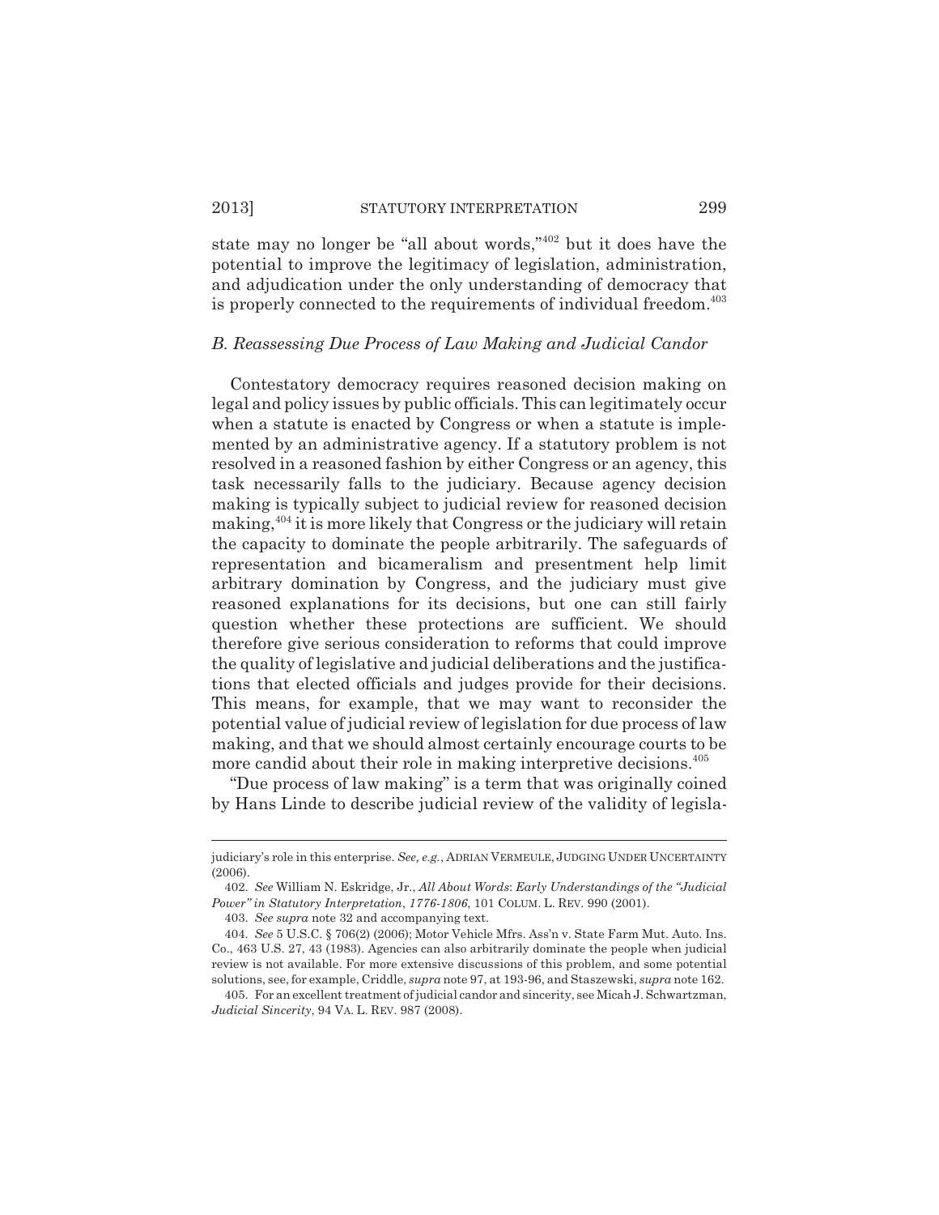state may no longer be "all about words,"[402] but it does have the potential to improve the legitimacy of legislation, administration, and adjudication under the only understanding of democracy that is properly connected to the requirements of individual freedom.[403]

### *B. Reassessing Due Process of Law Making and Judicial Candor*

Contestatory democracy requires reasoned decision making on legal and policy issues by public officials. This can legitimately occur when a statute is enacted by Congress or when a statute is implemented by an administrative agency. If a statutory problem is not resolved in a reasoned fashion by either Congress or an agency, this task necessarily falls to the judiciary. Because agency decision making is typically subject to judicial review for reasoned decision making,[404] it is more likely that Congress or the judiciary will retain the capacity to dominate the people arbitrarily. The safeguards of representation and bicameralism and presentment help limit arbitrary domination by Congress, and the judiciary must give reasoned explanations for its decisions, but one can still fairly question whether these protections are sufficient. We should therefore give serious consideration to reforms that could improve the quality of legislative and judicial deliberations and the justifications that elected officials and judges provide for their decisions. This means, for example, that we may want to reconsider the potential value of judicial review of legislation for due process of law making, and that we should almost certainly encourage courts to be more candid about their role in making interpretive decisions.[405]

"Due process of law making" is a term that was originally coined by Hans Linde to describe judicial review of the validity of legisla-

---

judiciary's role in this enterprise. *See, e.g.*, ADRIAN VERMEULE, JUDGING UNDER UNCERTAINTY (2006).

402. *See* William N. Eskridge, Jr., *All About Words*: *Early Understandings of the "Judicial Power" in Statutory Interpretation*, *1776-1806*, 101 COLUM. L. REV. 990 (2001).

403. *See supra* note 32 and accompanying text.

404. *See* 5 U.S.C. § 706(2) (2006); Motor Vehicle Mfrs. Ass'n v. State Farm Mut. Auto. Ins. Co., 463 U.S. 27, 43 (1983). Agencies can also arbitrarily dominate the people when judicial review is not available. For more extensive discussions of this problem, and some potential solutions, see, for example, Criddle, *supra* note 97, at 193-96, and Staszewski, *supra* note 162.

405. For an excellent treatment of judicial candor and sincerity, see Micah J. Schwartzman, *Judicial Sincerity*, 94 VA. L. REV. 987 (2008).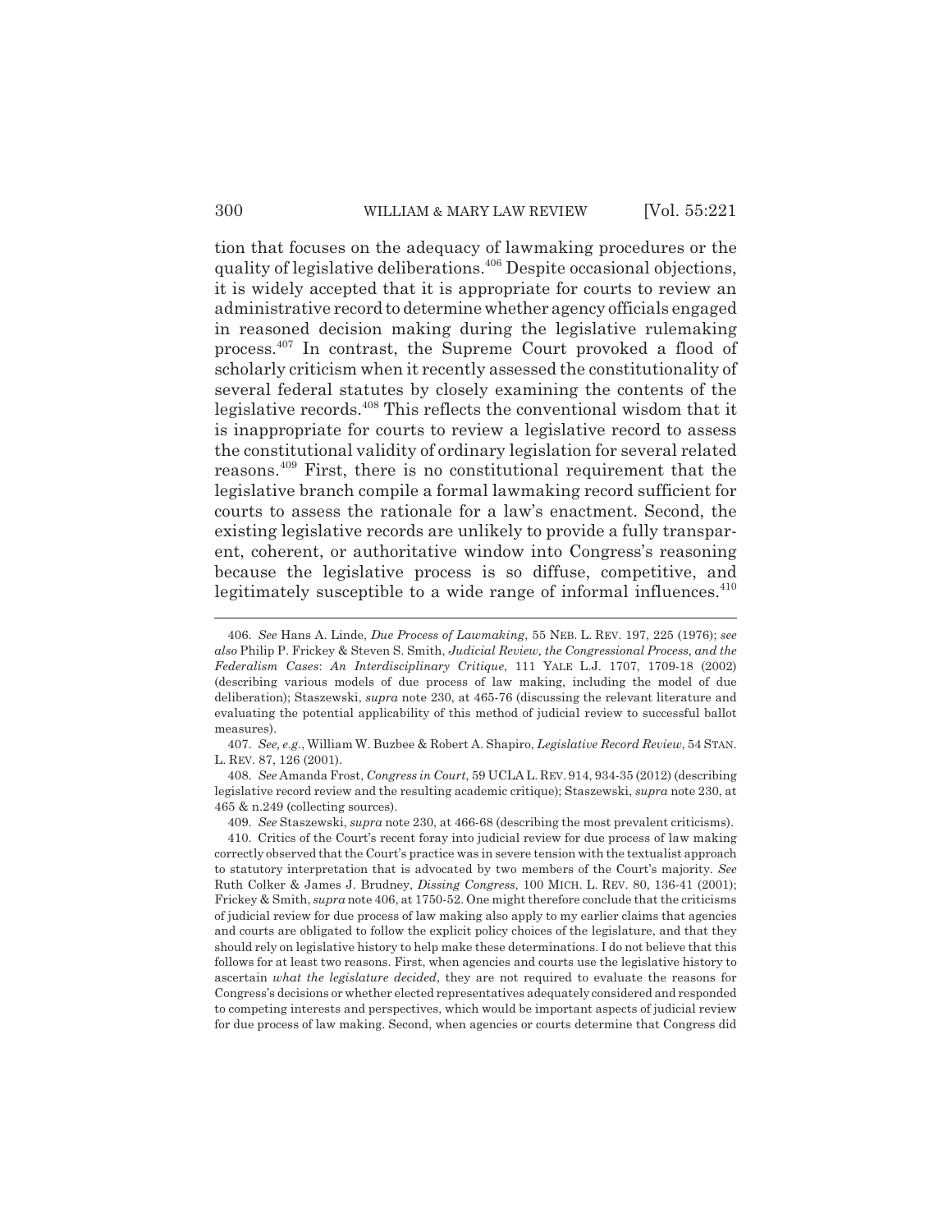tion that focuses on the adequacy of lawmaking procedures or the quality of legislative deliberations.[406] Despite occasional objections, it is widely accepted that it is appropriate for courts to review an administrative record to determine whether agency officials engaged in reasoned decision making during the legislative rulemaking process.[407] In contrast, the Supreme Court provoked a flood of scholarly criticism when it recently assessed the constitutionality of several federal statutes by closely examining the contents of the legislative records.[408] This reflects the conventional wisdom that it is inappropriate for courts to review a legislative record to assess the constitutional validity of ordinary legislation for several related reasons.[409] First, there is no constitutional requirement that the legislative branch compile a formal lawmaking record sufficient for courts to assess the rationale for a law's enactment. Second, the existing legislative records are unlikely to provide a fully transparent, coherent, or authoritative window into Congress's reasoning because the legislative process is so diffuse, competitive, and legitimately susceptible to a wide range of informal influences.[410]

---

406. *See* Hans A. Linde, *Due Process of Lawmaking*, 55 NEB. L. REV. 197, 225 (1976); *see also* Philip P. Frickey & Steven S. Smith, *Judicial Review, the Congressional Process, and the Federalism Cases*: *An Interdisciplinary Critique*, 111 YALE L.J. 1707, 1709-18 (2002) (describing various models of due process of law making, including the model of due deliberation); Staszewski, *supra* note 230, at 465-76 (discussing the relevant literature and evaluating the potential applicability of this method of judicial review to successful ballot measures).

407. *See, e.g.*, William W. Buzbee & Robert A. Shapiro, *Legislative Record Review*, 54 STAN. L. REV. 87, 126 (2001).

408. *See* Amanda Frost, *Congress in Court*, 59 UCLA L. REV. 914, 934-35 (2012) (describing legislative record review and the resulting academic critique); Staszewski, *supra* note 230, at 465 & n.249 (collecting sources).

409. *See* Staszewski, *supra* note 230, at 466-68 (describing the most prevalent criticisms).

410. Critics of the Court's recent foray into judicial review for due process of law making correctly observed that the Court's practice was in severe tension with the textualist approach to statutory interpretation that is advocated by two members of the Court's majority. *See* Ruth Colker & James J. Brudney, *Dissing Congress*, 100 MICH. L. REV. 80, 136-41 (2001); Frickey & Smith, *supra* note 406, at 1750-52. One might therefore conclude that the criticisms of judicial review for due process of law making also apply to my earlier claims that agencies and courts are obligated to follow the explicit policy choices of the legislature, and that they should rely on legislative history to help make these determinations. I do not believe that this follows for at least two reasons. First, when agencies and courts use the legislative history to ascertain *what the legislature decided*, they are not required to evaluate the reasons for Congress's decisions or whether elected representatives adequately considered and responded to competing interests and perspectives, which would be important aspects of judicial review for due process of law making. Second, when agencies or courts determine that Congress did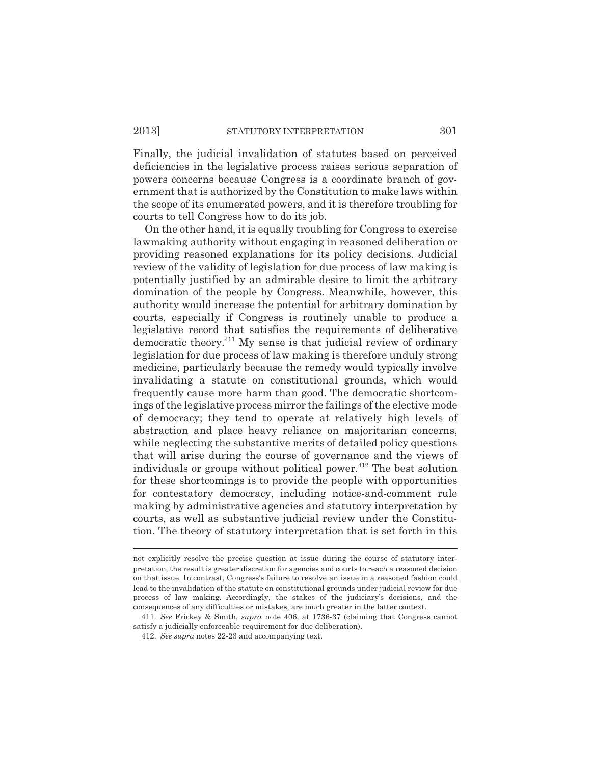Finally, the judicial invalidation of statutes based on perceived deficiencies in the legislative process raises serious separation of powers concerns because Congress is a coordinate branch of government that is authorized by the Constitution to make laws within the scope of its enumerated powers, and it is therefore troubling for courts to tell Congress how to do its job.

On the other hand, it is equally troubling for Congress to exercise lawmaking authority without engaging in reasoned deliberation or providing reasoned explanations for its policy decisions. Judicial review of the validity of legislation for due process of law making is potentially justified by an admirable desire to limit the arbitrary domination of the people by Congress. Meanwhile, however, this authority would increase the potential for arbitrary domination by courts, especially if Congress is routinely unable to produce a legislative record that satisfies the requirements of deliberative democratic theory.[411] My sense is that judicial review of ordinary legislation for due process of law making is therefore unduly strong medicine, particularly because the remedy would typically involve invalidating a statute on constitutional grounds, which would frequently cause more harm than good. The democratic shortcomings of the legislative process mirror the failings of the elective mode of democracy; they tend to operate at relatively high levels of abstraction and place heavy reliance on majoritarian concerns, while neglecting the substantive merits of detailed policy questions that will arise during the course of governance and the views of individuals or groups without political power.[412] The best solution for these shortcomings is to provide the people with opportunities for contestatory democracy, including notice-and-comment rule making by administrative agencies and statutory interpretation by courts, as well as substantive judicial review under the Constitution. The theory of statutory interpretation that is set forth in this

---

not explicitly resolve the precise question at issue during the course of statutory interpretation, the result is greater discretion for agencies and courts to reach a reasoned decision on that issue. In contrast, Congress's failure to resolve an issue in a reasoned fashion could lead to the invalidation of the statute on constitutional grounds under judicial review for due process of law making. Accordingly, the stakes of the judiciary's decisions, and the consequences of any difficulties or mistakes, are much greater in the latter context.

411. *See* Frickey & Smith, *supra* note 406, at 1736-37 (claiming that Congress cannot satisfy a judicially enforceable requirement for due deliberation).

412. *See supra* notes 22-23 and accompanying text.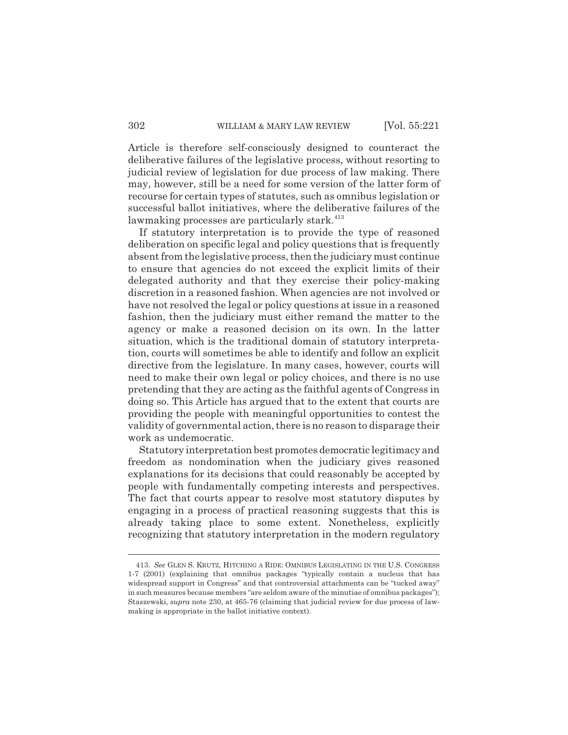Article is therefore self-consciously designed to counteract the deliberative failures of the legislative process, without resorting to judicial review of legislation for due process of law making. There may, however, still be a need for some version of the latter form of recourse for certain types of statutes, such as omnibus legislation or successful ballot initiatives, where the deliberative failures of the lawmaking processes are particularly stark.[413]

If statutory interpretation is to provide the type of reasoned deliberation on specific legal and policy questions that is frequently absent from the legislative process, then the judiciary must continue to ensure that agencies do not exceed the explicit limits of their delegated authority and that they exercise their policy-making discretion in a reasoned fashion. When agencies are not involved or have not resolved the legal or policy questions at issue in a reasoned fashion, then the judiciary must either remand the matter to the agency or make a reasoned decision on its own. In the latter situation, which is the traditional domain of statutory interpretation, courts will sometimes be able to identify and follow an explicit directive from the legislature. In many cases, however, courts will need to make their own legal or policy choices, and there is no use pretending that they are acting as the faithful agents of Congress in doing so. This Article has argued that to the extent that courts are providing the people with meaningful opportunities to contest the validity of governmental action, there is no reason to disparage their work as undemocratic.

Statutory interpretation best promotes democratic legitimacy and freedom as nondomination when the judiciary gives reasoned explanations for its decisions that could reasonably be accepted by people with fundamentally competing interests and perspectives. The fact that courts appear to resolve most statutory disputes by engaging in a process of practical reasoning suggests that this is already taking place to some extent. Nonetheless, explicitly recognizing that statutory interpretation in the modern regulatory

---

413. *See* GLEN S. KRUTZ, HITCHING A RIDE: OMNIBUS LEGISLATING IN THE U.S. CONGRESS 1-7 (2001) (explaining that omnibus packages "typically contain a nucleus that has widespread support in Congress" and that controversial attachments can be "tucked away" in such measures because members "are seldom aware of the minutiae of omnibus packages"); Staszewski, *supra* note 230, at 465-76 (claiming that judicial review for due process of lawmaking is appropriate in the ballot initiative context).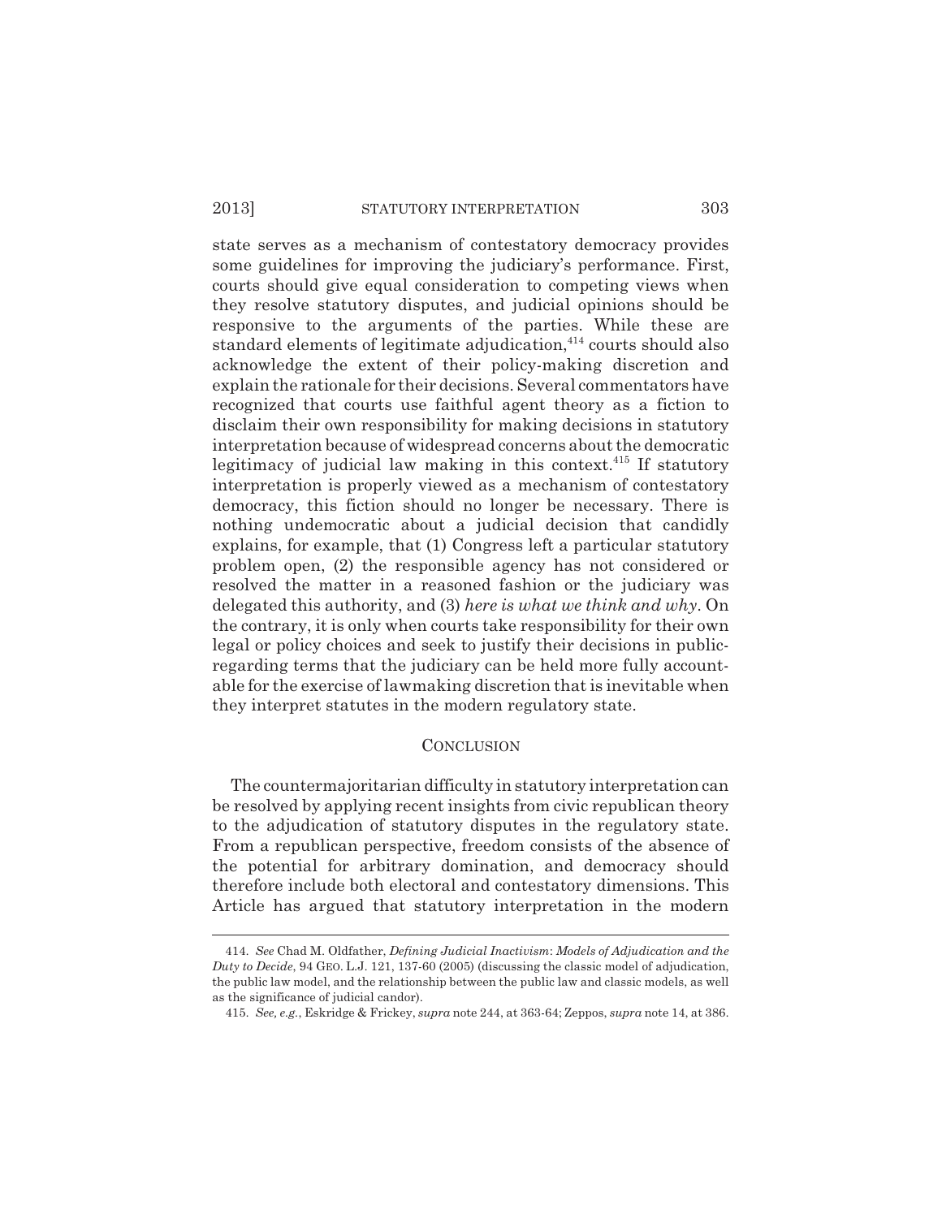state serves as a mechanism of contestatory democracy provides some guidelines for improving the judiciary's performance. First, courts should give equal consideration to competing views when they resolve statutory disputes, and judicial opinions should be responsive to the arguments of the parties. While these are standard elements of legitimate adjudication,[414] courts should also acknowledge the extent of their policy-making discretion and explain the rationale for their decisions. Several commentators have recognized that courts use faithful agent theory as a fiction to disclaim their own responsibility for making decisions in statutory interpretation because of widespread concerns about the democratic legitimacy of judicial law making in this context.[415] If statutory interpretation is properly viewed as a mechanism of contestatory democracy, this fiction should no longer be necessary. There is nothing undemocratic about a judicial decision that candidly explains, for example, that (1) Congress left a particular statutory problem open, (2) the responsible agency has not considered or resolved the matter in a reasoned fashion or the judiciary was delegated this authority, and (3) *here is what we think and why*. On the contrary, it is only when courts take responsibility for their own legal or policy choices and seek to justify their decisions in public-regarding terms that the judiciary can be held more fully accountable for the exercise of lawmaking discretion that is inevitable when they interpret statutes in the modern regulatory state.

## CONCLUSION

The countermajoritarian difficulty in statutory interpretation can be resolved by applying recent insights from civic republican theory to the adjudication of statutory disputes in the regulatory state. From a republican perspective, freedom consists of the absence of the potential for arbitrary domination, and democracy should therefore include both electoral and contestatory dimensions. This Article has argued that statutory interpretation in the modern

---

414. *See* Chad M. Oldfather, *Defining Judicial Inactivism*: *Models of Adjudication and the Duty to Decide*, 94 GEO. L.J. 121, 137-60 (2005) (discussing the classic model of adjudication, the public law model, and the relationship between the public law and classic models, as well as the significance of judicial candor).

415. *See, e.g.*, Eskridge & Frickey, *supra* note 244, at 363-64; Zeppos, *supra* note 14, at 386.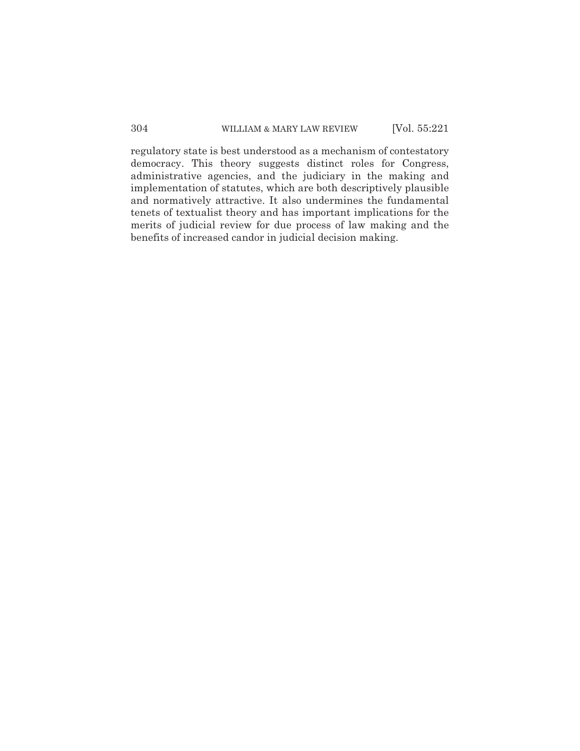regulatory state is best understood as a mechanism of contestatory democracy. This theory suggests distinct roles for Congress, administrative agencies, and the judiciary in the making and implementation of statutes, which are both descriptively plausible and normatively attractive. It also undermines the fundamental tenets of textualist theory and has important implications for the merits of judicial review for due process of law making and the benefits of increased candor in judicial decision making.